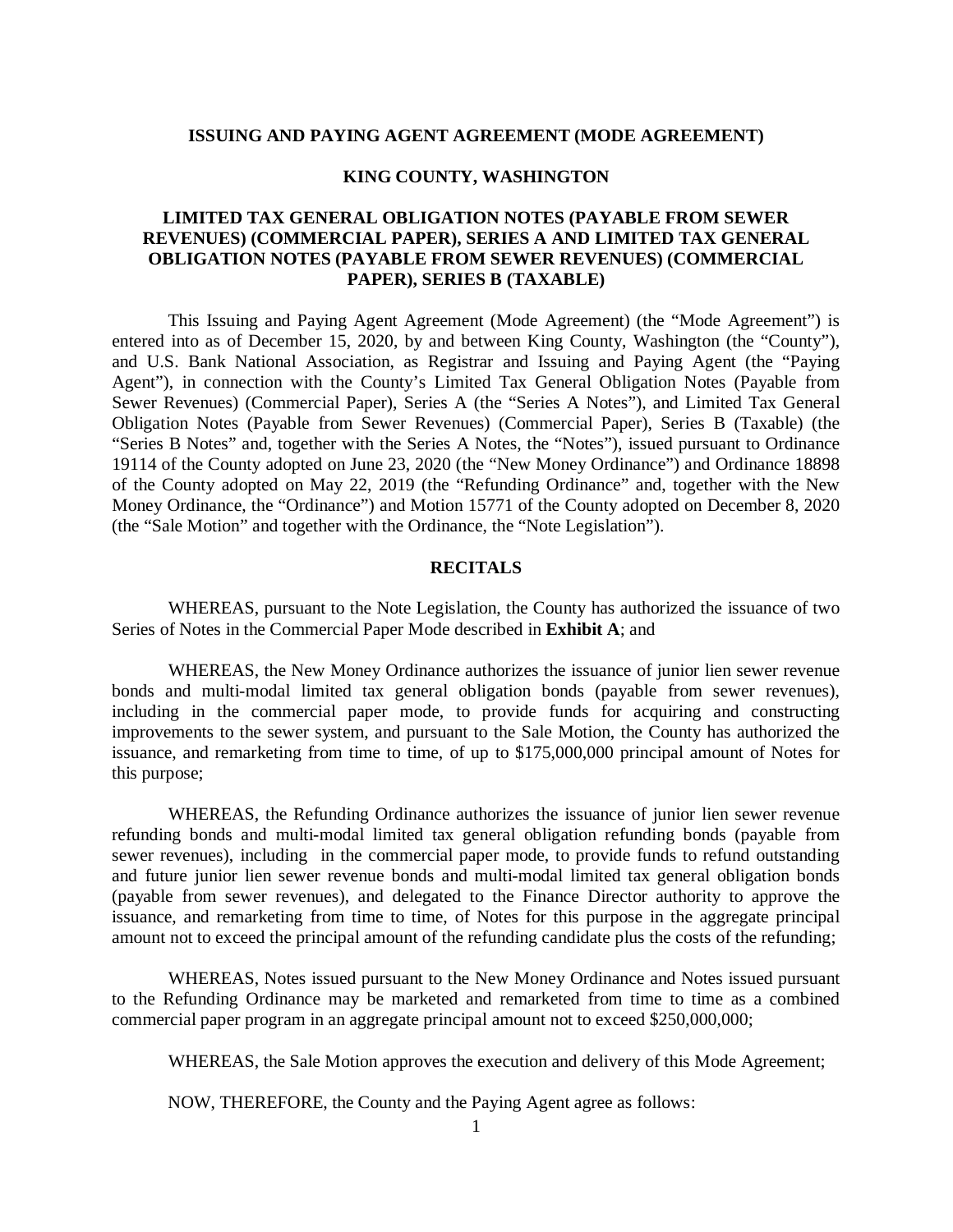# ISSUING AND PAYING AGENT AGREEMENT (MODE AGREEMENT)

## KING COUNTY, WASHINGTON

## LIMITED TAX GENERAL OBLIGATION NOTES (PAYABLE FROM SEWER REVENUES) (COMMERCIAL PAPER), SERIES A AND LIMITED TAX GENERAL OBLIGATION NOTES (PAYABLE FROM SEWER REVENUES) (COMMERCIAL PAPER), SERIES B (TAXABLE)

This Issuing and Paying Agent Agreement (Mode Agreement) (the "Mode Agreement") is entered into as of December 15, 2020, by and between King County, Washington (the "County"), and U.S. Bank National Association, as Registrar and Issuing and Paying Agent (the "Paying Agent"), in connection with the County's Limited Tax General Obligation Notes (Payable from Sewer Revenues) (Commercial Paper), Series A (the "Series A Notes"), and Limited Tax General Obligation Notes (Payable from Sewer Revenues) (Commercial Paper), Series B (Taxable) (the "Series B Notes" and, together with the Series A Notes, the "Notes"), issued pursuant to Ordinance 19114 of the County adopted on June 23, 2020 (the "New Money Ordinance") and Ordinance 18898 of the County adopted on May 22, 2019 (the "Refunding Ordinance" and, together with the New Money Ordinance, the "Ordinance") and Motion 15771 of the County adopted on December 8, 2020 (the "Sale Motion" and together with the Ordinance, the "Note Legislation").

## RECITALS

WHEREAS, pursuant to the Note Legislation, the County has authorized the issuance of two Series of Notes in the Commercial Paper Mode described in **Exhibit A**; and

WHEREAS, the New Money Ordinance authorizes the issuance of junior lien sewer revenue bonds and multi-modal limited tax general obligation bonds (payable from sewer revenues), including in the commercial paper mode, to provide funds for acquiring and constructing improvements to the sewer system, and pursuant to the Sale Motion, the County has authorized the issuance, and remarketing from time to time, of up to $175,000,000 principal amount of Notes for this purpose;

WHEREAS, the Refunding Ordinance authorizes the issuance of junior lien sewer revenue refunding bonds and multi-modal limited tax general obligation refunding bonds (payable from sewer revenues), including in the commercial paper mode, to provide funds to refund outstanding and future junior lien sewer revenue bonds and multi-modal limited tax general obligation bonds (payable from sewer revenues), and delegated to the Finance Director authority to approve the issuance, and remarketing from time to time, of Notes for this purpose in the aggregate principal amount not to exceed the principal amount of the refunding candidate plus the costs of the refunding;

WHEREAS, Notes issued pursuant to the New Money Ordinance and Notes issued pursuant to the Refunding Ordinance may be marketed and remarketed from time to time as a combined commercial paper program in an aggregate principal amount not to exceed $250,000,000;

WHEREAS, the Sale Motion approves the execution and delivery of this Mode Agreement;

NOW, THEREFORE, the County and the Paying Agent agree as follows: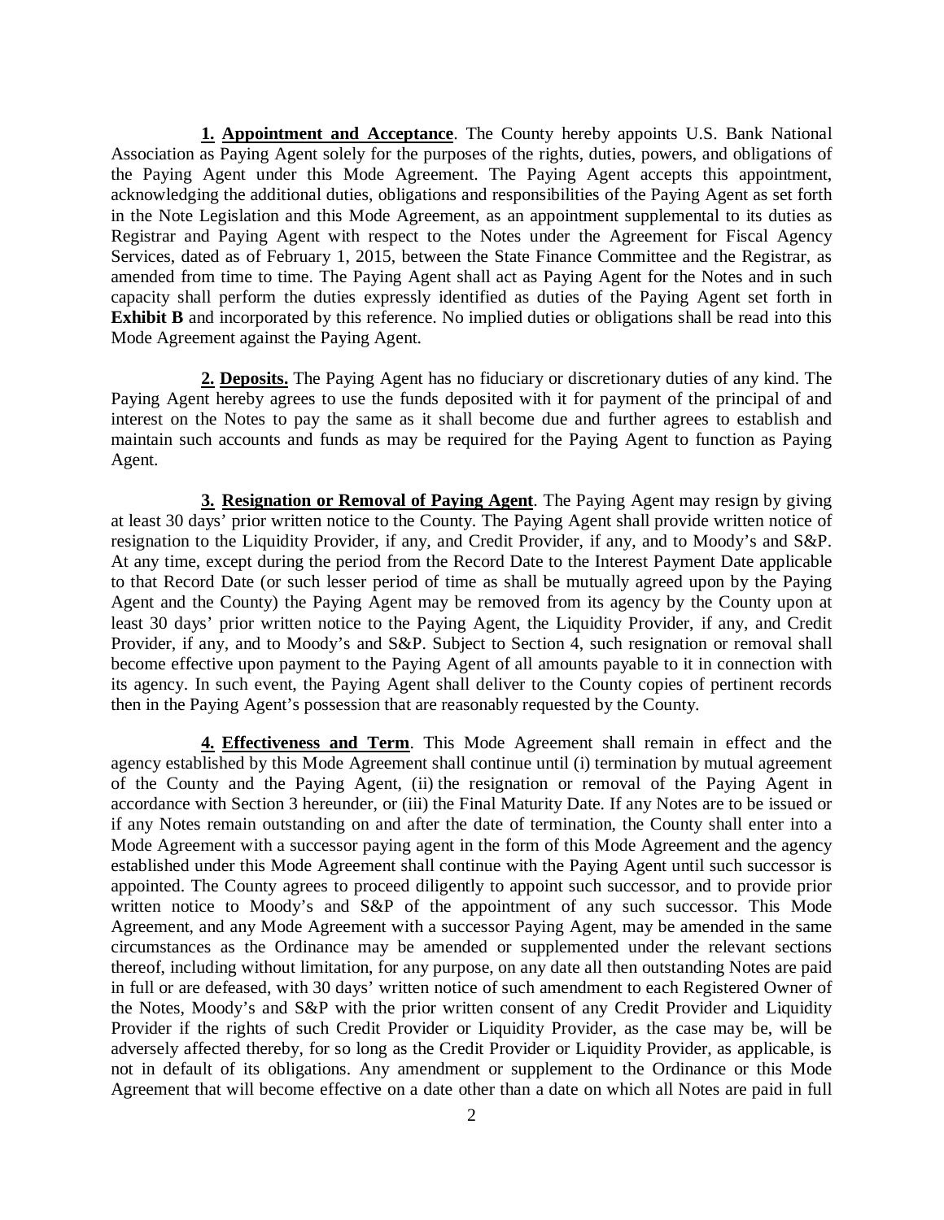**1. Appointment and Acceptance**. The County hereby appoints U.S. Bank National Association as Paying Agent solely for the purposes of the rights, duties, powers, and obligations of the Paying Agent under this Mode Agreement. The Paying Agent accepts this appointment, acknowledging the additional duties, obligations and responsibilities of the Paying Agent as set forth in the Note Legislation and this Mode Agreement, as an appointment supplemental to its duties as Registrar and Paying Agent with respect to the Notes under the Agreement for Fiscal Agency Services, dated as of February 1, 2015, between the State Finance Committee and the Registrar, as amended from time to time. The Paying Agent shall act as Paying Agent for the Notes and in such capacity shall perform the duties expressly identified as duties of the Paying Agent set forth in **Exhibit B** and incorporated by this reference. No implied duties or obligations shall be read into this Mode Agreement against the Paying Agent.

**2. Deposits.** The Paying Agent has no fiduciary or discretionary duties of any kind. The Paying Agent hereby agrees to use the funds deposited with it for payment of the principal of and interest on the Notes to pay the same as it shall become due and further agrees to establish and maintain such accounts and funds as may be required for the Paying Agent to function as Paying Agent.

**3. Resignation or Removal of Paying Agent**. The Paying Agent may resign by giving at least 30 days' prior written notice to the County. The Paying Agent shall provide written notice of resignation to the Liquidity Provider, if any, and Credit Provider, if any, and to Moody's and S&P. At any time, except during the period from the Record Date to the Interest Payment Date applicable to that Record Date (or such lesser period of time as shall be mutually agreed upon by the Paying Agent and the County) the Paying Agent may be removed from its agency by the County upon at least 30 days' prior written notice to the Paying Agent, the Liquidity Provider, if any, and Credit Provider, if any, and to Moody's and S&P. Subject to Section 4, such resignation or removal shall become effective upon payment to the Paying Agent of all amounts payable to it in connection with its agency. In such event, the Paying Agent shall deliver to the County copies of pertinent records then in the Paying Agent's possession that are reasonably requested by the County.

**4. Effectiveness and Term**. This Mode Agreement shall remain in effect and the agency established by this Mode Agreement shall continue until (i) termination by mutual agreement of the County and the Paying Agent, (ii) the resignation or removal of the Paying Agent in accordance with Section 3 hereunder, or (iii) the Final Maturity Date. If any Notes are to be issued or if any Notes remain outstanding on and after the date of termination, the County shall enter into a Mode Agreement with a successor paying agent in the form of this Mode Agreement and the agency established under this Mode Agreement shall continue with the Paying Agent until such successor is appointed. The County agrees to proceed diligently to appoint such successor, and to provide prior written notice to Moody's and S&P of the appointment of any such successor. This Mode Agreement, and any Mode Agreement with a successor Paying Agent, may be amended in the same circumstances as the Ordinance may be amended or supplemented under the relevant sections thereof, including without limitation, for any purpose, on any date all then outstanding Notes are paid in full or are defeased, with 30 days' written notice of such amendment to each Registered Owner of the Notes, Moody's and S&P with the prior written consent of any Credit Provider and Liquidity Provider if the rights of such Credit Provider or Liquidity Provider, as the case may be, will be adversely affected thereby, for so long as the Credit Provider or Liquidity Provider, as applicable, is not in default of its obligations. Any amendment or supplement to the Ordinance or this Mode Agreement that will become effective on a date other than a date on which all Notes are paid in full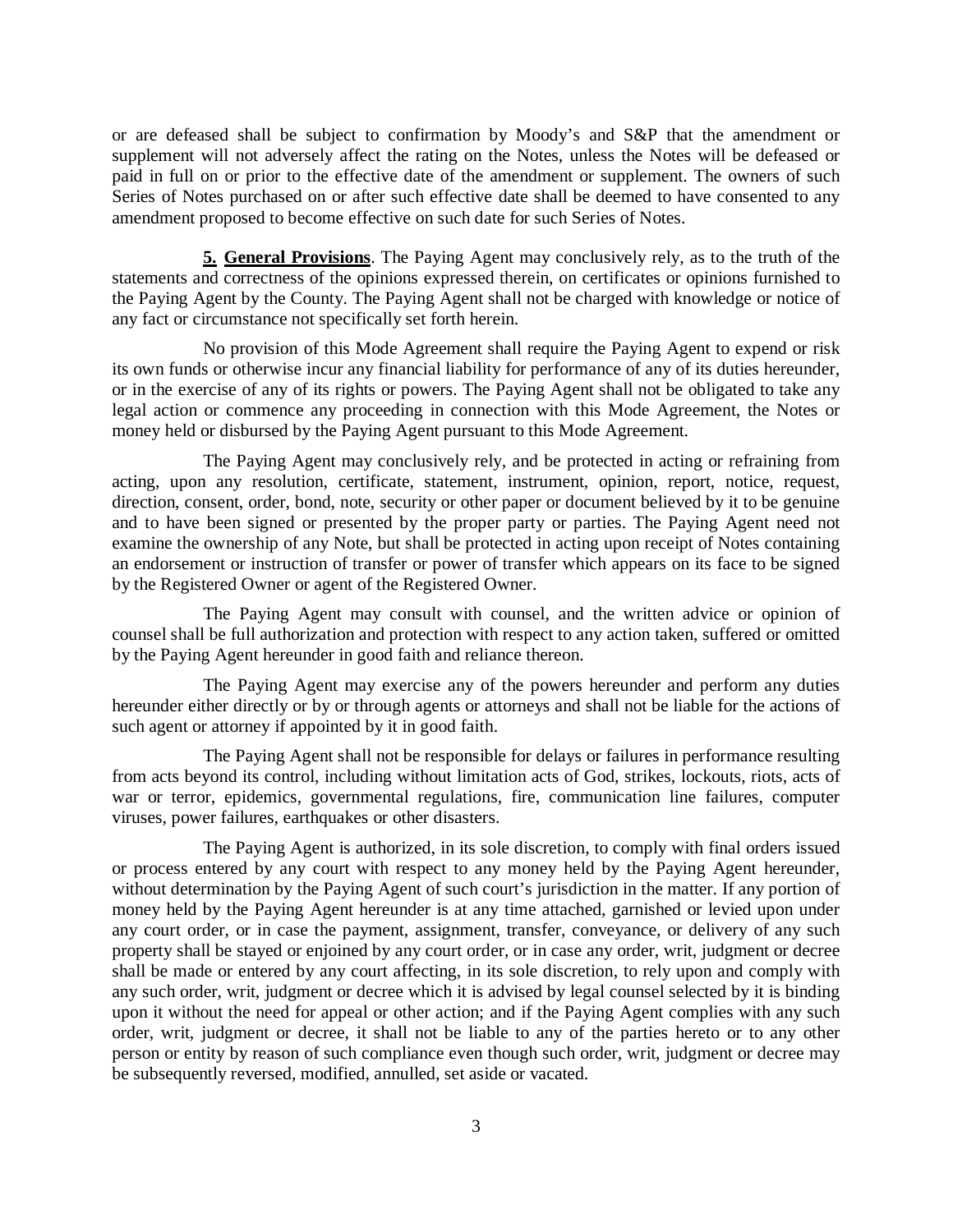or are defeased shall be subject to confirmation by Moody's and S&P that the amendment or supplement will not adversely affect the rating on the Notes, unless the Notes will be defeased or paid in full on or prior to the effective date of the amendment or supplement. The owners of such Series of Notes purchased on or after such effective date shall be deemed to have consented to any amendment proposed to become effective on such date for such Series of Notes.

**5. General Provisions**. The Paying Agent may conclusively rely, as to the truth of the statements and correctness of the opinions expressed therein, on certificates or opinions furnished to the Paying Agent by the County. The Paying Agent shall not be charged with knowledge or notice of any fact or circumstance not specifically set forth herein.

No provision of this Mode Agreement shall require the Paying Agent to expend or risk its own funds or otherwise incur any financial liability for performance of any of its duties hereunder, or in the exercise of any of its rights or powers. The Paying Agent shall not be obligated to take any legal action or commence any proceeding in connection with this Mode Agreement, the Notes or money held or disbursed by the Paying Agent pursuant to this Mode Agreement.

The Paying Agent may conclusively rely, and be protected in acting or refraining from acting, upon any resolution, certificate, statement, instrument, opinion, report, notice, request, direction, consent, order, bond, note, security or other paper or document believed by it to be genuine and to have been signed or presented by the proper party or parties. The Paying Agent need not examine the ownership of any Note, but shall be protected in acting upon receipt of Notes containing an endorsement or instruction of transfer or power of transfer which appears on its face to be signed by the Registered Owner or agent of the Registered Owner.

The Paying Agent may consult with counsel, and the written advice or opinion of counsel shall be full authorization and protection with respect to any action taken, suffered or omitted by the Paying Agent hereunder in good faith and reliance thereon.

The Paying Agent may exercise any of the powers hereunder and perform any duties hereunder either directly or by or through agents or attorneys and shall not be liable for the actions of such agent or attorney if appointed by it in good faith.

The Paying Agent shall not be responsible for delays or failures in performance resulting from acts beyond its control, including without limitation acts of God, strikes, lockouts, riots, acts of war or terror, epidemics, governmental regulations, fire, communication line failures, computer viruses, power failures, earthquakes or other disasters.

The Paying Agent is authorized, in its sole discretion, to comply with final orders issued or process entered by any court with respect to any money held by the Paying Agent hereunder, without determination by the Paying Agent of such court's jurisdiction in the matter. If any portion of money held by the Paying Agent hereunder is at any time attached, garnished or levied upon under any court order, or in case the payment, assignment, transfer, conveyance, or delivery of any such property shall be stayed or enjoined by any court order, or in case any order, writ, judgment or decree shall be made or entered by any court affecting, in its sole discretion, to rely upon and comply with any such order, writ, judgment or decree which it is advised by legal counsel selected by it is binding upon it without the need for appeal or other action; and if the Paying Agent complies with any such order, writ, judgment or decree, it shall not be liable to any of the parties hereto or to any other person or entity by reason of such compliance even though such order, writ, judgment or decree may be subsequently reversed, modified, annulled, set aside or vacated.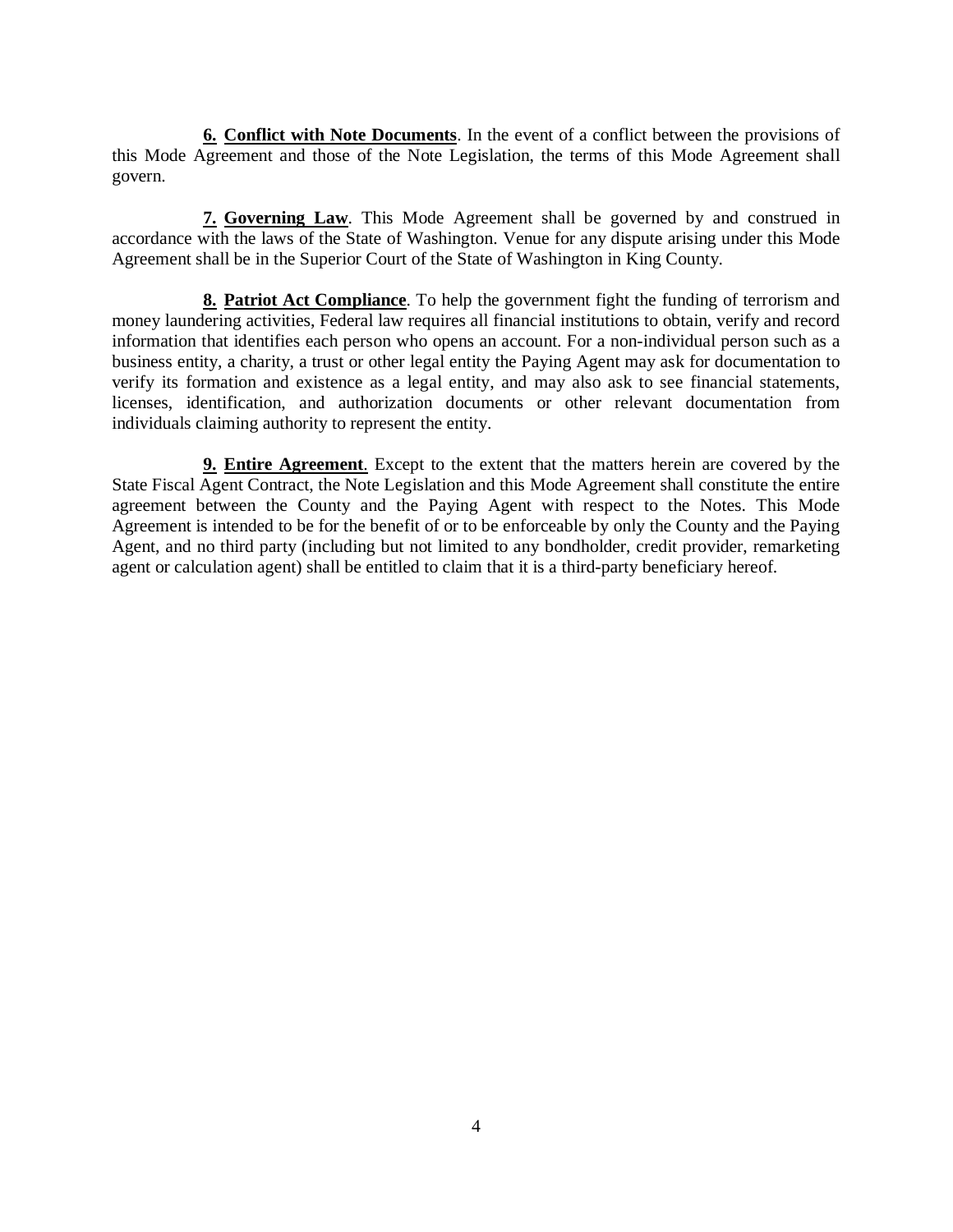**6. Conflict with Note Documents**. In the event of a conflict between the provisions of this Mode Agreement and those of the Note Legislation, the terms of this Mode Agreement shall govern.

**7. Governing Law**. This Mode Agreement shall be governed by and construed in accordance with the laws of the State of Washington. Venue for any dispute arising under this Mode Agreement shall be in the Superior Court of the State of Washington in King County.

**8. Patriot Act Compliance**. To help the government fight the funding of terrorism and money laundering activities, Federal law requires all financial institutions to obtain, verify and record information that identifies each person who opens an account. For a non-individual person such as a business entity, a charity, a trust or other legal entity the Paying Agent may ask for documentation to verify its formation and existence as a legal entity, and may also ask to see financial statements, licenses, identification, and authorization documents or other relevant documentation from individuals claiming authority to represent the entity.

**9. Entire Agreement**. Except to the extent that the matters herein are covered by the State Fiscal Agent Contract, the Note Legislation and this Mode Agreement shall constitute the entire agreement between the County and the Paying Agent with respect to the Notes. This Mode Agreement is intended to be for the benefit of or to be enforceable by only the County and the Paying Agent, and no third party (including but not limited to any bondholder, credit provider, remarketing agent or calculation agent) shall be entitled to claim that it is a third-party beneficiary hereof.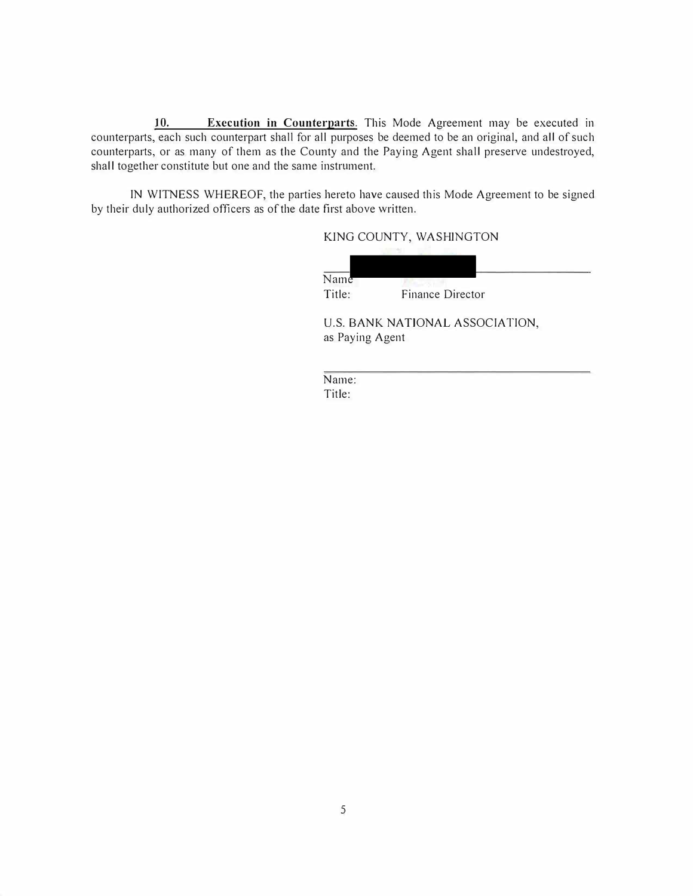**10. Execution in Counterparts**. This Mode Agreement may be executed in counterparts, each such counterpart shall for all purposes be deemed to be an original, and all of such counterparts, or as many of them as the County and the Paying Agent shall preserve undestroyed, shall together constitute but one and the same instrument.

IN WITNESS WHEREOF, the parties hereto have caused this Mode Agreement to be signed by their duly authorized officers as of the date first above written.

KING COUNTY, WASHINGTON

\_\_\_\_\_\_\_\_\_\_\_\_\_\_\_\_\_\_\_\_\_\_\_\_\_\_\_\_\_\_\_\_\_\_\_\_\_\_

Name:

Title: Finance Director

U.S. BANK NATIONAL ASSOCIATION,
as Paying Agent

\_\_\_\_\_\_\_\_\_\_\_\_\_\_\_\_\_\_\_\_\_\_\_\_\_\_\_\_\_\_\_\_\_\_\_\_\_\_

Name:

Title: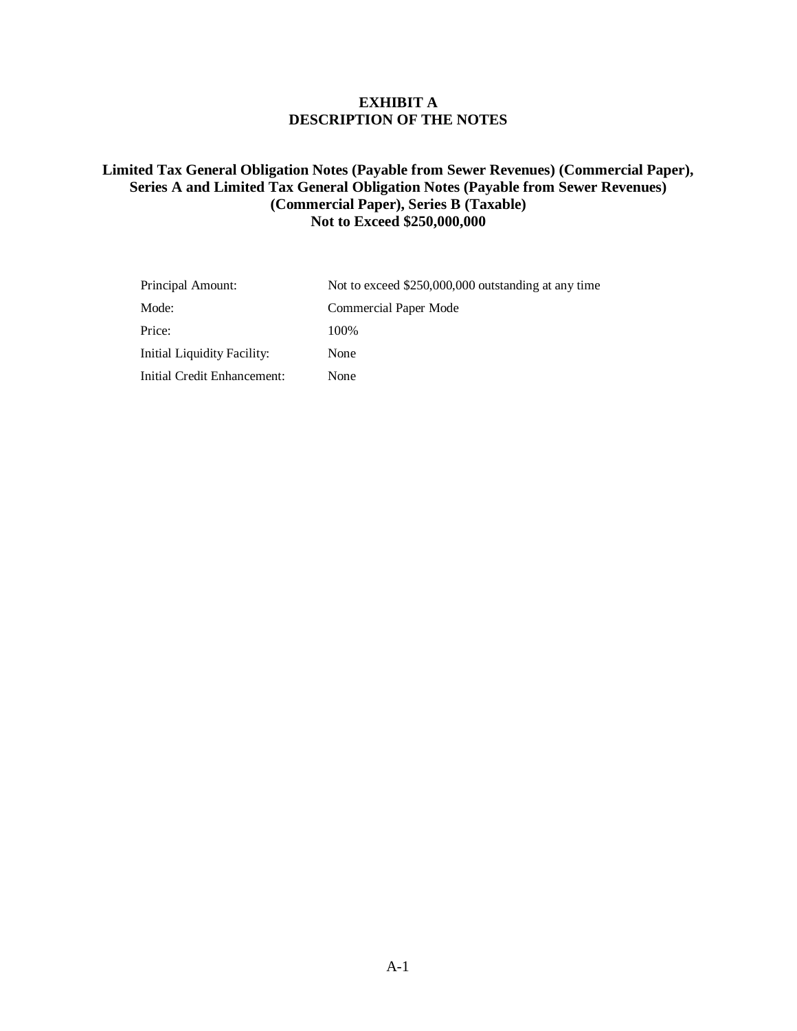# EXHIBIT A
# DESCRIPTION OF THE NOTES

## Limited Tax General Obligation Notes (Payable from Sewer Revenues) (Commercial Paper), Series A and Limited Tax General Obligation Notes (Payable from Sewer Revenues) (Commercial Paper), Series B (Taxable)
## Not to Exceed $250,000,000

| | |
|---|---|
| Principal Amount: | Not to exceed $250,000,000 outstanding at any time |
| Mode: | Commercial Paper Mode |
| Price: | 100% |
| Initial Liquidity Facility: | None |
| Initial Credit Enhancement: | None |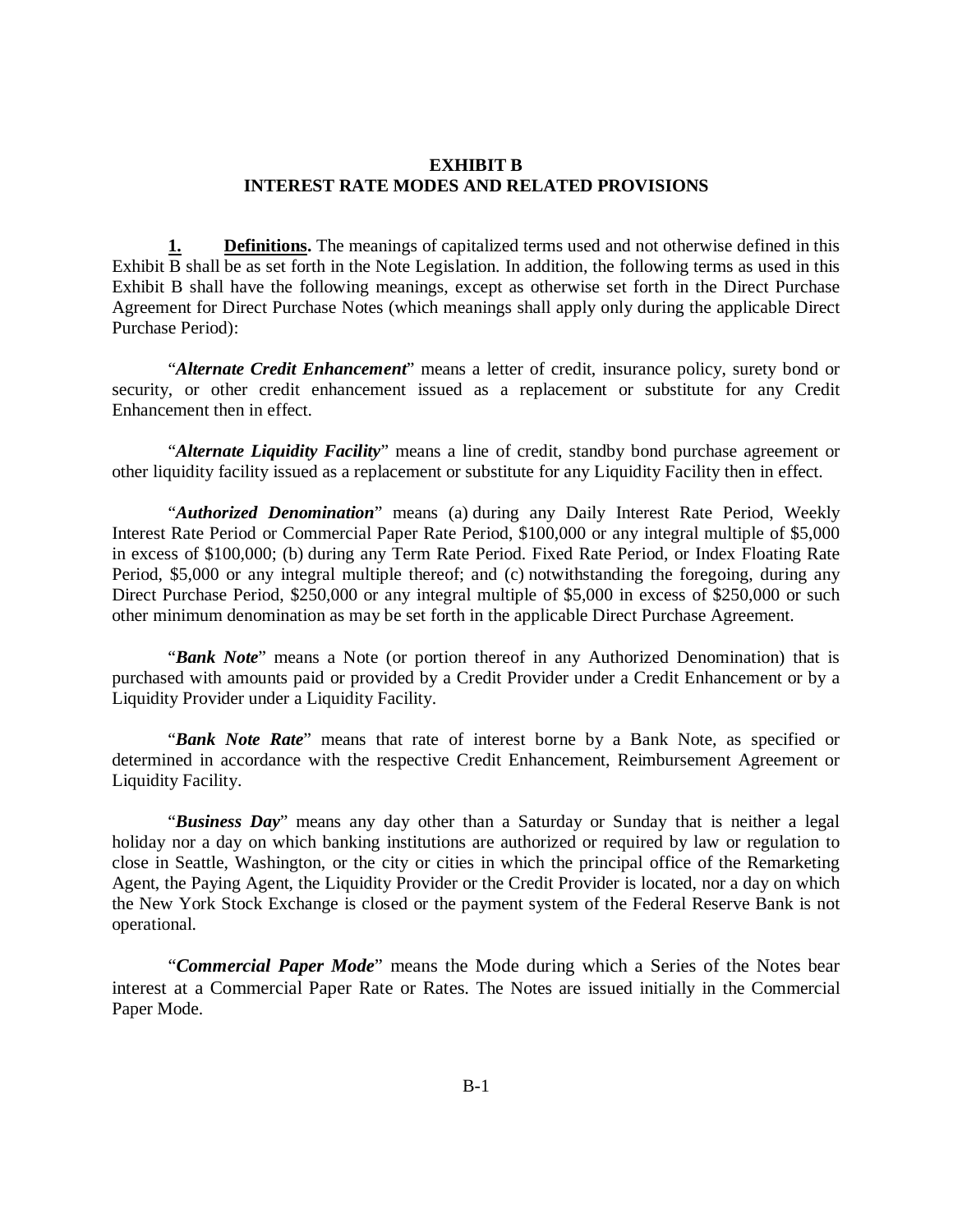# EXHIBIT B
# INTEREST RATE MODES AND RELATED PROVISIONS

**1. Definitions.** The meanings of capitalized terms used and not otherwise defined in this Exhibit B shall be as set forth in the Note Legislation. In addition, the following terms as used in this Exhibit B shall have the following meanings, except as otherwise set forth in the Direct Purchase Agreement for Direct Purchase Notes (which meanings shall apply only during the applicable Direct Purchase Period):

"***Alternate Credit Enhancement***" means a letter of credit, insurance policy, surety bond or security, or other credit enhancement issued as a replacement or substitute for any Credit Enhancement then in effect.

"***Alternate Liquidity Facility***" means a line of credit, standby bond purchase agreement or other liquidity facility issued as a replacement or substitute for any Liquidity Facility then in effect.

"***Authorized Denomination***" means (a) during any Daily Interest Rate Period, Weekly Interest Rate Period or Commercial Paper Rate Period, $100,000 or any integral multiple of $5,000 in excess of $100,000; (b) during any Term Rate Period. Fixed Rate Period, or Index Floating Rate Period, $5,000 or any integral multiple thereof; and (c) notwithstanding the foregoing, during any Direct Purchase Period, $250,000 or any integral multiple of $5,000 in excess of $250,000 or such other minimum denomination as may be set forth in the applicable Direct Purchase Agreement.

"***Bank Note***" means a Note (or portion thereof in any Authorized Denomination) that is purchased with amounts paid or provided by a Credit Provider under a Credit Enhancement or by a Liquidity Provider under a Liquidity Facility.

"***Bank Note Rate***" means that rate of interest borne by a Bank Note, as specified or determined in accordance with the respective Credit Enhancement, Reimbursement Agreement or Liquidity Facility.

"***Business Day***" means any day other than a Saturday or Sunday that is neither a legal holiday nor a day on which banking institutions are authorized or required by law or regulation to close in Seattle, Washington, or the city or cities in which the principal office of the Remarketing Agent, the Paying Agent, the Liquidity Provider or the Credit Provider is located, nor a day on which the New York Stock Exchange is closed or the payment system of the Federal Reserve Bank is not operational.

"***Commercial Paper Mode***" means the Mode during which a Series of the Notes bear interest at a Commercial Paper Rate or Rates. The Notes are issued initially in the Commercial Paper Mode.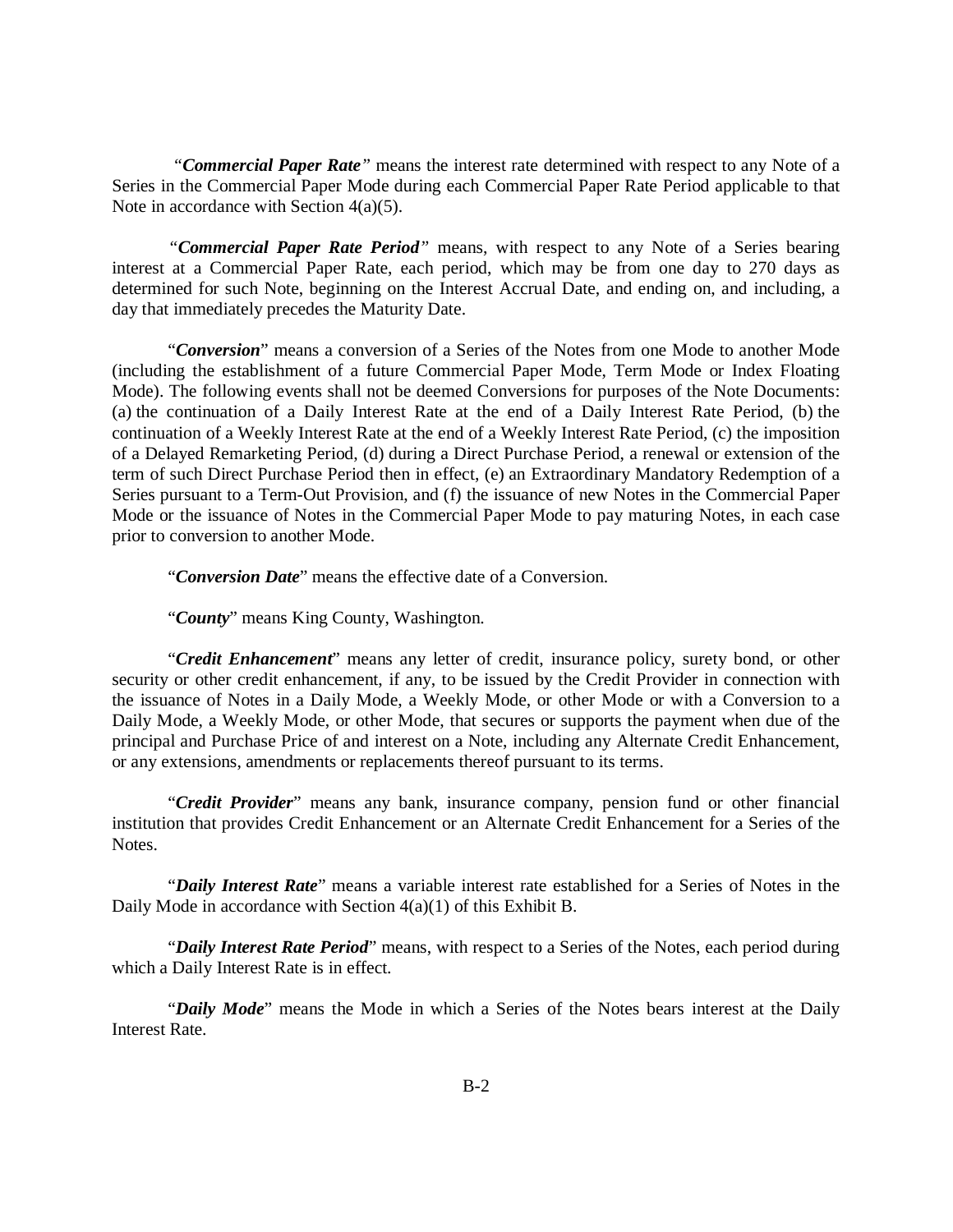"***Commercial Paper Rate***" means the interest rate determined with respect to any Note of a Series in the Commercial Paper Mode during each Commercial Paper Rate Period applicable to that Note in accordance with Section 4(a)(5).

"***Commercial Paper Rate Period***" means, with respect to any Note of a Series bearing interest at a Commercial Paper Rate, each period, which may be from one day to 270 days as determined for such Note, beginning on the Interest Accrual Date, and ending on, and including, a day that immediately precedes the Maturity Date.

"***Conversion***" means a conversion of a Series of the Notes from one Mode to another Mode (including the establishment of a future Commercial Paper Mode, Term Mode or Index Floating Mode). The following events shall not be deemed Conversions for purposes of the Note Documents: (a) the continuation of a Daily Interest Rate at the end of a Daily Interest Rate Period, (b) the continuation of a Weekly Interest Rate at the end of a Weekly Interest Rate Period, (c) the imposition of a Delayed Remarketing Period, (d) during a Direct Purchase Period, a renewal or extension of the term of such Direct Purchase Period then in effect, (e) an Extraordinary Mandatory Redemption of a Series pursuant to a Term-Out Provision, and (f) the issuance of new Notes in the Commercial Paper Mode or the issuance of Notes in the Commercial Paper Mode to pay maturing Notes, in each case prior to conversion to another Mode.

"***Conversion Date***" means the effective date of a Conversion.

"***County***" means King County, Washington.

"***Credit Enhancement***" means any letter of credit, insurance policy, surety bond, or other security or other credit enhancement, if any, to be issued by the Credit Provider in connection with the issuance of Notes in a Daily Mode, a Weekly Mode, or other Mode or with a Conversion to a Daily Mode, a Weekly Mode, or other Mode, that secures or supports the payment when due of the principal and Purchase Price of and interest on a Note, including any Alternate Credit Enhancement, or any extensions, amendments or replacements thereof pursuant to its terms.

"***Credit Provider***" means any bank, insurance company, pension fund or other financial institution that provides Credit Enhancement or an Alternate Credit Enhancement for a Series of the Notes.

"***Daily Interest Rate***" means a variable interest rate established for a Series of Notes in the Daily Mode in accordance with Section 4(a)(1) of this Exhibit B.

"***Daily Interest Rate Period***" means, with respect to a Series of the Notes, each period during which a Daily Interest Rate is in effect.

"***Daily Mode***" means the Mode in which a Series of the Notes bears interest at the Daily Interest Rate.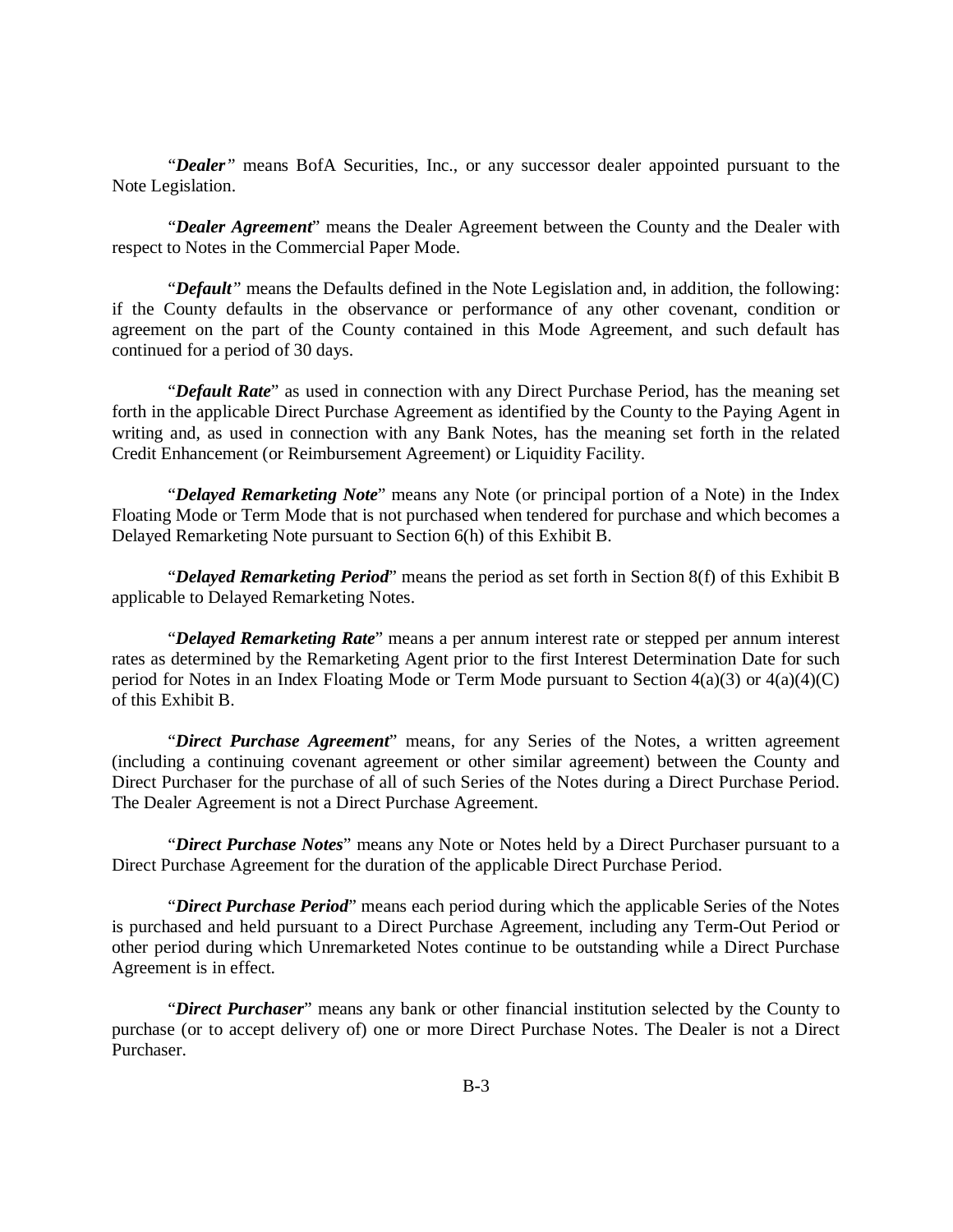“***Dealer***” means BofA Securities, Inc., or any successor dealer appointed pursuant to the Note Legislation.

“***Dealer Agreement***” means the Dealer Agreement between the County and the Dealer with respect to Notes in the Commercial Paper Mode.

“***Default***” means the Defaults defined in the Note Legislation and, in addition, the following: if the County defaults in the observance or performance of any other covenant, condition or agreement on the part of the County contained in this Mode Agreement, and such default has continued for a period of 30 days.

“***Default Rate***” as used in connection with any Direct Purchase Period, has the meaning set forth in the applicable Direct Purchase Agreement as identified by the County to the Paying Agent in writing and, as used in connection with any Bank Notes, has the meaning set forth in the related Credit Enhancement (or Reimbursement Agreement) or Liquidity Facility.

“***Delayed Remarketing Note***” means any Note (or principal portion of a Note) in the Index Floating Mode or Term Mode that is not purchased when tendered for purchase and which becomes a Delayed Remarketing Note pursuant to Section 6(h) of this Exhibit B.

“***Delayed Remarketing Period***” means the period as set forth in Section 8(f) of this Exhibit B applicable to Delayed Remarketing Notes.

“***Delayed Remarketing Rate***” means a per annum interest rate or stepped per annum interest rates as determined by the Remarketing Agent prior to the first Interest Determination Date for such period for Notes in an Index Floating Mode or Term Mode pursuant to Section 4(a)(3) or 4(a)(4)(C) of this Exhibit B.

“***Direct Purchase Agreement***” means, for any Series of the Notes, a written agreement (including a continuing covenant agreement or other similar agreement) between the County and Direct Purchaser for the purchase of all of such Series of the Notes during a Direct Purchase Period. The Dealer Agreement is not a Direct Purchase Agreement.

“***Direct Purchase Notes***” means any Note or Notes held by a Direct Purchaser pursuant to a Direct Purchase Agreement for the duration of the applicable Direct Purchase Period.

“***Direct Purchase Period***” means each period during which the applicable Series of the Notes is purchased and held pursuant to a Direct Purchase Agreement, including any Term-Out Period or other period during which Unremarketed Notes continue to be outstanding while a Direct Purchase Agreement is in effect.

“***Direct Purchaser***” means any bank or other financial institution selected by the County to purchase (or to accept delivery of) one or more Direct Purchase Notes. The Dealer is not a Direct Purchaser.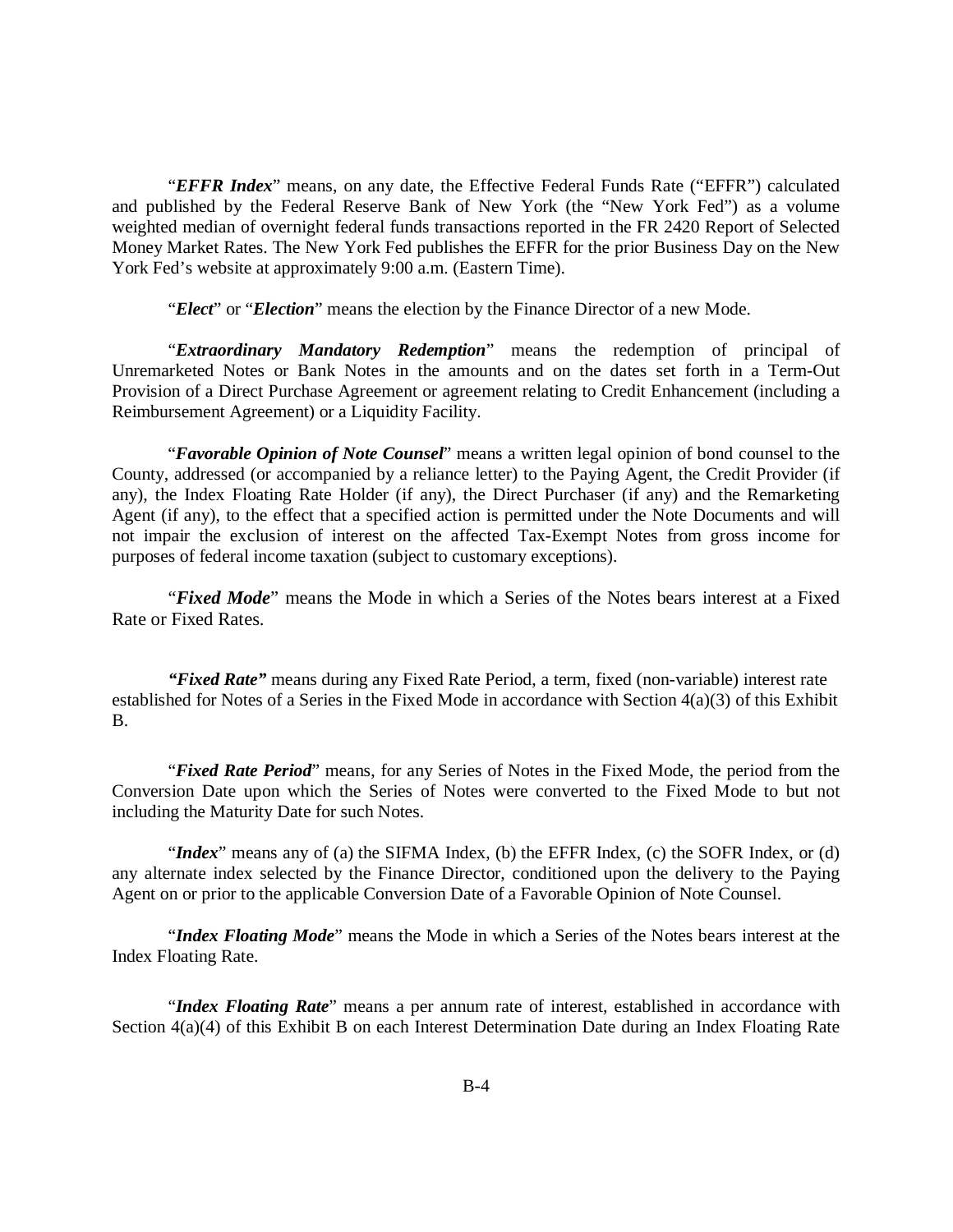"***EFFR Index***" means, on any date, the Effective Federal Funds Rate ("EFFR") calculated and published by the Federal Reserve Bank of New York (the "New York Fed") as a volume weighted median of overnight federal funds transactions reported in the FR 2420 Report of Selected Money Market Rates. The New York Fed publishes the EFFR for the prior Business Day on the New York Fed's website at approximately 9:00 a.m. (Eastern Time).

"***Elect***" or "***Election***" means the election by the Finance Director of a new Mode.

"***Extraordinary Mandatory Redemption***" means the redemption of principal of Unremarketed Notes or Bank Notes in the amounts and on the dates set forth in a Term-Out Provision of a Direct Purchase Agreement or agreement relating to Credit Enhancement (including a Reimbursement Agreement) or a Liquidity Facility.

"***Favorable Opinion of Note Counsel***" means a written legal opinion of bond counsel to the County, addressed (or accompanied by a reliance letter) to the Paying Agent, the Credit Provider (if any), the Index Floating Rate Holder (if any), the Direct Purchaser (if any) and the Remarketing Agent (if any), to the effect that a specified action is permitted under the Note Documents and will not impair the exclusion of interest on the affected Tax-Exempt Notes from gross income for purposes of federal income taxation (subject to customary exceptions).

"***Fixed Mode***" means the Mode in which a Series of the Notes bears interest at a Fixed Rate or Fixed Rates.

***"Fixed Rate"*** means during any Fixed Rate Period, a term, fixed (non-variable) interest rate established for Notes of a Series in the Fixed Mode in accordance with Section 4(a)(3) of this Exhibit B.

"***Fixed Rate Period***" means, for any Series of Notes in the Fixed Mode, the period from the Conversion Date upon which the Series of Notes were converted to the Fixed Mode to but not including the Maturity Date for such Notes.

"***Index***" means any of (a) the SIFMA Index, (b) the EFFR Index, (c) the SOFR Index, or (d) any alternate index selected by the Finance Director, conditioned upon the delivery to the Paying Agent on or prior to the applicable Conversion Date of a Favorable Opinion of Note Counsel.

"***Index Floating Mode***" means the Mode in which a Series of the Notes bears interest at the Index Floating Rate.

"***Index Floating Rate***" means a per annum rate of interest, established in accordance with Section 4(a)(4) of this Exhibit B on each Interest Determination Date during an Index Floating Rate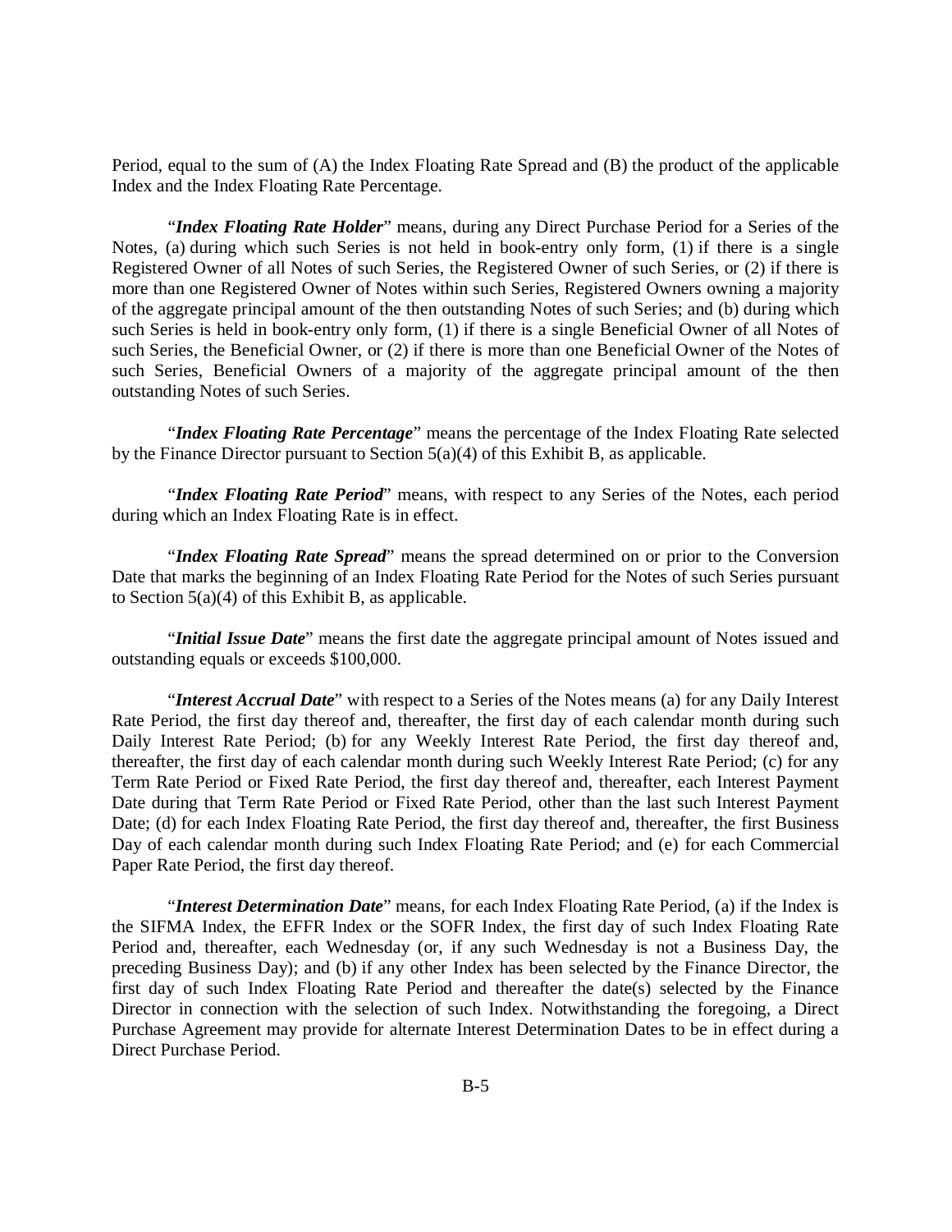Period, equal to the sum of (A) the Index Floating Rate Spread and (B) the product of the applicable Index and the Index Floating Rate Percentage.

"***Index Floating Rate Holder***" means, during any Direct Purchase Period for a Series of the Notes, (a) during which such Series is not held in book-entry only form, (1) if there is a single Registered Owner of all Notes of such Series, the Registered Owner of such Series, or (2) if there is more than one Registered Owner of Notes within such Series, Registered Owners owning a majority of the aggregate principal amount of the then outstanding Notes of such Series; and (b) during which such Series is held in book-entry only form, (1) if there is a single Beneficial Owner of all Notes of such Series, the Beneficial Owner, or (2) if there is more than one Beneficial Owner of the Notes of such Series, Beneficial Owners of a majority of the aggregate principal amount of the then outstanding Notes of such Series.

"***Index Floating Rate Percentage***" means the percentage of the Index Floating Rate selected by the Finance Director pursuant to Section 5(a)(4) of this Exhibit B, as applicable.

"***Index Floating Rate Period***" means, with respect to any Series of the Notes, each period during which an Index Floating Rate is in effect.

"***Index Floating Rate Spread***" means the spread determined on or prior to the Conversion Date that marks the beginning of an Index Floating Rate Period for the Notes of such Series pursuant to Section 5(a)(4) of this Exhibit B, as applicable.

"***Initial Issue Date***" means the first date the aggregate principal amount of Notes issued and outstanding equals or exceeds $100,000.

"***Interest Accrual Date***" with respect to a Series of the Notes means (a) for any Daily Interest Rate Period, the first day thereof and, thereafter, the first day of each calendar month during such Daily Interest Rate Period; (b) for any Weekly Interest Rate Period, the first day thereof and, thereafter, the first day of each calendar month during such Weekly Interest Rate Period; (c) for any Term Rate Period or Fixed Rate Period, the first day thereof and, thereafter, each Interest Payment Date during that Term Rate Period or Fixed Rate Period, other than the last such Interest Payment Date; (d) for each Index Floating Rate Period, the first day thereof and, thereafter, the first Business Day of each calendar month during such Index Floating Rate Period; and (e) for each Commercial Paper Rate Period, the first day thereof.

"***Interest Determination Date***" means, for each Index Floating Rate Period, (a) if the Index is the SIFMA Index, the EFFR Index or the SOFR Index, the first day of such Index Floating Rate Period and, thereafter, each Wednesday (or, if any such Wednesday is not a Business Day, the preceding Business Day); and (b) if any other Index has been selected by the Finance Director, the first day of such Index Floating Rate Period and thereafter the date(s) selected by the Finance Director in connection with the selection of such Index. Notwithstanding the foregoing, a Direct Purchase Agreement may provide for alternate Interest Determination Dates to be in effect during a Direct Purchase Period.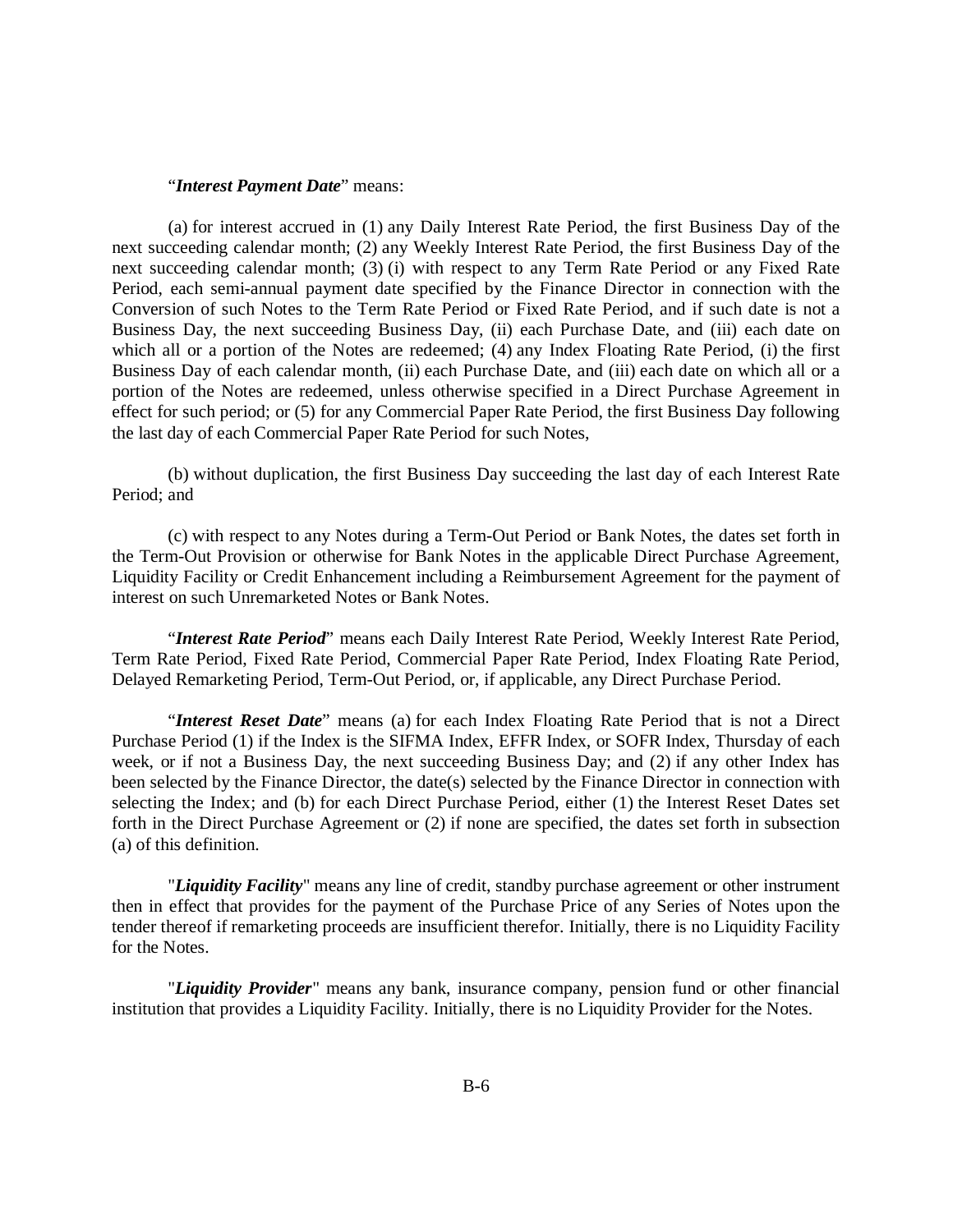"***Interest Payment Date***" means:

(a) for interest accrued in (1) any Daily Interest Rate Period, the first Business Day of the next succeeding calendar month; (2) any Weekly Interest Rate Period, the first Business Day of the next succeeding calendar month; (3) (i) with respect to any Term Rate Period or any Fixed Rate Period, each semi-annual payment date specified by the Finance Director in connection with the Conversion of such Notes to the Term Rate Period or Fixed Rate Period, and if such date is not a Business Day, the next succeeding Business Day, (ii) each Purchase Date, and (iii) each date on which all or a portion of the Notes are redeemed; (4) any Index Floating Rate Period, (i) the first Business Day of each calendar month, (ii) each Purchase Date, and (iii) each date on which all or a portion of the Notes are redeemed, unless otherwise specified in a Direct Purchase Agreement in effect for such period; or (5) for any Commercial Paper Rate Period, the first Business Day following the last day of each Commercial Paper Rate Period for such Notes,

(b) without duplication, the first Business Day succeeding the last day of each Interest Rate Period; and

(c) with respect to any Notes during a Term-Out Period or Bank Notes, the dates set forth in the Term-Out Provision or otherwise for Bank Notes in the applicable Direct Purchase Agreement, Liquidity Facility or Credit Enhancement including a Reimbursement Agreement for the payment of interest on such Unremarketed Notes or Bank Notes.

"***Interest Rate Period***" means each Daily Interest Rate Period, Weekly Interest Rate Period, Term Rate Period, Fixed Rate Period, Commercial Paper Rate Period, Index Floating Rate Period, Delayed Remarketing Period, Term-Out Period, or, if applicable, any Direct Purchase Period.

"***Interest Reset Date***" means (a) for each Index Floating Rate Period that is not a Direct Purchase Period (1) if the Index is the SIFMA Index, EFFR Index, or SOFR Index, Thursday of each week, or if not a Business Day, the next succeeding Business Day; and (2) if any other Index has been selected by the Finance Director, the date(s) selected by the Finance Director in connection with selecting the Index; and (b) for each Direct Purchase Period, either (1) the Interest Reset Dates set forth in the Direct Purchase Agreement or (2) if none are specified, the dates set forth in subsection (a) of this definition.

"***Liquidity Facility***" means any line of credit, standby purchase agreement or other instrument then in effect that provides for the payment of the Purchase Price of any Series of Notes upon the tender thereof if remarketing proceeds are insufficient therefor. Initially, there is no Liquidity Facility for the Notes.

"***Liquidity Provider***" means any bank, insurance company, pension fund or other financial institution that provides a Liquidity Facility. Initially, there is no Liquidity Provider for the Notes.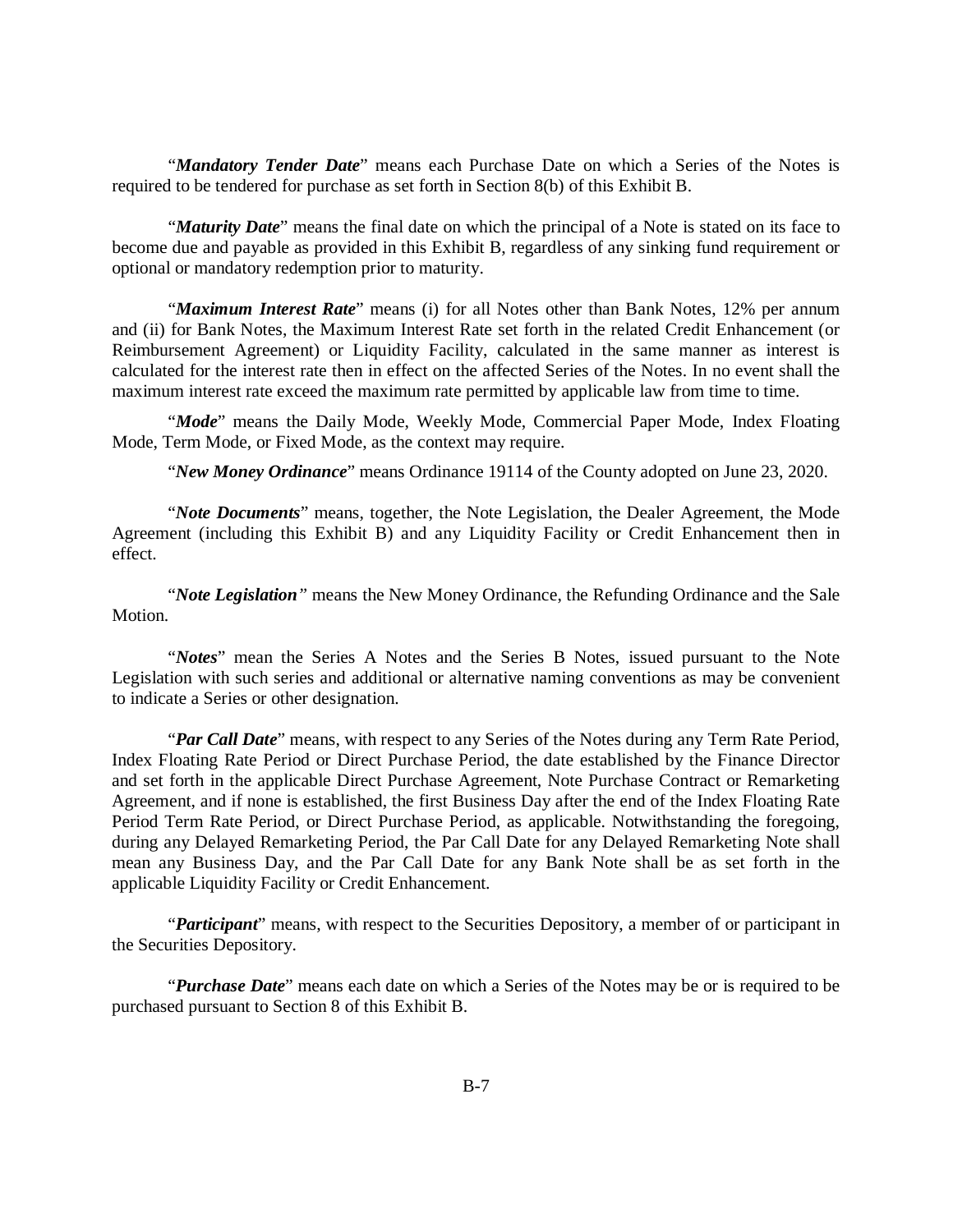"***Mandatory Tender Date***" means each Purchase Date on which a Series of the Notes is required to be tendered for purchase as set forth in Section 8(b) of this Exhibit B.

"***Maturity Date***" means the final date on which the principal of a Note is stated on its face to become due and payable as provided in this Exhibit B, regardless of any sinking fund requirement or optional or mandatory redemption prior to maturity.

"***Maximum Interest Rate***" means (i) for all Notes other than Bank Notes, 12% per annum and (ii) for Bank Notes, the Maximum Interest Rate set forth in the related Credit Enhancement (or Reimbursement Agreement) or Liquidity Facility, calculated in the same manner as interest is calculated for the interest rate then in effect on the affected Series of the Notes. In no event shall the maximum interest rate exceed the maximum rate permitted by applicable law from time to time.

"***Mode***" means the Daily Mode, Weekly Mode, Commercial Paper Mode, Index Floating Mode, Term Mode, or Fixed Mode, as the context may require.

"***New Money Ordinance***" means Ordinance 19114 of the County adopted on June 23, 2020.

"***Note Documents***" means, together, the Note Legislation, the Dealer Agreement, the Mode Agreement (including this Exhibit B) and any Liquidity Facility or Credit Enhancement then in effect.

"***Note Legislation***" means the New Money Ordinance, the Refunding Ordinance and the Sale Motion.

"***Notes***" mean the Series A Notes and the Series B Notes, issued pursuant to the Note Legislation with such series and additional or alternative naming conventions as may be convenient to indicate a Series or other designation.

"***Par Call Date***" means, with respect to any Series of the Notes during any Term Rate Period, Index Floating Rate Period or Direct Purchase Period, the date established by the Finance Director and set forth in the applicable Direct Purchase Agreement, Note Purchase Contract or Remarketing Agreement, and if none is established, the first Business Day after the end of the Index Floating Rate Period Term Rate Period, or Direct Purchase Period, as applicable. Notwithstanding the foregoing, during any Delayed Remarketing Period, the Par Call Date for any Delayed Remarketing Note shall mean any Business Day, and the Par Call Date for any Bank Note shall be as set forth in the applicable Liquidity Facility or Credit Enhancement.

"***Participant***" means, with respect to the Securities Depository, a member of or participant in the Securities Depository.

"***Purchase Date***" means each date on which a Series of the Notes may be or is required to be purchased pursuant to Section 8 of this Exhibit B.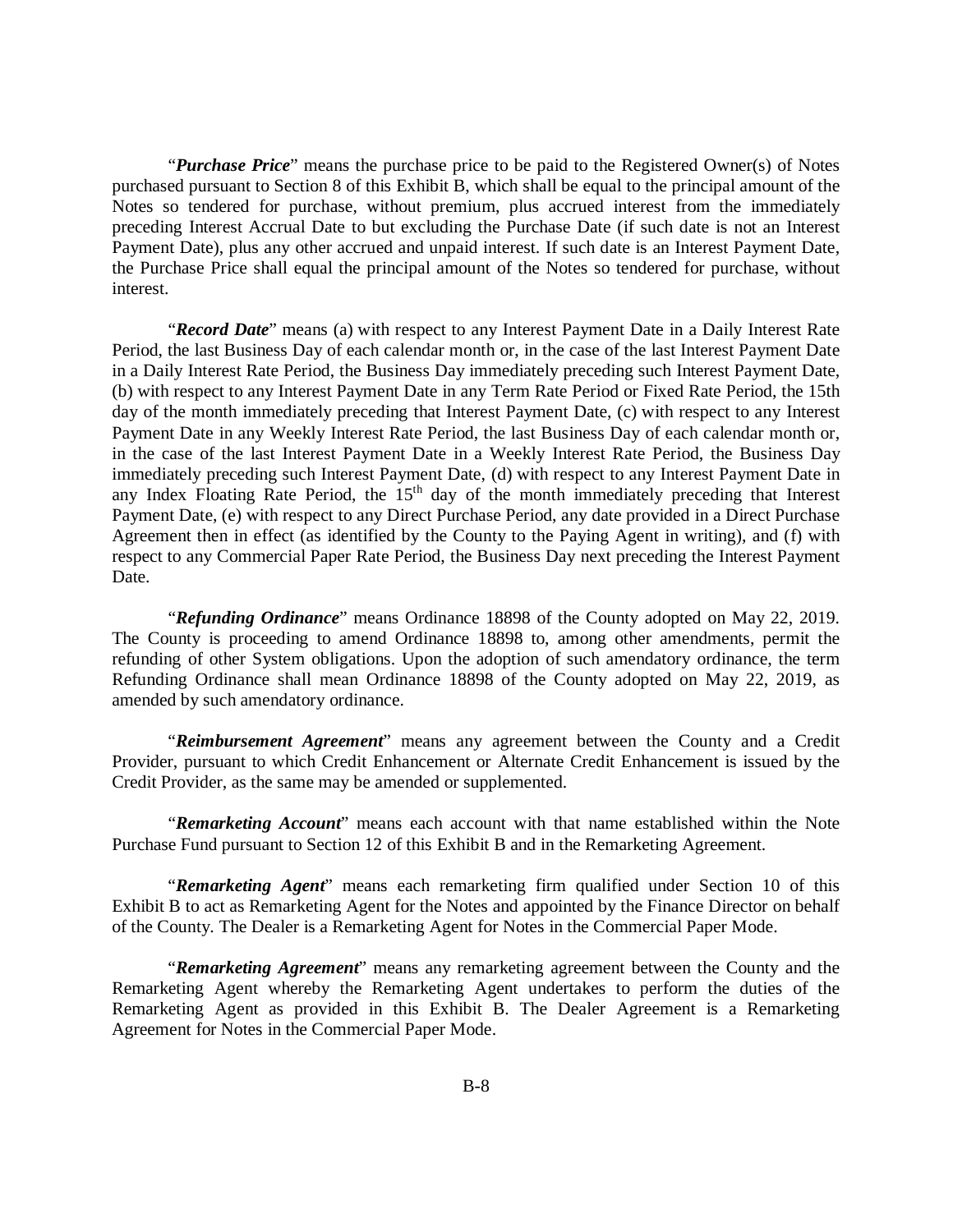"***Purchase Price***" means the purchase price to be paid to the Registered Owner(s) of Notes purchased pursuant to Section 8 of this Exhibit B, which shall be equal to the principal amount of the Notes so tendered for purchase, without premium, plus accrued interest from the immediately preceding Interest Accrual Date to but excluding the Purchase Date (if such date is not an Interest Payment Date), plus any other accrued and unpaid interest. If such date is an Interest Payment Date, the Purchase Price shall equal the principal amount of the Notes so tendered for purchase, without interest.

"***Record Date***" means (a) with respect to any Interest Payment Date in a Daily Interest Rate Period, the last Business Day of each calendar month or, in the case of the last Interest Payment Date in a Daily Interest Rate Period, the Business Day immediately preceding such Interest Payment Date, (b) with respect to any Interest Payment Date in any Term Rate Period or Fixed Rate Period, the 15th day of the month immediately preceding that Interest Payment Date, (c) with respect to any Interest Payment Date in any Weekly Interest Rate Period, the last Business Day of each calendar month or, in the case of the last Interest Payment Date in a Weekly Interest Rate Period, the Business Day immediately preceding such Interest Payment Date, (d) with respect to any Interest Payment Date in any Index Floating Rate Period, the 15th day of the month immediately preceding that Interest Payment Date, (e) with respect to any Direct Purchase Period, any date provided in a Direct Purchase Agreement then in effect (as identified by the County to the Paying Agent in writing), and (f) with respect to any Commercial Paper Rate Period, the Business Day next preceding the Interest Payment Date.

"***Refunding Ordinance***" means Ordinance 18898 of the County adopted on May 22, 2019. The County is proceeding to amend Ordinance 18898 to, among other amendments, permit the refunding of other System obligations. Upon the adoption of such amendatory ordinance, the term Refunding Ordinance shall mean Ordinance 18898 of the County adopted on May 22, 2019, as amended by such amendatory ordinance.

"***Reimbursement Agreement***" means any agreement between the County and a Credit Provider, pursuant to which Credit Enhancement or Alternate Credit Enhancement is issued by the Credit Provider, as the same may be amended or supplemented.

"***Remarketing Account***" means each account with that name established within the Note Purchase Fund pursuant to Section 12 of this Exhibit B and in the Remarketing Agreement.

"***Remarketing Agent***" means each remarketing firm qualified under Section 10 of this Exhibit B to act as Remarketing Agent for the Notes and appointed by the Finance Director on behalf of the County. The Dealer is a Remarketing Agent for Notes in the Commercial Paper Mode.

"***Remarketing Agreement***" means any remarketing agreement between the County and the Remarketing Agent whereby the Remarketing Agent undertakes to perform the duties of the Remarketing Agent as provided in this Exhibit B. The Dealer Agreement is a Remarketing Agreement for Notes in the Commercial Paper Mode.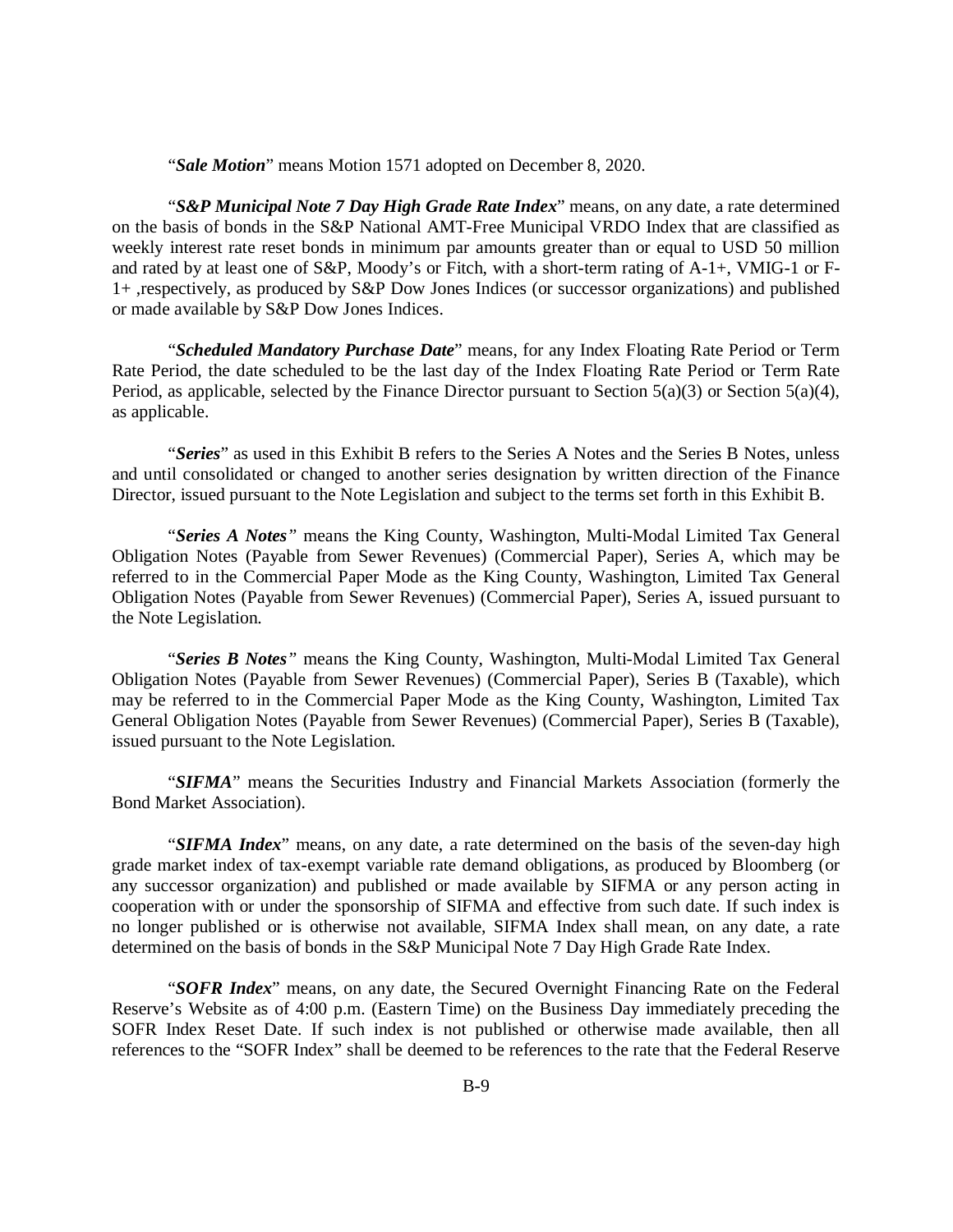“***Sale Motion***” means Motion 1571 adopted on December 8, 2020.

“***S&P Municipal Note 7 Day High Grade Rate Index***” means, on any date, a rate determined on the basis of bonds in the S&P National AMT-Free Municipal VRDO Index that are classified as weekly interest rate reset bonds in minimum par amounts greater than or equal to USD 50 million and rated by at least one of S&P, Moody’s or Fitch, with a short-term rating of A-1+, VMIG-1 or F-1+ ,respectively, as produced by S&P Dow Jones Indices (or successor organizations) and published or made available by S&P Dow Jones Indices.

“***Scheduled Mandatory Purchase Date***” means, for any Index Floating Rate Period or Term Rate Period, the date scheduled to be the last day of the Index Floating Rate Period or Term Rate Period, as applicable, selected by the Finance Director pursuant to Section 5(a)(3) or Section 5(a)(4), as applicable.

“***Series***” as used in this Exhibit B refers to the Series A Notes and the Series B Notes, unless and until consolidated or changed to another series designation by written direction of the Finance Director, issued pursuant to the Note Legislation and subject to the terms set forth in this Exhibit B.

“***Series A Notes***” means the King County, Washington, Multi-Modal Limited Tax General Obligation Notes (Payable from Sewer Revenues) (Commercial Paper), Series A, which may be referred to in the Commercial Paper Mode as the King County, Washington, Limited Tax General Obligation Notes (Payable from Sewer Revenues) (Commercial Paper), Series A, issued pursuant to the Note Legislation.

“***Series B Notes***” means the King County, Washington, Multi-Modal Limited Tax General Obligation Notes (Payable from Sewer Revenues) (Commercial Paper), Series B (Taxable), which may be referred to in the Commercial Paper Mode as the King County, Washington, Limited Tax General Obligation Notes (Payable from Sewer Revenues) (Commercial Paper), Series B (Taxable), issued pursuant to the Note Legislation.

“***SIFMA***” means the Securities Industry and Financial Markets Association (formerly the Bond Market Association).

“***SIFMA Index***” means, on any date, a rate determined on the basis of the seven-day high grade market index of tax-exempt variable rate demand obligations, as produced by Bloomberg (or any successor organization) and published or made available by SIFMA or any person acting in cooperation with or under the sponsorship of SIFMA and effective from such date. If such index is no longer published or is otherwise not available, SIFMA Index shall mean, on any date, a rate determined on the basis of bonds in the S&P Municipal Note 7 Day High Grade Rate Index.

“***SOFR Index***” means, on any date, the Secured Overnight Financing Rate on the Federal Reserve’s Website as of 4:00 p.m. (Eastern Time) on the Business Day immediately preceding the SOFR Index Reset Date. If such index is not published or otherwise made available, then all references to the “SOFR Index” shall be deemed to be references to the rate that the Federal Reserve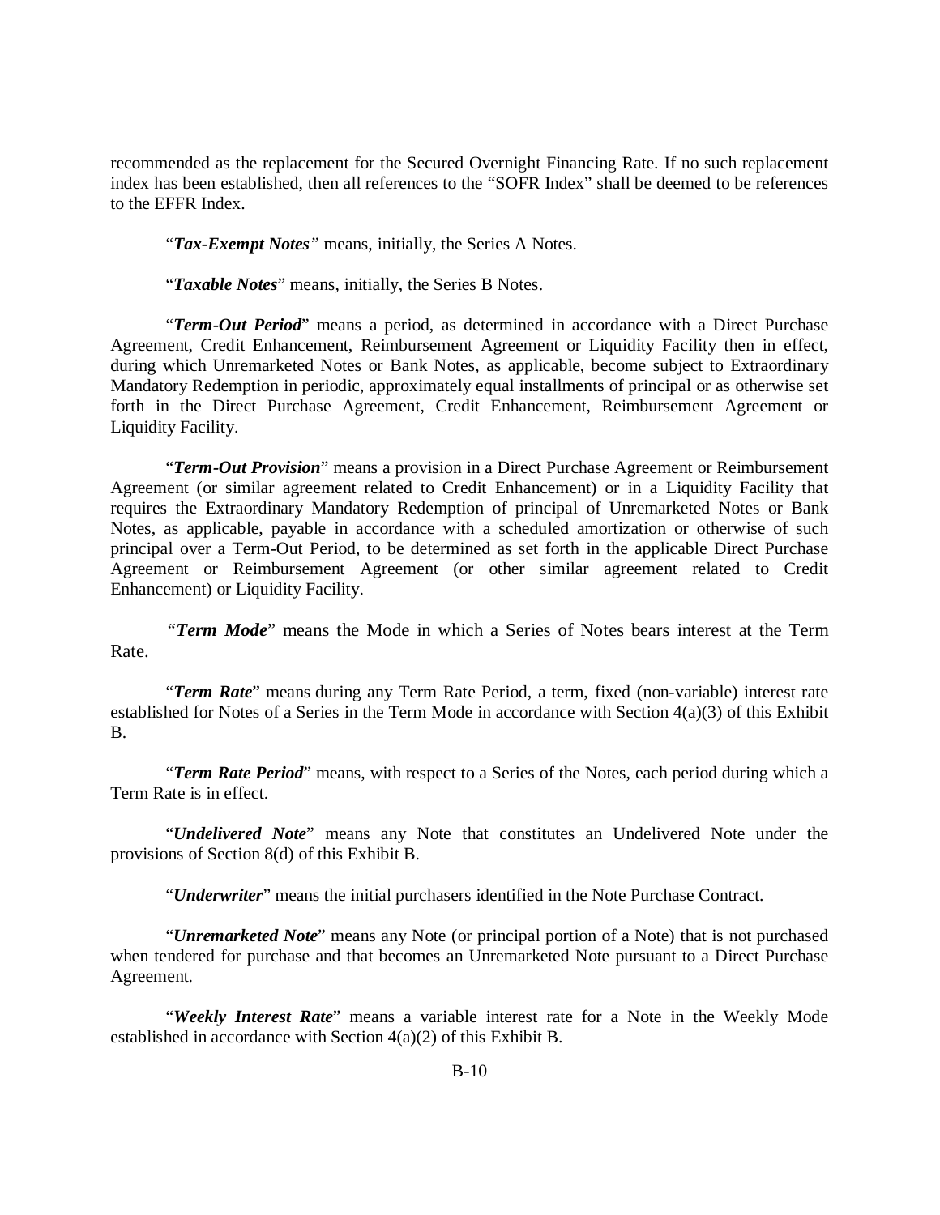recommended as the replacement for the Secured Overnight Financing Rate. If no such replacement index has been established, then all references to the "SOFR Index" shall be deemed to be references to the EFFR Index.

"***Tax-Exempt Notes***" means, initially, the Series A Notes.

"***Taxable Notes***" means, initially, the Series B Notes.

"***Term-Out Period***" means a period, as determined in accordance with a Direct Purchase Agreement, Credit Enhancement, Reimbursement Agreement or Liquidity Facility then in effect, during which Unremarketed Notes or Bank Notes, as applicable, become subject to Extraordinary Mandatory Redemption in periodic, approximately equal installments of principal or as otherwise set forth in the Direct Purchase Agreement, Credit Enhancement, Reimbursement Agreement or Liquidity Facility.

"***Term-Out Provision***" means a provision in a Direct Purchase Agreement or Reimbursement Agreement (or similar agreement related to Credit Enhancement) or in a Liquidity Facility that requires the Extraordinary Mandatory Redemption of principal of Unremarketed Notes or Bank Notes, as applicable, payable in accordance with a scheduled amortization or otherwise of such principal over a Term-Out Period, to be determined as set forth in the applicable Direct Purchase Agreement or Reimbursement Agreement (or other similar agreement related to Credit Enhancement) or Liquidity Facility.

"***Term Mode***" means the Mode in which a Series of Notes bears interest at the Term Rate.

"***Term Rate***" means during any Term Rate Period, a term, fixed (non-variable) interest rate established for Notes of a Series in the Term Mode in accordance with Section 4(a)(3) of this Exhibit B.

"***Term Rate Period***" means, with respect to a Series of the Notes, each period during which a Term Rate is in effect.

"***Undelivered Note***" means any Note that constitutes an Undelivered Note under the provisions of Section 8(d) of this Exhibit B.

"***Underwriter***" means the initial purchasers identified in the Note Purchase Contract.

"***Unremarketed Note***" means any Note (or principal portion of a Note) that is not purchased when tendered for purchase and that becomes an Unremarketed Note pursuant to a Direct Purchase Agreement.

"***Weekly Interest Rate***" means a variable interest rate for a Note in the Weekly Mode established in accordance with Section 4(a)(2) of this Exhibit B.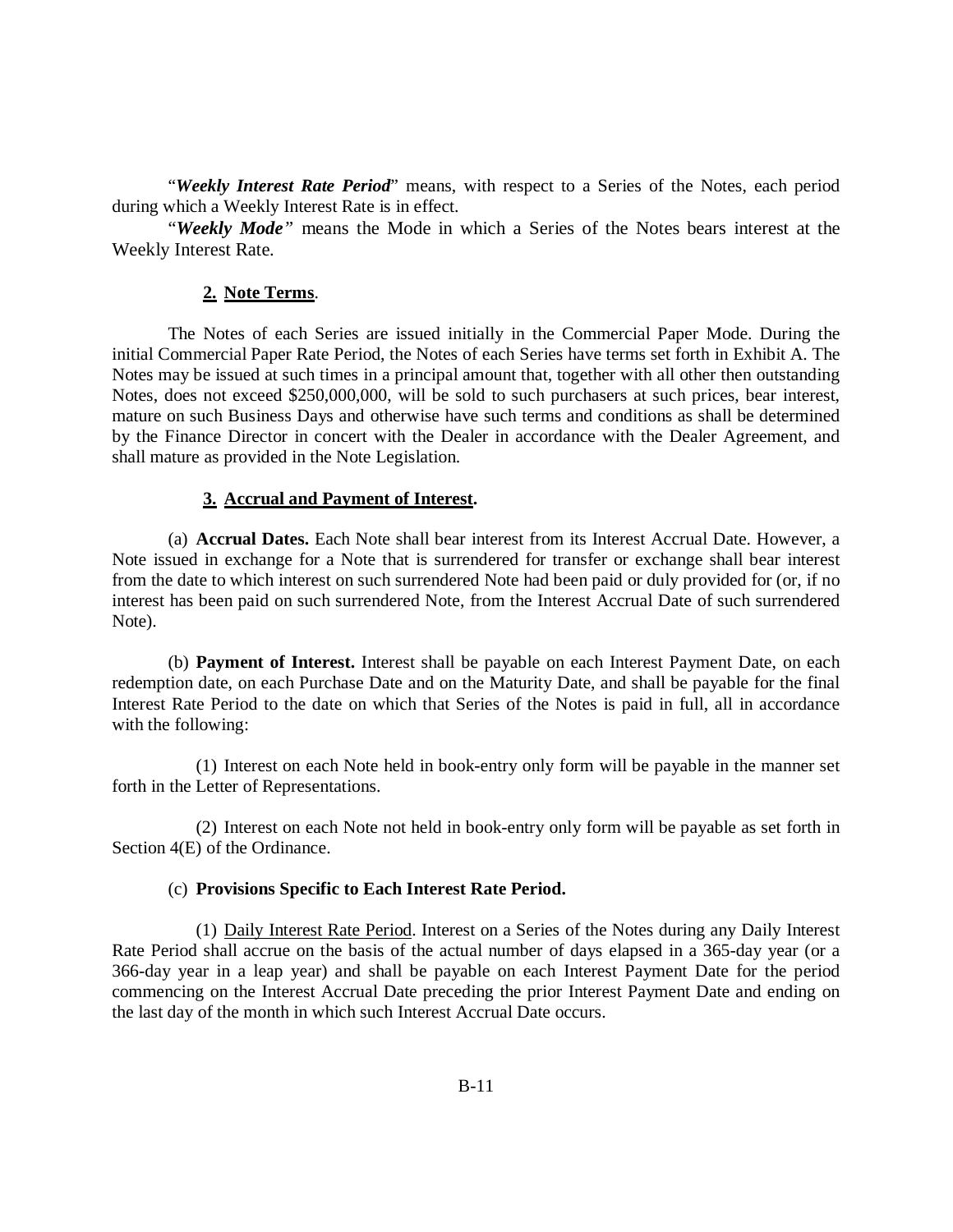"***Weekly Interest Rate Period***" means, with respect to a Series of the Notes, each period during which a Weekly Interest Rate is in effect.

"***Weekly Mode***" means the Mode in which a Series of the Notes bears interest at the Weekly Interest Rate.

## **2. Note Terms**.

The Notes of each Series are issued initially in the Commercial Paper Mode. During the initial Commercial Paper Rate Period, the Notes of each Series have terms set forth in Exhibit A. The Notes may be issued at such times in a principal amount that, together with all other then outstanding Notes, does not exceed $250,000,000, will be sold to such purchasers at such prices, bear interest, mature on such Business Days and otherwise have such terms and conditions as shall be determined by the Finance Director in concert with the Dealer in accordance with the Dealer Agreement, and shall mature as provided in the Note Legislation.

## **3. Accrual and Payment of Interest.**

(a) **Accrual Dates.** Each Note shall bear interest from its Interest Accrual Date. However, a Note issued in exchange for a Note that is surrendered for transfer or exchange shall bear interest from the date to which interest on such surrendered Note had been paid or duly provided for (or, if no interest has been paid on such surrendered Note, from the Interest Accrual Date of such surrendered Note).

(b) **Payment of Interest.** Interest shall be payable on each Interest Payment Date, on each redemption date, on each Purchase Date and on the Maturity Date, and shall be payable for the final Interest Rate Period to the date on which that Series of the Notes is paid in full, all in accordance with the following:

(1) Interest on each Note held in book-entry only form will be payable in the manner set forth in the Letter of Representations.

(2) Interest on each Note not held in book-entry only form will be payable as set forth in Section 4(E) of the Ordinance.

(c) **Provisions Specific to Each Interest Rate Period.**

(1) Daily Interest Rate Period. Interest on a Series of the Notes during any Daily Interest Rate Period shall accrue on the basis of the actual number of days elapsed in a 365-day year (or a 366-day year in a leap year) and shall be payable on each Interest Payment Date for the period commencing on the Interest Accrual Date preceding the prior Interest Payment Date and ending on the last day of the month in which such Interest Accrual Date occurs.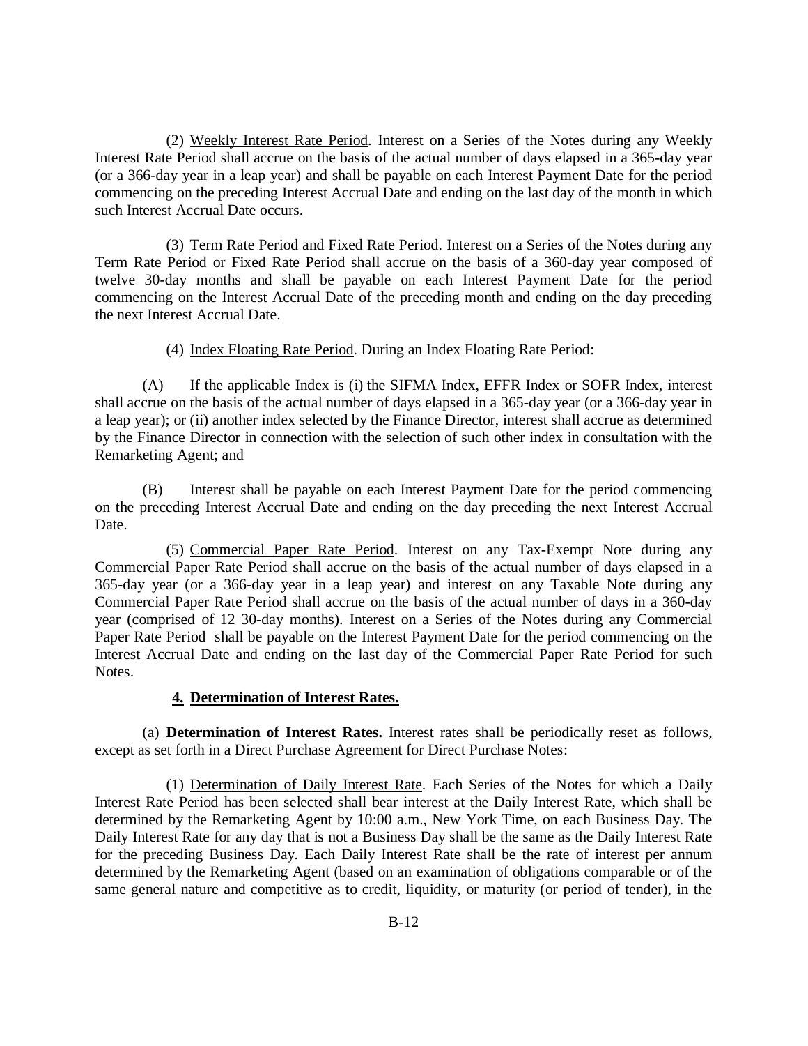(2) Weekly Interest Rate Period. Interest on a Series of the Notes during any Weekly Interest Rate Period shall accrue on the basis of the actual number of days elapsed in a 365-day year (or a 366-day year in a leap year) and shall be payable on each Interest Payment Date for the period commencing on the preceding Interest Accrual Date and ending on the last day of the month in which such Interest Accrual Date occurs.

(3) Term Rate Period and Fixed Rate Period. Interest on a Series of the Notes during any Term Rate Period or Fixed Rate Period shall accrue on the basis of a 360-day year composed of twelve 30-day months and shall be payable on each Interest Payment Date for the period commencing on the Interest Accrual Date of the preceding month and ending on the day preceding the next Interest Accrual Date.

(4) Index Floating Rate Period. During an Index Floating Rate Period:

(A) If the applicable Index is (i) the SIFMA Index, EFFR Index or SOFR Index, interest shall accrue on the basis of the actual number of days elapsed in a 365-day year (or a 366-day year in a leap year); or (ii) another index selected by the Finance Director, interest shall accrue as determined by the Finance Director in connection with the selection of such other index in consultation with the Remarketing Agent; and

(B) Interest shall be payable on each Interest Payment Date for the period commencing on the preceding Interest Accrual Date and ending on the day preceding the next Interest Accrual Date.

(5) Commercial Paper Rate Period. Interest on any Tax-Exempt Note during any Commercial Paper Rate Period shall accrue on the basis of the actual number of days elapsed in a 365-day year (or a 366-day year in a leap year) and interest on any Taxable Note during any Commercial Paper Rate Period shall accrue on the basis of the actual number of days in a 360-day year (comprised of 12 30-day months). Interest on a Series of the Notes during any Commercial Paper Rate Period shall be payable on the Interest Payment Date for the period commencing on the Interest Accrual Date and ending on the last day of the Commercial Paper Rate Period for such Notes.

## 4. Determination of Interest Rates.

(a) **Determination of Interest Rates.** Interest rates shall be periodically reset as follows, except as set forth in a Direct Purchase Agreement for Direct Purchase Notes:

(1) Determination of Daily Interest Rate. Each Series of the Notes for which a Daily Interest Rate Period has been selected shall bear interest at the Daily Interest Rate, which shall be determined by the Remarketing Agent by 10:00 a.m., New York Time, on each Business Day. The Daily Interest Rate for any day that is not a Business Day shall be the same as the Daily Interest Rate for the preceding Business Day. Each Daily Interest Rate shall be the rate of interest per annum determined by the Remarketing Agent (based on an examination of obligations comparable or of the same general nature and competitive as to credit, liquidity, or maturity (or period of tender), in the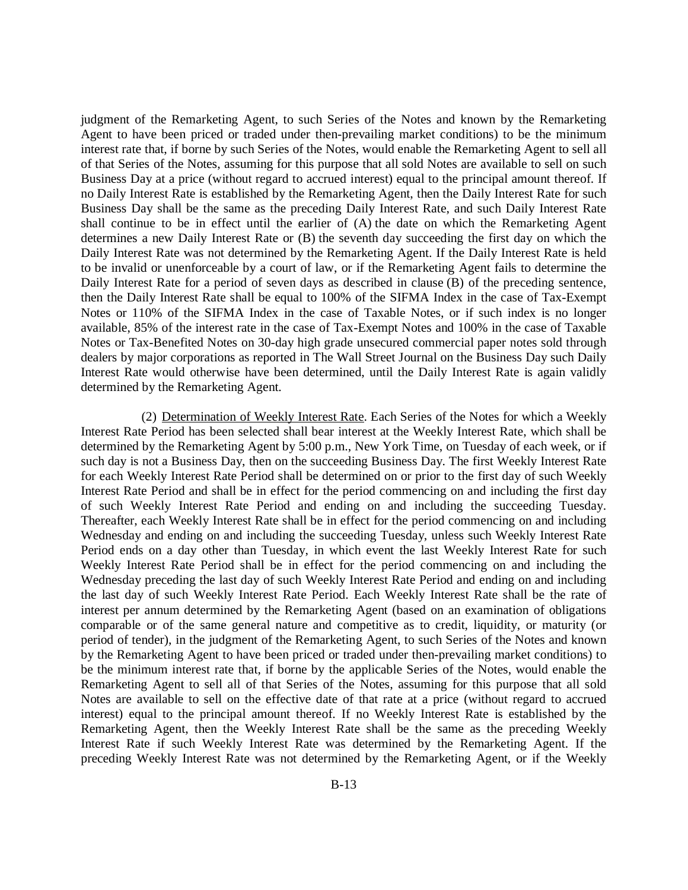judgment of the Remarketing Agent, to such Series of the Notes and known by the Remarketing Agent to have been priced or traded under then-prevailing market conditions) to be the minimum interest rate that, if borne by such Series of the Notes, would enable the Remarketing Agent to sell all of that Series of the Notes, assuming for this purpose that all sold Notes are available to sell on such Business Day at a price (without regard to accrued interest) equal to the principal amount thereof. If no Daily Interest Rate is established by the Remarketing Agent, then the Daily Interest Rate for such Business Day shall be the same as the preceding Daily Interest Rate, and such Daily Interest Rate shall continue to be in effect until the earlier of (A) the date on which the Remarketing Agent determines a new Daily Interest Rate or (B) the seventh day succeeding the first day on which the Daily Interest Rate was not determined by the Remarketing Agent. If the Daily Interest Rate is held to be invalid or unenforceable by a court of law, or if the Remarketing Agent fails to determine the Daily Interest Rate for a period of seven days as described in clause (B) of the preceding sentence, then the Daily Interest Rate shall be equal to 100% of the SIFMA Index in the case of Tax-Exempt Notes or 110% of the SIFMA Index in the case of Taxable Notes, or if such index is no longer available, 85% of the interest rate in the case of Tax-Exempt Notes and 100% in the case of Taxable Notes or Tax-Benefited Notes on 30-day high grade unsecured commercial paper notes sold through dealers by major corporations as reported in The Wall Street Journal on the Business Day such Daily Interest Rate would otherwise have been determined, until the Daily Interest Rate is again validly determined by the Remarketing Agent.

(2) Determination of Weekly Interest Rate. Each Series of the Notes for which a Weekly Interest Rate Period has been selected shall bear interest at the Weekly Interest Rate, which shall be determined by the Remarketing Agent by 5:00 p.m., New York Time, on Tuesday of each week, or if such day is not a Business Day, then on the succeeding Business Day. The first Weekly Interest Rate for each Weekly Interest Rate Period shall be determined on or prior to the first day of such Weekly Interest Rate Period and shall be in effect for the period commencing on and including the first day of such Weekly Interest Rate Period and ending on and including the succeeding Tuesday. Thereafter, each Weekly Interest Rate shall be in effect for the period commencing on and including Wednesday and ending on and including the succeeding Tuesday, unless such Weekly Interest Rate Period ends on a day other than Tuesday, in which event the last Weekly Interest Rate for such Weekly Interest Rate Period shall be in effect for the period commencing on and including the Wednesday preceding the last day of such Weekly Interest Rate Period and ending on and including the last day of such Weekly Interest Rate Period. Each Weekly Interest Rate shall be the rate of interest per annum determined by the Remarketing Agent (based on an examination of obligations comparable or of the same general nature and competitive as to credit, liquidity, or maturity (or period of tender), in the judgment of the Remarketing Agent, to such Series of the Notes and known by the Remarketing Agent to have been priced or traded under then-prevailing market conditions) to be the minimum interest rate that, if borne by the applicable Series of the Notes, would enable the Remarketing Agent to sell all of that Series of the Notes, assuming for this purpose that all sold Notes are available to sell on the effective date of that rate at a price (without regard to accrued interest) equal to the principal amount thereof. If no Weekly Interest Rate is established by the Remarketing Agent, then the Weekly Interest Rate shall be the same as the preceding Weekly Interest Rate if such Weekly Interest Rate was determined by the Remarketing Agent. If the preceding Weekly Interest Rate was not determined by the Remarketing Agent, or if the Weekly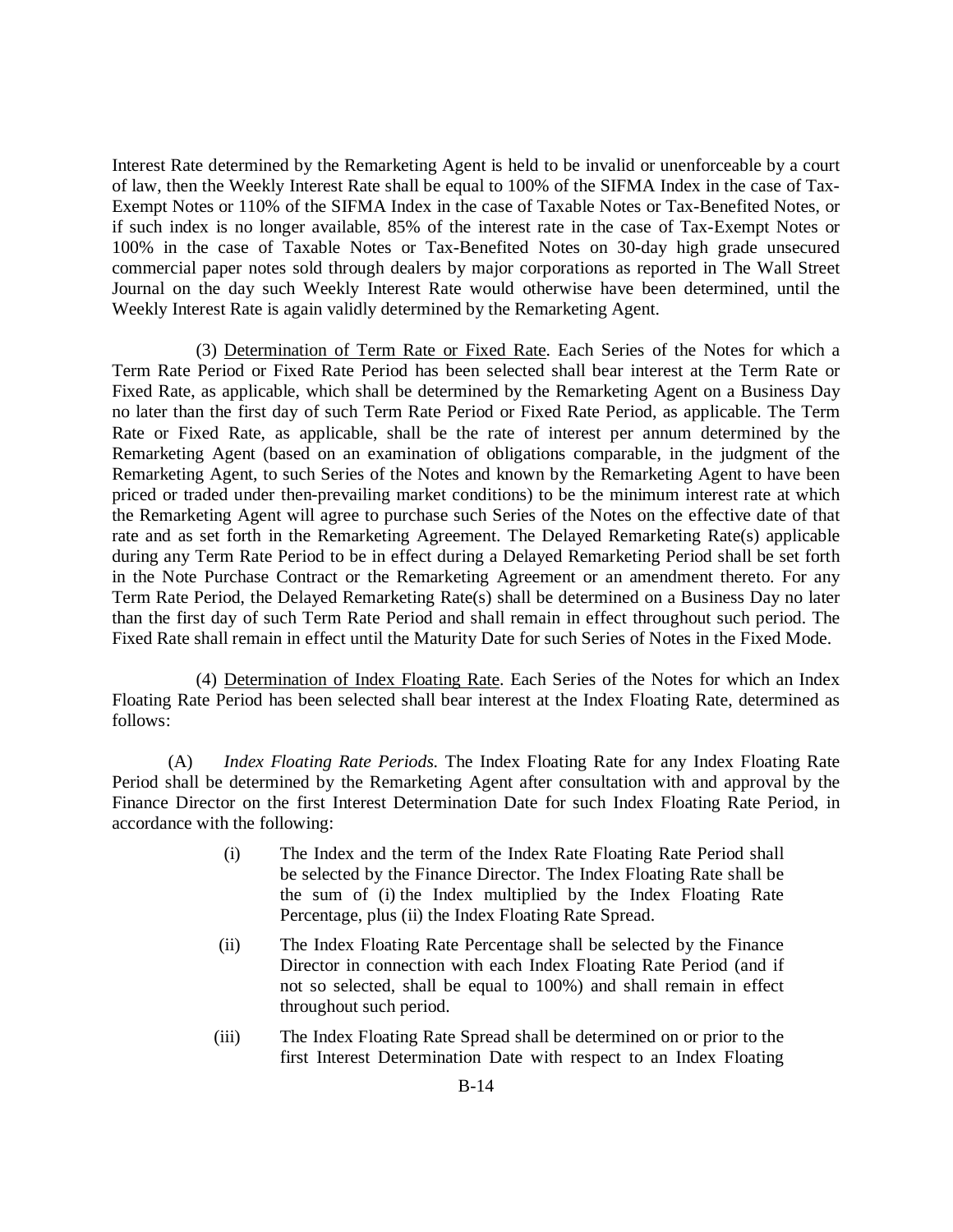Interest Rate determined by the Remarketing Agent is held to be invalid or unenforceable by a court of law, then the Weekly Interest Rate shall be equal to 100% of the SIFMA Index in the case of Tax-Exempt Notes or 110% of the SIFMA Index in the case of Taxable Notes or Tax-Benefited Notes, or if such index is no longer available, 85% of the interest rate in the case of Tax-Exempt Notes or 100% in the case of Taxable Notes or Tax-Benefited Notes on 30-day high grade unsecured commercial paper notes sold through dealers by major corporations as reported in The Wall Street Journal on the day such Weekly Interest Rate would otherwise have been determined, until the Weekly Interest Rate is again validly determined by the Remarketing Agent.

(3) Determination of Term Rate or Fixed Rate. Each Series of the Notes for which a Term Rate Period or Fixed Rate Period has been selected shall bear interest at the Term Rate or Fixed Rate, as applicable, which shall be determined by the Remarketing Agent on a Business Day no later than the first day of such Term Rate Period or Fixed Rate Period, as applicable. The Term Rate or Fixed Rate, as applicable, shall be the rate of interest per annum determined by the Remarketing Agent (based on an examination of obligations comparable, in the judgment of the Remarketing Agent, to such Series of the Notes and known by the Remarketing Agent to have been priced or traded under then-prevailing market conditions) to be the minimum interest rate at which the Remarketing Agent will agree to purchase such Series of the Notes on the effective date of that rate and as set forth in the Remarketing Agreement. The Delayed Remarketing Rate(s) applicable during any Term Rate Period to be in effect during a Delayed Remarketing Period shall be set forth in the Note Purchase Contract or the Remarketing Agreement or an amendment thereto. For any Term Rate Period, the Delayed Remarketing Rate(s) shall be determined on a Business Day no later than the first day of such Term Rate Period and shall remain in effect throughout such period. The Fixed Rate shall remain in effect until the Maturity Date for such Series of Notes in the Fixed Mode.

(4) Determination of Index Floating Rate. Each Series of the Notes for which an Index Floating Rate Period has been selected shall bear interest at the Index Floating Rate, determined as follows:

(A) *Index Floating Rate Periods.* The Index Floating Rate for any Index Floating Rate Period shall be determined by the Remarketing Agent after consultation with and approval by the Finance Director on the first Interest Determination Date for such Index Floating Rate Period, in accordance with the following:

(i) The Index and the term of the Index Rate Floating Rate Period shall be selected by the Finance Director. The Index Floating Rate shall be the sum of (i) the Index multiplied by the Index Floating Rate Percentage, plus (ii) the Index Floating Rate Spread.

(ii) The Index Floating Rate Percentage shall be selected by the Finance Director in connection with each Index Floating Rate Period (and if not so selected, shall be equal to 100%) and shall remain in effect throughout such period.

(iii) The Index Floating Rate Spread shall be determined on or prior to the first Interest Determination Date with respect to an Index Floating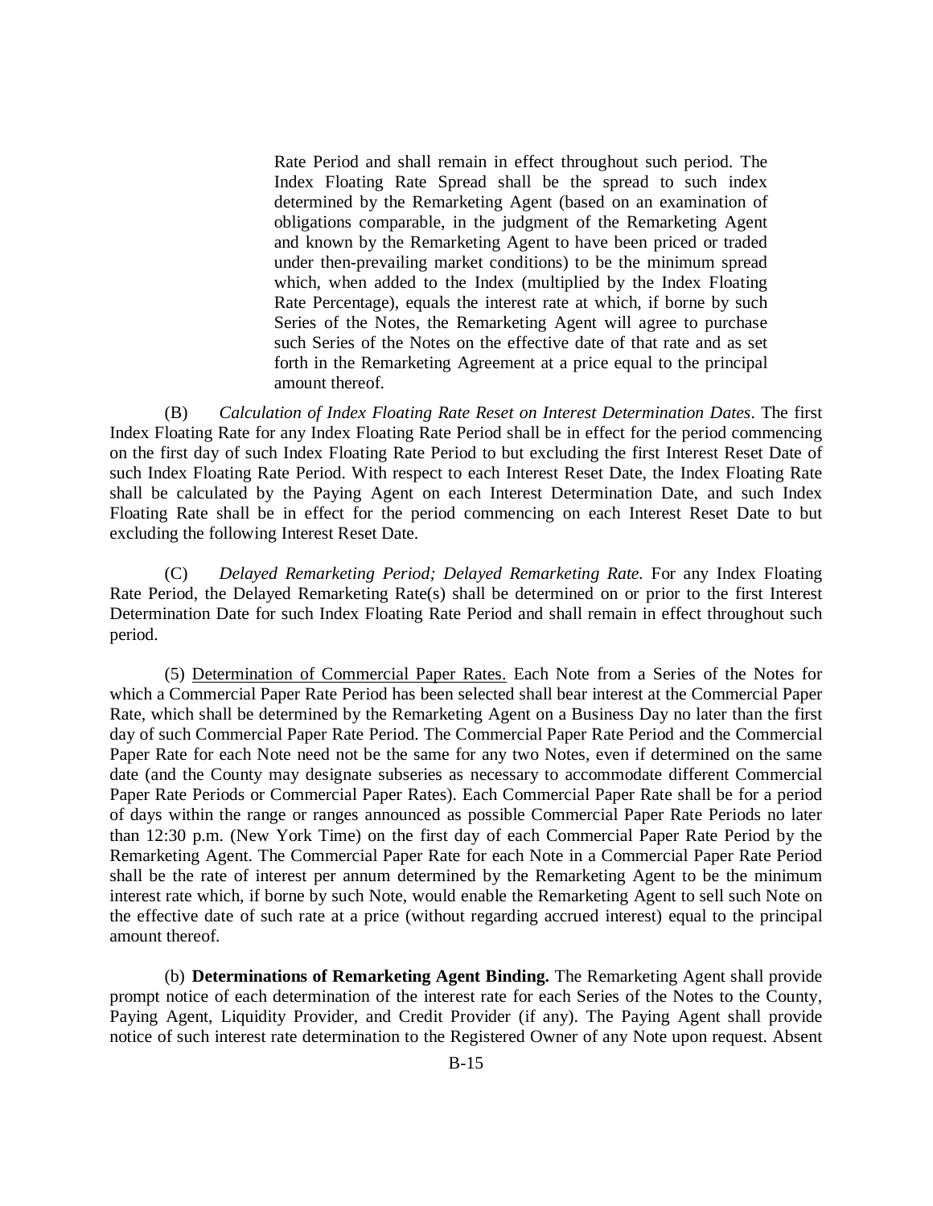Rate Period and shall remain in effect throughout such period. The Index Floating Rate Spread shall be the spread to such index determined by the Remarketing Agent (based on an examination of obligations comparable, in the judgment of the Remarketing Agent and known by the Remarketing Agent to have been priced or traded under then-prevailing market conditions) to be the minimum spread which, when added to the Index (multiplied by the Index Floating Rate Percentage), equals the interest rate at which, if borne by such Series of the Notes, the Remarketing Agent will agree to purchase such Series of the Notes on the effective date of that rate and as set forth in the Remarketing Agreement at a price equal to the principal amount thereof.

(B) *Calculation of Index Floating Rate Reset on Interest Determination Dates*. The first Index Floating Rate for any Index Floating Rate Period shall be in effect for the period commencing on the first day of such Index Floating Rate Period to but excluding the first Interest Reset Date of such Index Floating Rate Period. With respect to each Interest Reset Date, the Index Floating Rate shall be calculated by the Paying Agent on each Interest Determination Date, and such Index Floating Rate shall be in effect for the period commencing on each Interest Reset Date to but excluding the following Interest Reset Date.

(C) *Delayed Remarketing Period; Delayed Remarketing Rate*. For any Index Floating Rate Period, the Delayed Remarketing Rate(s) shall be determined on or prior to the first Interest Determination Date for such Index Floating Rate Period and shall remain in effect throughout such period.

(5) Determination of Commercial Paper Rates. Each Note from a Series of the Notes for which a Commercial Paper Rate Period has been selected shall bear interest at the Commercial Paper Rate, which shall be determined by the Remarketing Agent on a Business Day no later than the first day of such Commercial Paper Rate Period. The Commercial Paper Rate Period and the Commercial Paper Rate for each Note need not be the same for any two Notes, even if determined on the same date (and the County may designate subseries as necessary to accommodate different Commercial Paper Rate Periods or Commercial Paper Rates). Each Commercial Paper Rate shall be for a period of days within the range or ranges announced as possible Commercial Paper Rate Periods no later than 12:30 p.m. (New York Time) on the first day of each Commercial Paper Rate Period by the Remarketing Agent. The Commercial Paper Rate for each Note in a Commercial Paper Rate Period shall be the rate of interest per annum determined by the Remarketing Agent to be the minimum interest rate which, if borne by such Note, would enable the Remarketing Agent to sell such Note on the effective date of such rate at a price (without regarding accrued interest) equal to the principal amount thereof.

(b) **Determinations of Remarketing Agent Binding.** The Remarketing Agent shall provide prompt notice of each determination of the interest rate for each Series of the Notes to the County, Paying Agent, Liquidity Provider, and Credit Provider (if any). The Paying Agent shall provide notice of such interest rate determination to the Registered Owner of any Note upon request. Absent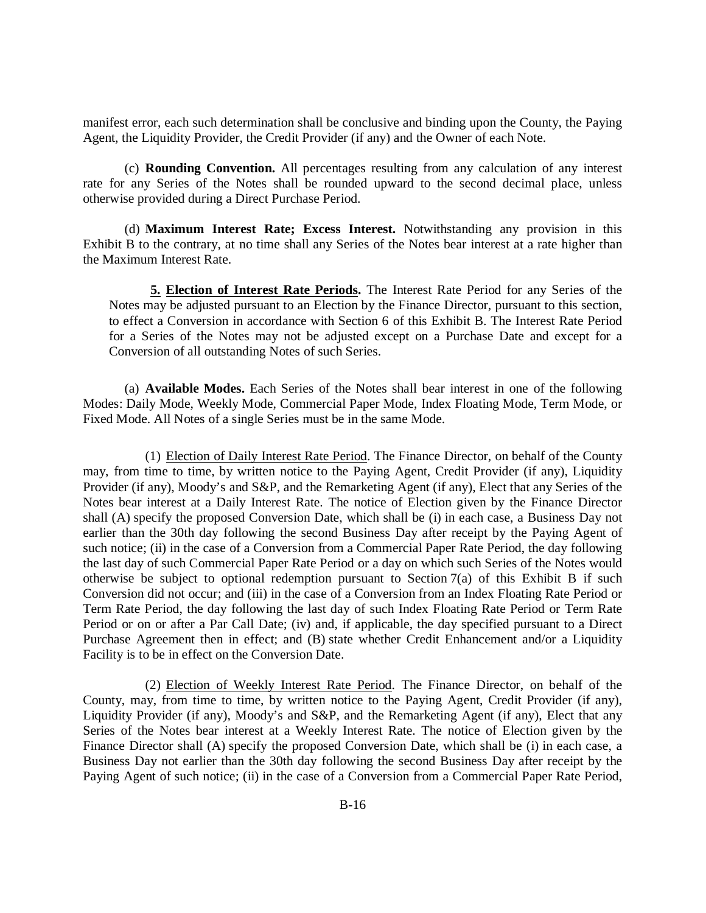manifest error, each such determination shall be conclusive and binding upon the County, the Paying Agent, the Liquidity Provider, the Credit Provider (if any) and the Owner of each Note.

(c) **Rounding Convention.** All percentages resulting from any calculation of any interest rate for any Series of the Notes shall be rounded upward to the second decimal place, unless otherwise provided during a Direct Purchase Period.

(d) **Maximum Interest Rate; Excess Interest.** Notwithstanding any provision in this Exhibit B to the contrary, at no time shall any Series of the Notes bear interest at a rate higher than the Maximum Interest Rate.

**5. Election of Interest Rate Periods.** The Interest Rate Period for any Series of the Notes may be adjusted pursuant to an Election by the Finance Director, pursuant to this section, to effect a Conversion in accordance with Section 6 of this Exhibit B. The Interest Rate Period for a Series of the Notes may not be adjusted except on a Purchase Date and except for a Conversion of all outstanding Notes of such Series.

(a) **Available Modes.** Each Series of the Notes shall bear interest in one of the following Modes: Daily Mode, Weekly Mode, Commercial Paper Mode, Index Floating Mode, Term Mode, or Fixed Mode. All Notes of a single Series must be in the same Mode.

(1) Election of Daily Interest Rate Period. The Finance Director, on behalf of the County may, from time to time, by written notice to the Paying Agent, Credit Provider (if any), Liquidity Provider (if any), Moody's and S&P, and the Remarketing Agent (if any), Elect that any Series of the Notes bear interest at a Daily Interest Rate. The notice of Election given by the Finance Director shall (A) specify the proposed Conversion Date, which shall be (i) in each case, a Business Day not earlier than the 30th day following the second Business Day after receipt by the Paying Agent of such notice; (ii) in the case of a Conversion from a Commercial Paper Rate Period, the day following the last day of such Commercial Paper Rate Period or a day on which such Series of the Notes would otherwise be subject to optional redemption pursuant to Section 7(a) of this Exhibit B if such Conversion did not occur; and (iii) in the case of a Conversion from an Index Floating Rate Period or Term Rate Period, the day following the last day of such Index Floating Rate Period or Term Rate Period or on or after a Par Call Date; (iv) and, if applicable, the day specified pursuant to a Direct Purchase Agreement then in effect; and (B) state whether Credit Enhancement and/or a Liquidity Facility is to be in effect on the Conversion Date.

(2) Election of Weekly Interest Rate Period. The Finance Director, on behalf of the County, may, from time to time, by written notice to the Paying Agent, Credit Provider (if any), Liquidity Provider (if any), Moody's and S&P, and the Remarketing Agent (if any), Elect that any Series of the Notes bear interest at a Weekly Interest Rate. The notice of Election given by the Finance Director shall (A) specify the proposed Conversion Date, which shall be (i) in each case, a Business Day not earlier than the 30th day following the second Business Day after receipt by the Paying Agent of such notice; (ii) in the case of a Conversion from a Commercial Paper Rate Period,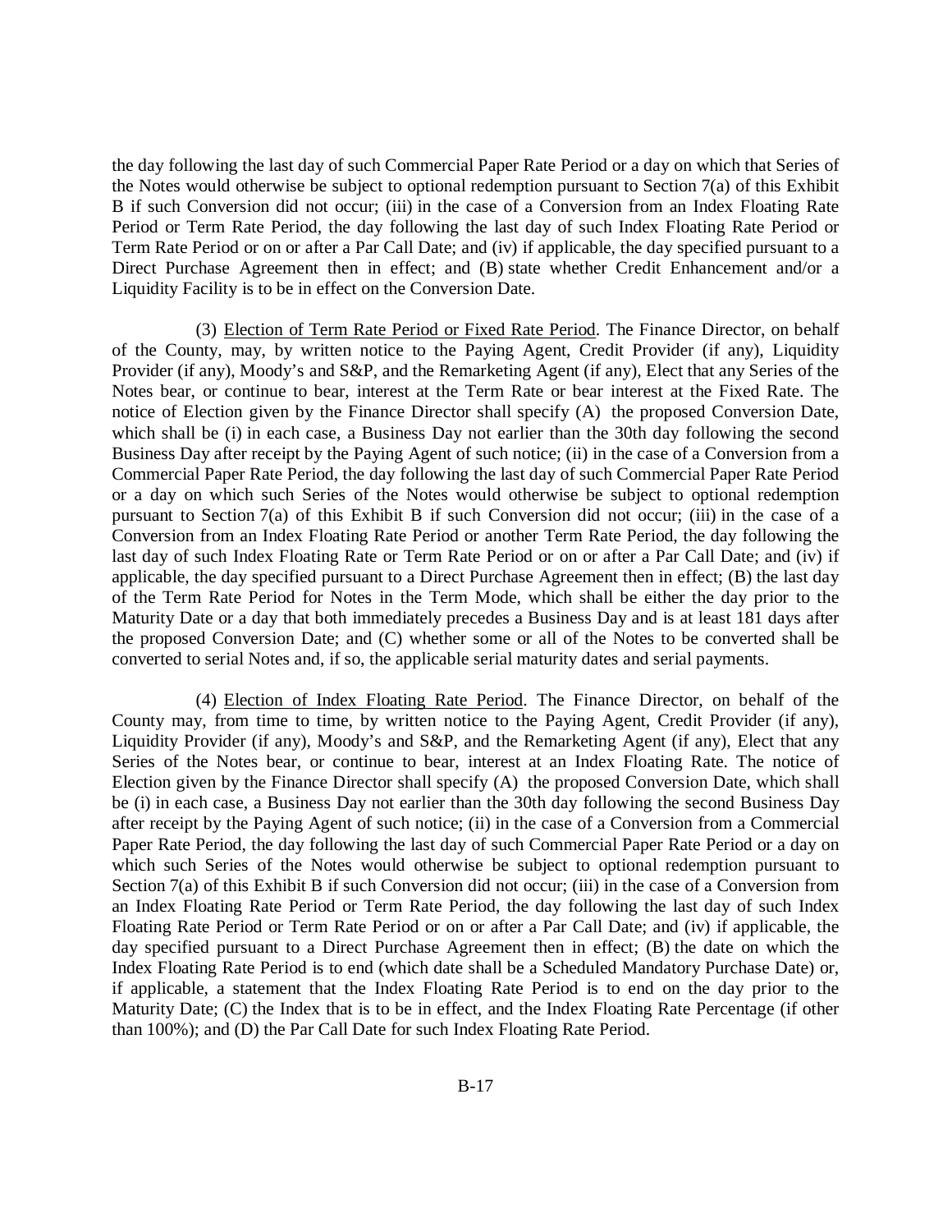the day following the last day of such Commercial Paper Rate Period or a day on which that Series of the Notes would otherwise be subject to optional redemption pursuant to Section 7(a) of this Exhibit B if such Conversion did not occur; (iii) in the case of a Conversion from an Index Floating Rate Period or Term Rate Period, the day following the last day of such Index Floating Rate Period or Term Rate Period or on or after a Par Call Date; and (iv) if applicable, the day specified pursuant to a Direct Purchase Agreement then in effect; and (B) state whether Credit Enhancement and/or a Liquidity Facility is to be in effect on the Conversion Date.

(3) Election of Term Rate Period or Fixed Rate Period. The Finance Director, on behalf of the County, may, by written notice to the Paying Agent, Credit Provider (if any), Liquidity Provider (if any), Moody's and S&P, and the Remarketing Agent (if any), Elect that any Series of the Notes bear, or continue to bear, interest at the Term Rate or bear interest at the Fixed Rate. The notice of Election given by the Finance Director shall specify (A) the proposed Conversion Date, which shall be (i) in each case, a Business Day not earlier than the 30th day following the second Business Day after receipt by the Paying Agent of such notice; (ii) in the case of a Conversion from a Commercial Paper Rate Period, the day following the last day of such Commercial Paper Rate Period or a day on which such Series of the Notes would otherwise be subject to optional redemption pursuant to Section 7(a) of this Exhibit B if such Conversion did not occur; (iii) in the case of a Conversion from an Index Floating Rate Period or another Term Rate Period, the day following the last day of such Index Floating Rate or Term Rate Period or on or after a Par Call Date; and (iv) if applicable, the day specified pursuant to a Direct Purchase Agreement then in effect; (B) the last day of the Term Rate Period for Notes in the Term Mode, which shall be either the day prior to the Maturity Date or a day that both immediately precedes a Business Day and is at least 181 days after the proposed Conversion Date; and (C) whether some or all of the Notes to be converted shall be converted to serial Notes and, if so, the applicable serial maturity dates and serial payments.

(4) Election of Index Floating Rate Period. The Finance Director, on behalf of the County may, from time to time, by written notice to the Paying Agent, Credit Provider (if any), Liquidity Provider (if any), Moody's and S&P, and the Remarketing Agent (if any), Elect that any Series of the Notes bear, or continue to bear, interest at an Index Floating Rate. The notice of Election given by the Finance Director shall specify (A) the proposed Conversion Date, which shall be (i) in each case, a Business Day not earlier than the 30th day following the second Business Day after receipt by the Paying Agent of such notice; (ii) in the case of a Conversion from a Commercial Paper Rate Period, the day following the last day of such Commercial Paper Rate Period or a day on which such Series of the Notes would otherwise be subject to optional redemption pursuant to Section 7(a) of this Exhibit B if such Conversion did not occur; (iii) in the case of a Conversion from an Index Floating Rate Period or Term Rate Period, the day following the last day of such Index Floating Rate Period or Term Rate Period or on or after a Par Call Date; and (iv) if applicable, the day specified pursuant to a Direct Purchase Agreement then in effect; (B) the date on which the Index Floating Rate Period is to end (which date shall be a Scheduled Mandatory Purchase Date) or, if applicable, a statement that the Index Floating Rate Period is to end on the day prior to the Maturity Date; (C) the Index that is to be in effect, and the Index Floating Rate Percentage (if other than 100%); and (D) the Par Call Date for such Index Floating Rate Period.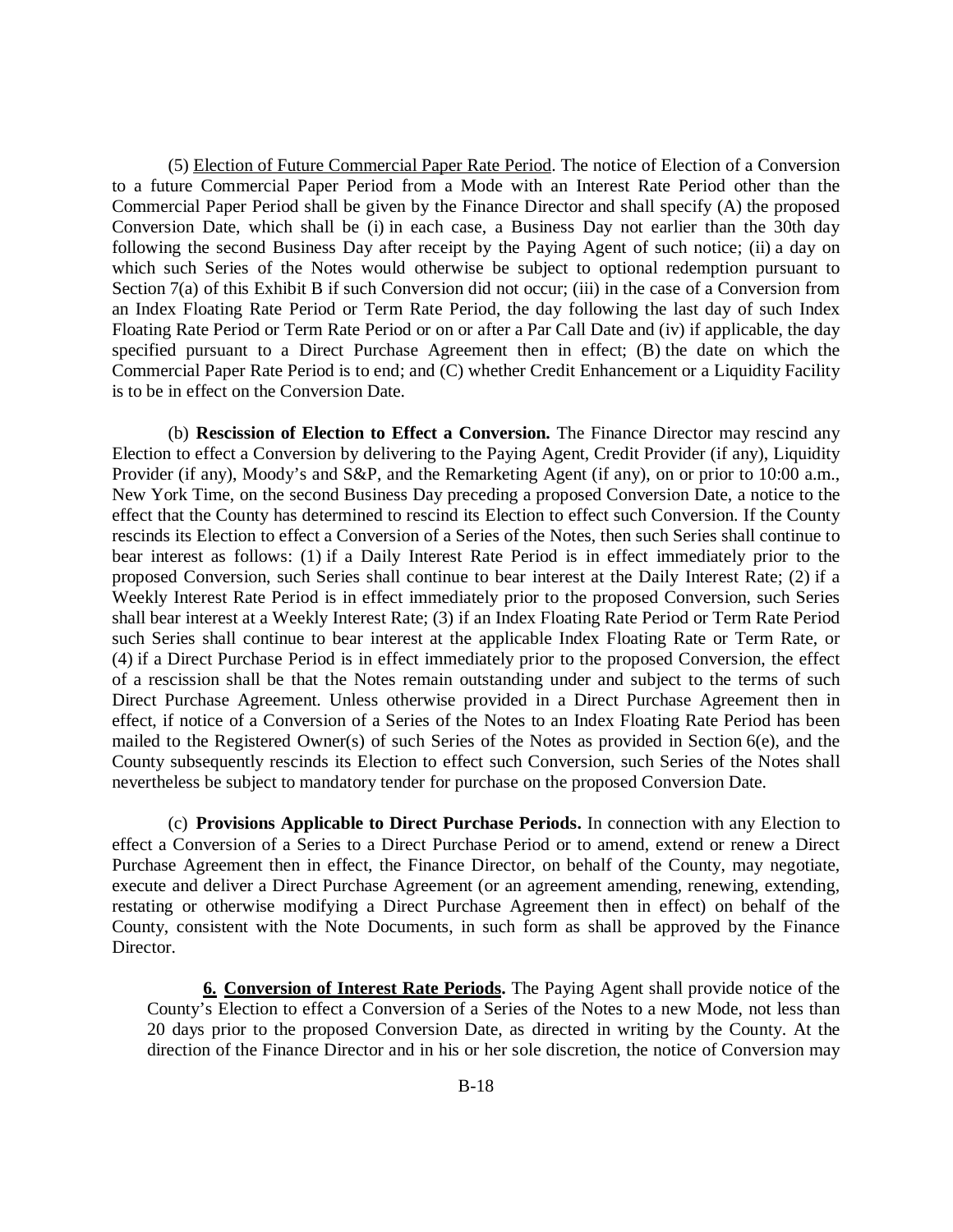(5) Election of Future Commercial Paper Rate Period. The notice of Election of a Conversion to a future Commercial Paper Period from a Mode with an Interest Rate Period other than the Commercial Paper Period shall be given by the Finance Director and shall specify (A) the proposed Conversion Date, which shall be (i) in each case, a Business Day not earlier than the 30th day following the second Business Day after receipt by the Paying Agent of such notice; (ii) a day on which such Series of the Notes would otherwise be subject to optional redemption pursuant to Section 7(a) of this Exhibit B if such Conversion did not occur; (iii) in the case of a Conversion from an Index Floating Rate Period or Term Rate Period, the day following the last day of such Index Floating Rate Period or Term Rate Period or on or after a Par Call Date and (iv) if applicable, the day specified pursuant to a Direct Purchase Agreement then in effect; (B) the date on which the Commercial Paper Rate Period is to end; and (C) whether Credit Enhancement or a Liquidity Facility is to be in effect on the Conversion Date.

(b) **Rescission of Election to Effect a Conversion.** The Finance Director may rescind any Election to effect a Conversion by delivering to the Paying Agent, Credit Provider (if any), Liquidity Provider (if any), Moody's and S&P, and the Remarketing Agent (if any), on or prior to 10:00 a.m., New York Time, on the second Business Day preceding a proposed Conversion Date, a notice to the effect that the County has determined to rescind its Election to effect such Conversion. If the County rescinds its Election to effect a Conversion of a Series of the Notes, then such Series shall continue to bear interest as follows: (1) if a Daily Interest Rate Period is in effect immediately prior to the proposed Conversion, such Series shall continue to bear interest at the Daily Interest Rate; (2) if a Weekly Interest Rate Period is in effect immediately prior to the proposed Conversion, such Series shall bear interest at a Weekly Interest Rate; (3) if an Index Floating Rate Period or Term Rate Period such Series shall continue to bear interest at the applicable Index Floating Rate or Term Rate, or (4) if a Direct Purchase Period is in effect immediately prior to the proposed Conversion, the effect of a rescission shall be that the Notes remain outstanding under and subject to the terms of such Direct Purchase Agreement. Unless otherwise provided in a Direct Purchase Agreement then in effect, if notice of a Conversion of a Series of the Notes to an Index Floating Rate Period has been mailed to the Registered Owner(s) of such Series of the Notes as provided in Section 6(e), and the County subsequently rescinds its Election to effect such Conversion, such Series of the Notes shall nevertheless be subject to mandatory tender for purchase on the proposed Conversion Date.

(c) **Provisions Applicable to Direct Purchase Periods.** In connection with any Election to effect a Conversion of a Series to a Direct Purchase Period or to amend, extend or renew a Direct Purchase Agreement then in effect, the Finance Director, on behalf of the County, may negotiate, execute and deliver a Direct Purchase Agreement (or an agreement amending, renewing, extending, restating or otherwise modifying a Direct Purchase Agreement then in effect) on behalf of the County, consistent with the Note Documents, in such form as shall be approved by the Finance Director.

**6. Conversion of Interest Rate Periods.** The Paying Agent shall provide notice of the County's Election to effect a Conversion of a Series of the Notes to a new Mode, not less than 20 days prior to the proposed Conversion Date, as directed in writing by the County. At the direction of the Finance Director and in his or her sole discretion, the notice of Conversion may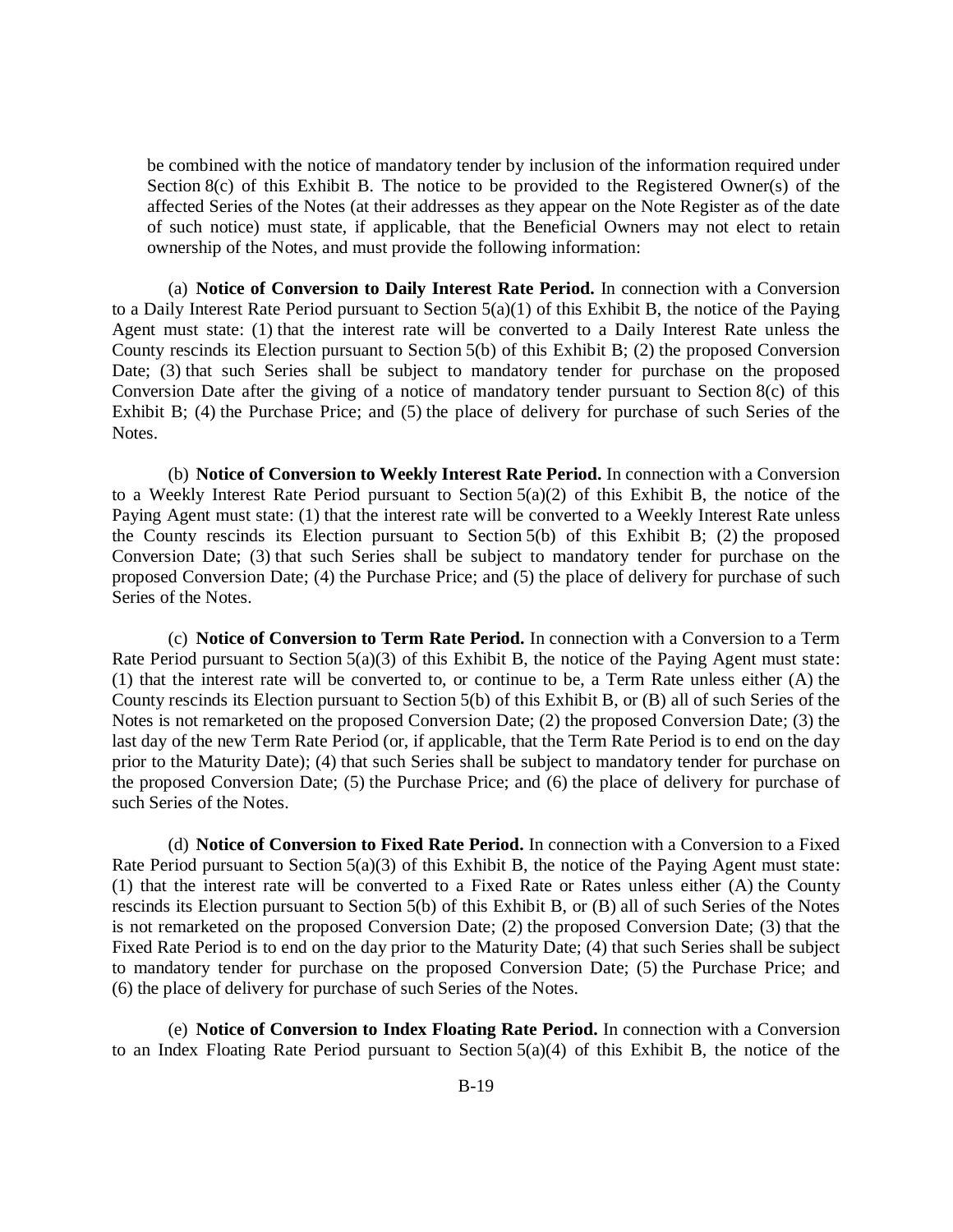be combined with the notice of mandatory tender by inclusion of the information required under Section 8(c) of this Exhibit B. The notice to be provided to the Registered Owner(s) of the affected Series of the Notes (at their addresses as they appear on the Note Register as of the date of such notice) must state, if applicable, that the Beneficial Owners may not elect to retain ownership of the Notes, and must provide the following information:

(a) **Notice of Conversion to Daily Interest Rate Period.** In connection with a Conversion to a Daily Interest Rate Period pursuant to Section 5(a)(1) of this Exhibit B, the notice of the Paying Agent must state: (1) that the interest rate will be converted to a Daily Interest Rate unless the County rescinds its Election pursuant to Section 5(b) of this Exhibit B; (2) the proposed Conversion Date; (3) that such Series shall be subject to mandatory tender for purchase on the proposed Conversion Date after the giving of a notice of mandatory tender pursuant to Section 8(c) of this Exhibit B; (4) the Purchase Price; and (5) the place of delivery for purchase of such Series of the Notes.

(b) **Notice of Conversion to Weekly Interest Rate Period.** In connection with a Conversion to a Weekly Interest Rate Period pursuant to Section 5(a)(2) of this Exhibit B, the notice of the Paying Agent must state: (1) that the interest rate will be converted to a Weekly Interest Rate unless the County rescinds its Election pursuant to Section 5(b) of this Exhibit B; (2) the proposed Conversion Date; (3) that such Series shall be subject to mandatory tender for purchase on the proposed Conversion Date; (4) the Purchase Price; and (5) the place of delivery for purchase of such Series of the Notes.

(c) **Notice of Conversion to Term Rate Period.** In connection with a Conversion to a Term Rate Period pursuant to Section 5(a)(3) of this Exhibit B, the notice of the Paying Agent must state: (1) that the interest rate will be converted to, or continue to be, a Term Rate unless either (A) the County rescinds its Election pursuant to Section 5(b) of this Exhibit B, or (B) all of such Series of the Notes is not remarketed on the proposed Conversion Date; (2) the proposed Conversion Date; (3) the last day of the new Term Rate Period (or, if applicable, that the Term Rate Period is to end on the day prior to the Maturity Date); (4) that such Series shall be subject to mandatory tender for purchase on the proposed Conversion Date; (5) the Purchase Price; and (6) the place of delivery for purchase of such Series of the Notes.

(d) **Notice of Conversion to Fixed Rate Period.** In connection with a Conversion to a Fixed Rate Period pursuant to Section 5(a)(3) of this Exhibit B, the notice of the Paying Agent must state: (1) that the interest rate will be converted to a Fixed Rate or Rates unless either (A) the County rescinds its Election pursuant to Section 5(b) of this Exhibit B, or (B) all of such Series of the Notes is not remarketed on the proposed Conversion Date; (2) the proposed Conversion Date; (3) that the Fixed Rate Period is to end on the day prior to the Maturity Date; (4) that such Series shall be subject to mandatory tender for purchase on the proposed Conversion Date; (5) the Purchase Price; and (6) the place of delivery for purchase of such Series of the Notes.

(e) **Notice of Conversion to Index Floating Rate Period.** In connection with a Conversion to an Index Floating Rate Period pursuant to Section 5(a)(4) of this Exhibit B, the notice of the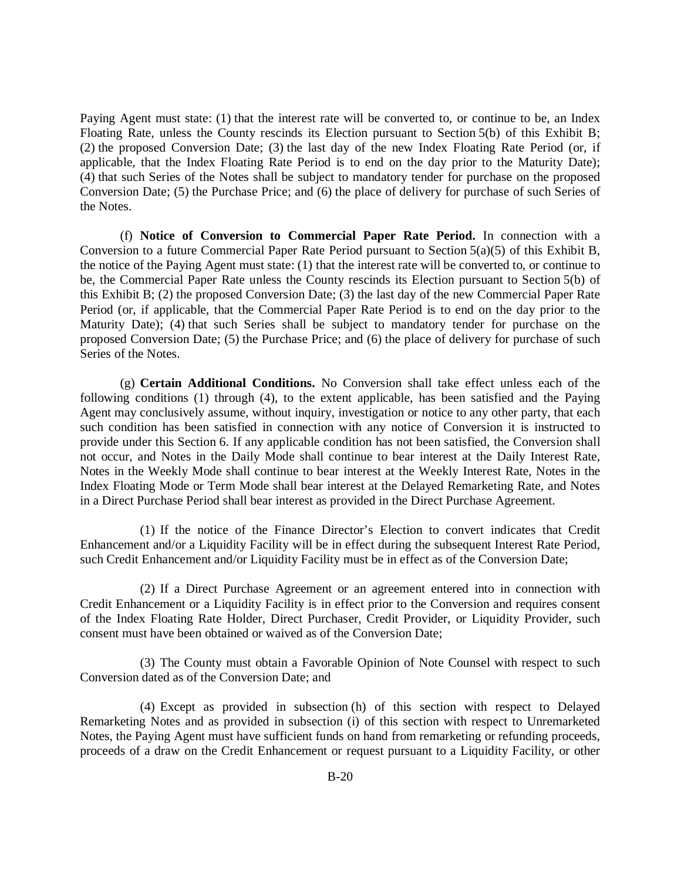Paying Agent must state: (1) that the interest rate will be converted to, or continue to be, an Index Floating Rate, unless the County rescinds its Election pursuant to Section 5(b) of this Exhibit B; (2) the proposed Conversion Date; (3) the last day of the new Index Floating Rate Period (or, if applicable, that the Index Floating Rate Period is to end on the day prior to the Maturity Date); (4) that such Series of the Notes shall be subject to mandatory tender for purchase on the proposed Conversion Date; (5) the Purchase Price; and (6) the place of delivery for purchase of such Series of the Notes.

(f) **Notice of Conversion to Commercial Paper Rate Period.** In connection with a Conversion to a future Commercial Paper Rate Period pursuant to Section 5(a)(5) of this Exhibit B, the notice of the Paying Agent must state: (1) that the interest rate will be converted to, or continue to be, the Commercial Paper Rate unless the County rescinds its Election pursuant to Section 5(b) of this Exhibit B; (2) the proposed Conversion Date; (3) the last day of the new Commercial Paper Rate Period (or, if applicable, that the Commercial Paper Rate Period is to end on the day prior to the Maturity Date); (4) that such Series shall be subject to mandatory tender for purchase on the proposed Conversion Date; (5) the Purchase Price; and (6) the place of delivery for purchase of such Series of the Notes.

(g) **Certain Additional Conditions.** No Conversion shall take effect unless each of the following conditions (1) through (4), to the extent applicable, has been satisfied and the Paying Agent may conclusively assume, without inquiry, investigation or notice to any other party, that each such condition has been satisfied in connection with any notice of Conversion it is instructed to provide under this Section 6. If any applicable condition has not been satisfied, the Conversion shall not occur, and Notes in the Daily Mode shall continue to bear interest at the Daily Interest Rate, Notes in the Weekly Mode shall continue to bear interest at the Weekly Interest Rate, Notes in the Index Floating Mode or Term Mode shall bear interest at the Delayed Remarketing Rate, and Notes in a Direct Purchase Period shall bear interest as provided in the Direct Purchase Agreement.

(1) If the notice of the Finance Director's Election to convert indicates that Credit Enhancement and/or a Liquidity Facility will be in effect during the subsequent Interest Rate Period, such Credit Enhancement and/or Liquidity Facility must be in effect as of the Conversion Date;

(2) If a Direct Purchase Agreement or an agreement entered into in connection with Credit Enhancement or a Liquidity Facility is in effect prior to the Conversion and requires consent of the Index Floating Rate Holder, Direct Purchaser, Credit Provider, or Liquidity Provider, such consent must have been obtained or waived as of the Conversion Date;

(3) The County must obtain a Favorable Opinion of Note Counsel with respect to such Conversion dated as of the Conversion Date; and

(4) Except as provided in subsection (h) of this section with respect to Delayed Remarketing Notes and as provided in subsection (i) of this section with respect to Unremarketed Notes, the Paying Agent must have sufficient funds on hand from remarketing or refunding proceeds, proceeds of a draw on the Credit Enhancement or request pursuant to a Liquidity Facility, or other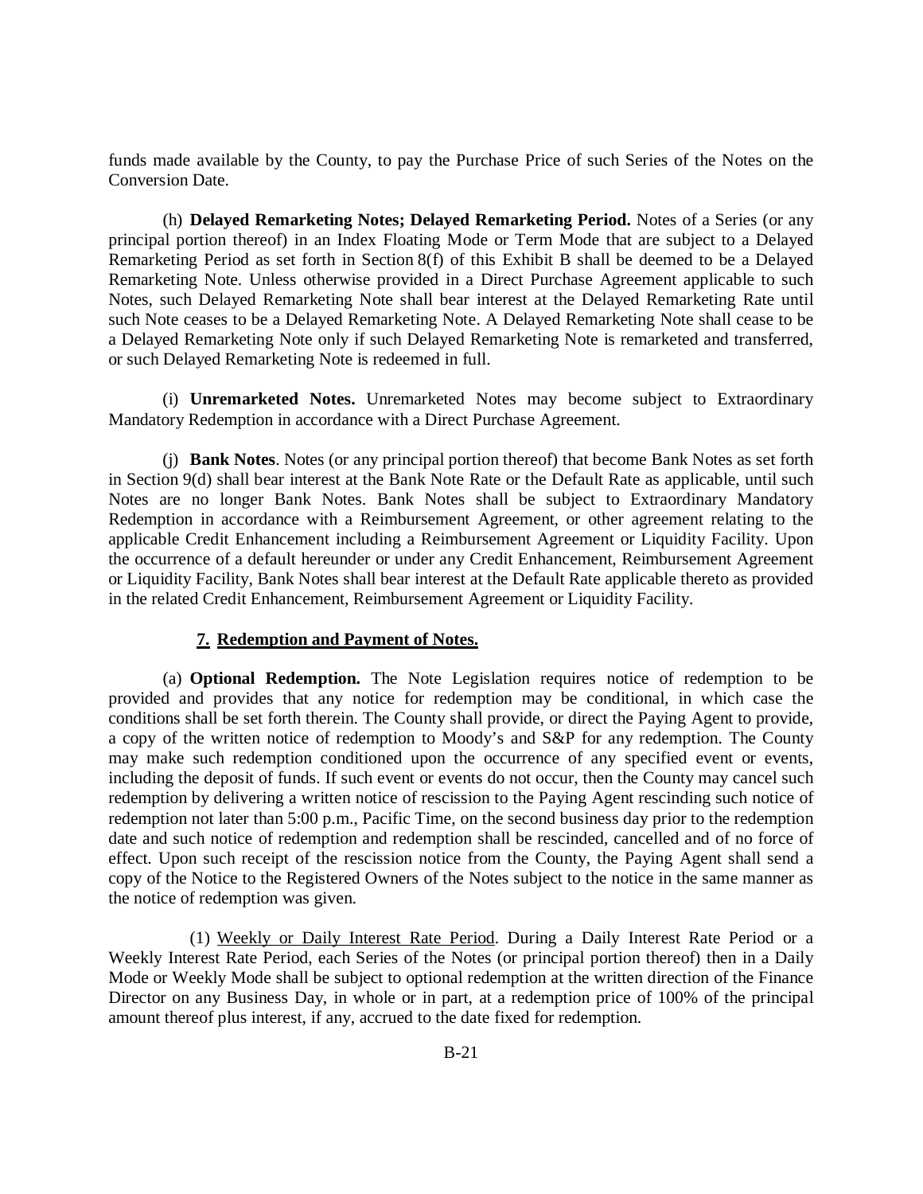funds made available by the County, to pay the Purchase Price of such Series of the Notes on the Conversion Date.

(h) **Delayed Remarketing Notes; Delayed Remarketing Period.** Notes of a Series (or any principal portion thereof) in an Index Floating Mode or Term Mode that are subject to a Delayed Remarketing Period as set forth in Section 8(f) of this Exhibit B shall be deemed to be a Delayed Remarketing Note. Unless otherwise provided in a Direct Purchase Agreement applicable to such Notes, such Delayed Remarketing Note shall bear interest at the Delayed Remarketing Rate until such Note ceases to be a Delayed Remarketing Note. A Delayed Remarketing Note shall cease to be a Delayed Remarketing Note only if such Delayed Remarketing Note is remarketed and transferred, or such Delayed Remarketing Note is redeemed in full.

(i) **Unremarketed Notes.** Unremarketed Notes may become subject to Extraordinary Mandatory Redemption in accordance with a Direct Purchase Agreement.

(j) **Bank Notes**. Notes (or any principal portion thereof) that become Bank Notes as set forth in Section 9(d) shall bear interest at the Bank Note Rate or the Default Rate as applicable, until such Notes are no longer Bank Notes. Bank Notes shall be subject to Extraordinary Mandatory Redemption in accordance with a Reimbursement Agreement, or other agreement relating to the applicable Credit Enhancement including a Reimbursement Agreement or Liquidity Facility. Upon the occurrence of a default hereunder or under any Credit Enhancement, Reimbursement Agreement or Liquidity Facility, Bank Notes shall bear interest at the Default Rate applicable thereto as provided in the related Credit Enhancement, Reimbursement Agreement or Liquidity Facility.

## 7. Redemption and Payment of Notes.

(a) **Optional Redemption.** The Note Legislation requires notice of redemption to be provided and provides that any notice for redemption may be conditional, in which case the conditions shall be set forth therein. The County shall provide, or direct the Paying Agent to provide, a copy of the written notice of redemption to Moody's and S&P for any redemption. The County may make such redemption conditioned upon the occurrence of any specified event or events, including the deposit of funds. If such event or events do not occur, then the County may cancel such redemption by delivering a written notice of rescission to the Paying Agent rescinding such notice of redemption not later than 5:00 p.m., Pacific Time, on the second business day prior to the redemption date and such notice of redemption and redemption shall be rescinded, cancelled and of no force of effect. Upon such receipt of the rescission notice from the County, the Paying Agent shall send a copy of the Notice to the Registered Owners of the Notes subject to the notice in the same manner as the notice of redemption was given.

(1) Weekly or Daily Interest Rate Period. During a Daily Interest Rate Period or a Weekly Interest Rate Period, each Series of the Notes (or principal portion thereof) then in a Daily Mode or Weekly Mode shall be subject to optional redemption at the written direction of the Finance Director on any Business Day, in whole or in part, at a redemption price of 100% of the principal amount thereof plus interest, if any, accrued to the date fixed for redemption.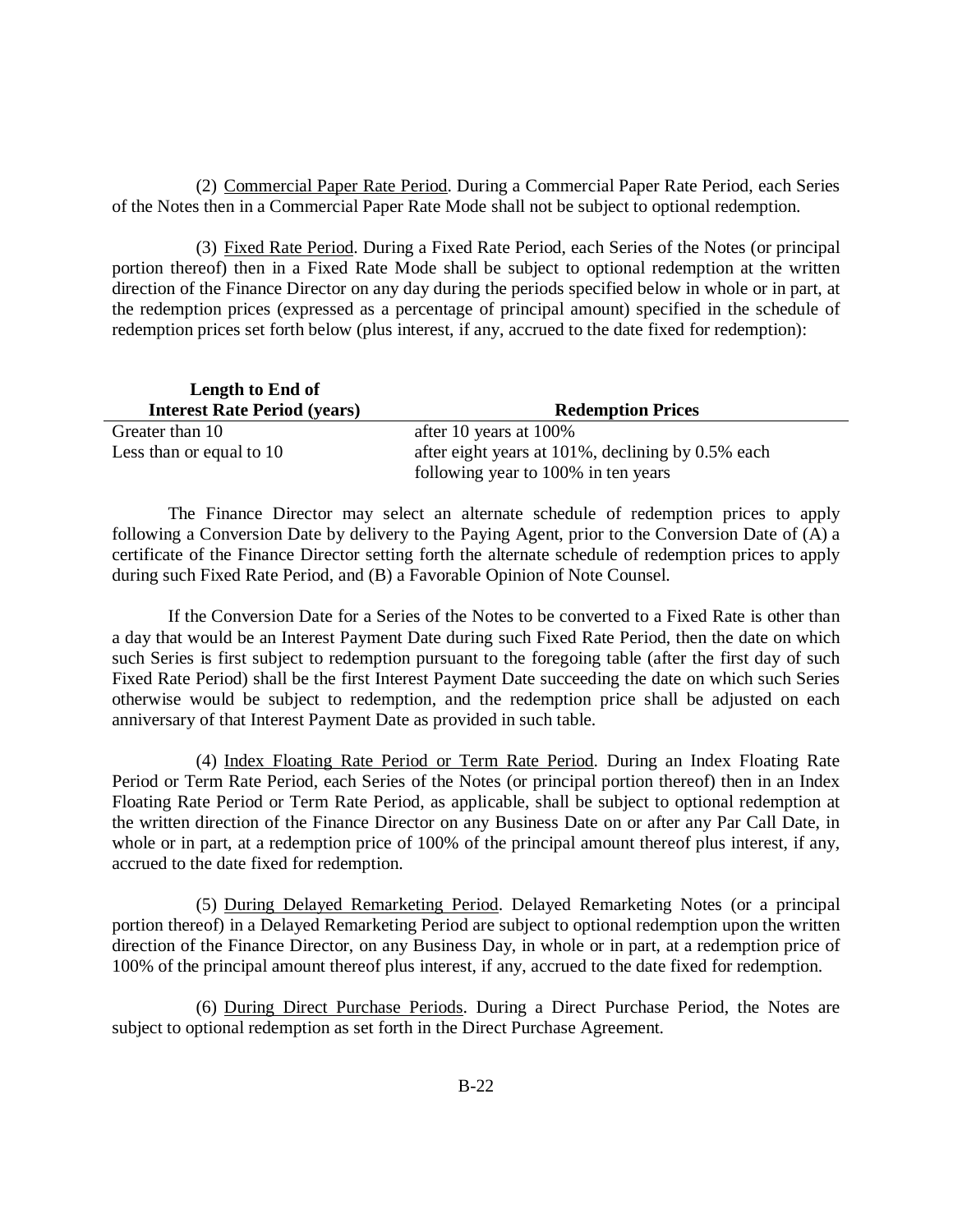(2) Commercial Paper Rate Period. During a Commercial Paper Rate Period, each Series of the Notes then in a Commercial Paper Rate Mode shall not be subject to optional redemption.

(3) Fixed Rate Period. During a Fixed Rate Period, each Series of the Notes (or principal portion thereof) then in a Fixed Rate Mode shall be subject to optional redemption at the written direction of the Finance Director on any day during the periods specified below in whole or in part, at the redemption prices (expressed as a percentage of principal amount) specified in the schedule of redemption prices set forth below (plus interest, if any, accrued to the date fixed for redemption):

| Length to End of Interest Rate Period (years) | Redemption Prices |
|---|---|
| Greater than 10 | after 10 years at 100% |
| Less than or equal to 10 | after eight years at 101%, declining by 0.5% each following year to 100% in ten years |

The Finance Director may select an alternate schedule of redemption prices to apply following a Conversion Date by delivery to the Paying Agent, prior to the Conversion Date of (A) a certificate of the Finance Director setting forth the alternate schedule of redemption prices to apply during such Fixed Rate Period, and (B) a Favorable Opinion of Note Counsel.

If the Conversion Date for a Series of the Notes to be converted to a Fixed Rate is other than a day that would be an Interest Payment Date during such Fixed Rate Period, then the date on which such Series is first subject to redemption pursuant to the foregoing table (after the first day of such Fixed Rate Period) shall be the first Interest Payment Date succeeding the date on which such Series otherwise would be subject to redemption, and the redemption price shall be adjusted on each anniversary of that Interest Payment Date as provided in such table.

(4) Index Floating Rate Period or Term Rate Period. During an Index Floating Rate Period or Term Rate Period, each Series of the Notes (or principal portion thereof) then in an Index Floating Rate Period or Term Rate Period, as applicable, shall be subject to optional redemption at the written direction of the Finance Director on any Business Date on or after any Par Call Date, in whole or in part, at a redemption price of 100% of the principal amount thereof plus interest, if any, accrued to the date fixed for redemption.

(5) During Delayed Remarketing Period. Delayed Remarketing Notes (or a principal portion thereof) in a Delayed Remarketing Period are subject to optional redemption upon the written direction of the Finance Director, on any Business Day, in whole or in part, at a redemption price of 100% of the principal amount thereof plus interest, if any, accrued to the date fixed for redemption.

(6) During Direct Purchase Periods. During a Direct Purchase Period, the Notes are subject to optional redemption as set forth in the Direct Purchase Agreement.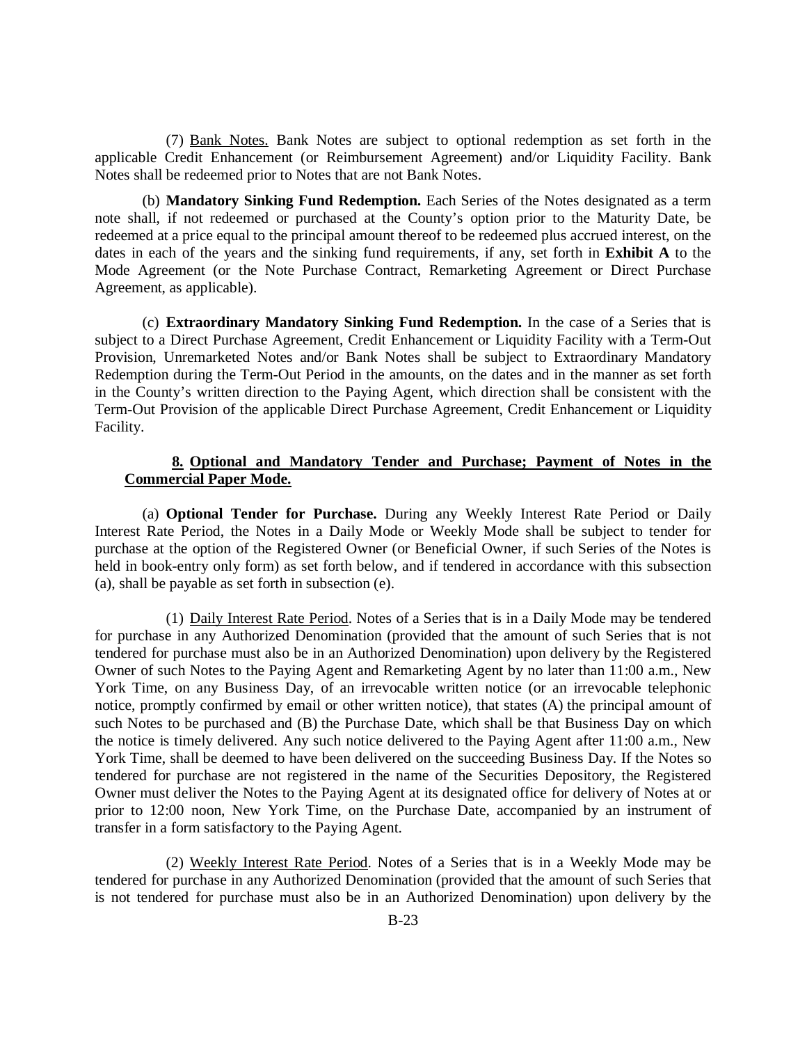(7) Underline: Bank Notes. Bank Notes are subject to optional redemption as set forth in the applicable Credit Enhancement (or Reimbursement Agreement) and/or Liquidity Facility. Bank Notes shall be redeemed prior to Notes that are not Bank Notes.

(b) **Mandatory Sinking Fund Redemption.** Each Series of the Notes designated as a term note shall, if not redeemed or purchased at the County's option prior to the Maturity Date, be redeemed at a price equal to the principal amount thereof to be redeemed plus accrued interest, on the dates in each of the years and the sinking fund requirements, if any, set forth in **Exhibit A** to the Mode Agreement (or the Note Purchase Contract, Remarketing Agreement or Direct Purchase Agreement, as applicable).

(c) **Extraordinary Mandatory Sinking Fund Redemption.** In the case of a Series that is subject to a Direct Purchase Agreement, Credit Enhancement or Liquidity Facility with a Term-Out Provision, Unremarketed Notes and/or Bank Notes shall be subject to Extraordinary Mandatory Redemption during the Term-Out Period in the amounts, on the dates and in the manner as set forth in the County's written direction to the Paying Agent, which direction shall be consistent with the Term-Out Provision of the applicable Direct Purchase Agreement, Credit Enhancement or Liquidity Facility.

**8. Optional and Mandatory Tender and Purchase; Payment of Notes in the Commercial Paper Mode.**

(a) **Optional Tender for Purchase.** During any Weekly Interest Rate Period or Daily Interest Rate Period, the Notes in a Daily Mode or Weekly Mode shall be subject to tender for purchase at the option of the Registered Owner (or Beneficial Owner, if such Series of the Notes is held in book-entry only form) as set forth below, and if tendered in accordance with this subsection (a), shall be payable as set forth in subsection (e).

(1) Daily Interest Rate Period. Notes of a Series that is in a Daily Mode may be tendered for purchase in any Authorized Denomination (provided that the amount of such Series that is not tendered for purchase must also be in an Authorized Denomination) upon delivery by the Registered Owner of such Notes to the Paying Agent and Remarketing Agent by no later than 11:00 a.m., New York Time, on any Business Day, of an irrevocable written notice (or an irrevocable telephonic notice, promptly confirmed by email or other written notice), that states (A) the principal amount of such Notes to be purchased and (B) the Purchase Date, which shall be that Business Day on which the notice is timely delivered. Any such notice delivered to the Paying Agent after 11:00 a.m., New York Time, shall be deemed to have been delivered on the succeeding Business Day. If the Notes so tendered for purchase are not registered in the name of the Securities Depository, the Registered Owner must deliver the Notes to the Paying Agent at its designated office for delivery of Notes at or prior to 12:00 noon, New York Time, on the Purchase Date, accompanied by an instrument of transfer in a form satisfactory to the Paying Agent.

(2) Weekly Interest Rate Period. Notes of a Series that is in a Weekly Mode may be tendered for purchase in any Authorized Denomination (provided that the amount of such Series that is not tendered for purchase must also be in an Authorized Denomination) upon delivery by the

(7) Bank Notes. Bank Notes are subject to optional redemption as set forth in the applicable Credit Enhancement (or Reimbursement Agreement) and/or Liquidity Facility. Bank Notes shall be redeemed prior to Notes that are not Bank Notes.

(b) **Mandatory Sinking Fund Redemption.** Each Series of the Notes designated as a term note shall, if not redeemed or purchased at the County's option prior to the Maturity Date, be redeemed at a price equal to the principal amount thereof to be redeemed plus accrued interest, on the dates in each of the years and the sinking fund requirements, if any, set forth in **Exhibit A** to the Mode Agreement (or the Note Purchase Contract, Remarketing Agreement or Direct Purchase Agreement, as applicable).

(c) **Extraordinary Mandatory Sinking Fund Redemption.** In the case of a Series that is subject to a Direct Purchase Agreement, Credit Enhancement or Liquidity Facility with a Term-Out Provision, Unremarketed Notes and/or Bank Notes shall be subject to Extraordinary Mandatory Redemption during the Term-Out Period in the amounts, on the dates and in the manner as set forth in the County's written direction to the Paying Agent, which direction shall be consistent with the Term-Out Provision of the applicable Direct Purchase Agreement, Credit Enhancement or Liquidity Facility.

**8. Optional and Mandatory Tender and Purchase; Payment of Notes in the Commercial Paper Mode.**

(a) **Optional Tender for Purchase.** During any Weekly Interest Rate Period or Daily Interest Rate Period, the Notes in a Daily Mode or Weekly Mode shall be subject to tender for purchase at the option of the Registered Owner (or Beneficial Owner, if such Series of the Notes is held in book-entry only form) as set forth below, and if tendered in accordance with this subsection (a), shall be payable as set forth in subsection (e).

(1) Daily Interest Rate Period. Notes of a Series that is in a Daily Mode may be tendered for purchase in any Authorized Denomination (provided that the amount of such Series that is not tendered for purchase must also be in an Authorized Denomination) upon delivery by the Registered Owner of such Notes to the Paying Agent and Remarketing Agent by no later than 11:00 a.m., New York Time, on any Business Day, of an irrevocable written notice (or an irrevocable telephonic notice, promptly confirmed by email or other written notice), that states (A) the principal amount of such Notes to be purchased and (B) the Purchase Date, which shall be that Business Day on which the notice is timely delivered. Any such notice delivered to the Paying Agent after 11:00 a.m., New York Time, shall be deemed to have been delivered on the succeeding Business Day. If the Notes so tendered for purchase are not registered in the name of the Securities Depository, the Registered Owner must deliver the Notes to the Paying Agent at its designated office for delivery of Notes at or prior to 12:00 noon, New York Time, on the Purchase Date, accompanied by an instrument of transfer in a form satisfactory to the Paying Agent.

(2) Weekly Interest Rate Period. Notes of a Series that is in a Weekly Mode may be tendered for purchase in any Authorized Denomination (provided that the amount of such Series that is not tendered for purchase must also be in an Authorized Denomination) upon delivery by the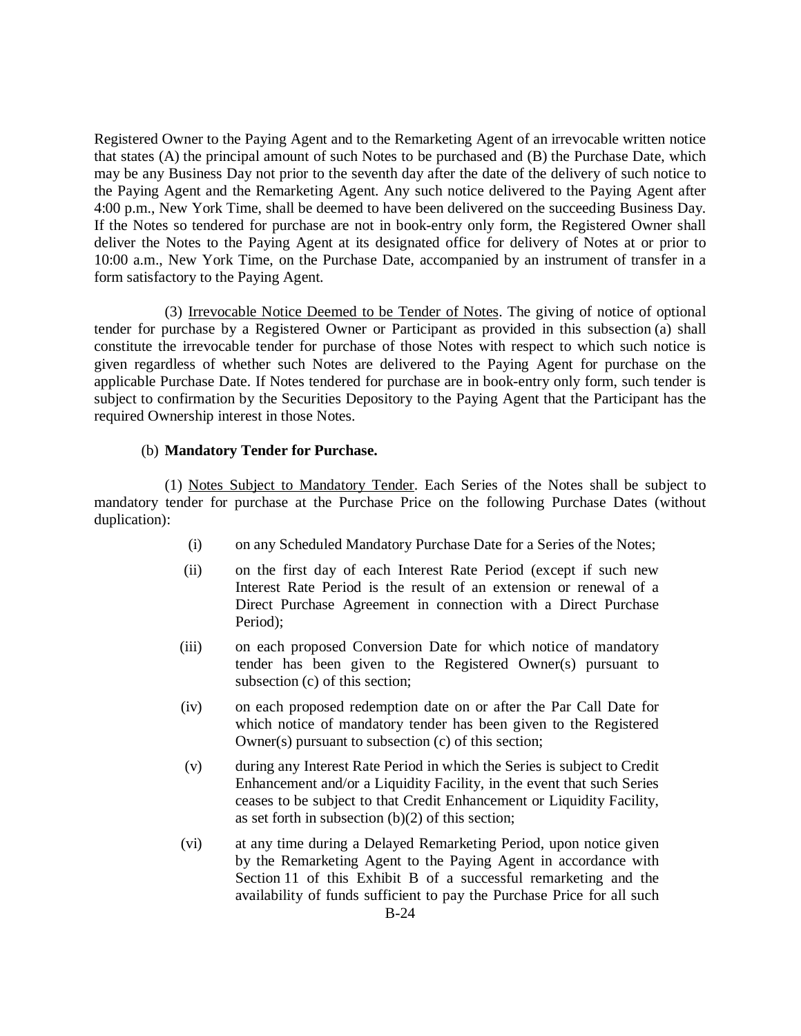Registered Owner to the Paying Agent and to the Remarketing Agent of an irrevocable written notice that states (A) the principal amount of such Notes to be purchased and (B) the Purchase Date, which may be any Business Day not prior to the seventh day after the date of the delivery of such notice to the Paying Agent and the Remarketing Agent. Any such notice delivered to the Paying Agent after 4:00 p.m., New York Time, shall be deemed to have been delivered on the succeeding Business Day. If the Notes so tendered for purchase are not in book-entry only form, the Registered Owner shall deliver the Notes to the Paying Agent at its designated office for delivery of Notes at or prior to 10:00 a.m., New York Time, on the Purchase Date, accompanied by an instrument of transfer in a form satisfactory to the Paying Agent.

(3) Irrevocable Notice Deemed to be Tender of Notes. The giving of notice of optional tender for purchase by a Registered Owner or Participant as provided in this subsection (a) shall constitute the irrevocable tender for purchase of those Notes with respect to which such notice is given regardless of whether such Notes are delivered to the Paying Agent for purchase on the applicable Purchase Date. If Notes tendered for purchase are in book-entry only form, such tender is subject to confirmation by the Securities Depository to the Paying Agent that the Participant has the required Ownership interest in those Notes.

(b) **Mandatory Tender for Purchase.**

(1) Notes Subject to Mandatory Tender. Each Series of the Notes shall be subject to mandatory tender for purchase at the Purchase Price on the following Purchase Dates (without duplication):

(i) on any Scheduled Mandatory Purchase Date for a Series of the Notes;

(ii) on the first day of each Interest Rate Period (except if such new Interest Rate Period is the result of an extension or renewal of a Direct Purchase Agreement in connection with a Direct Purchase Period);

(iii) on each proposed Conversion Date for which notice of mandatory tender has been given to the Registered Owner(s) pursuant to subsection (c) of this section;

(iv) on each proposed redemption date on or after the Par Call Date for which notice of mandatory tender has been given to the Registered Owner(s) pursuant to subsection (c) of this section;

(v) during any Interest Rate Period in which the Series is subject to Credit Enhancement and/or a Liquidity Facility, in the event that such Series ceases to be subject to that Credit Enhancement or Liquidity Facility, as set forth in subsection (b)(2) of this section;

(vi) at any time during a Delayed Remarketing Period, upon notice given by the Remarketing Agent to the Paying Agent in accordance with Section 11 of this Exhibit B of a successful remarketing and the availability of funds sufficient to pay the Purchase Price for all such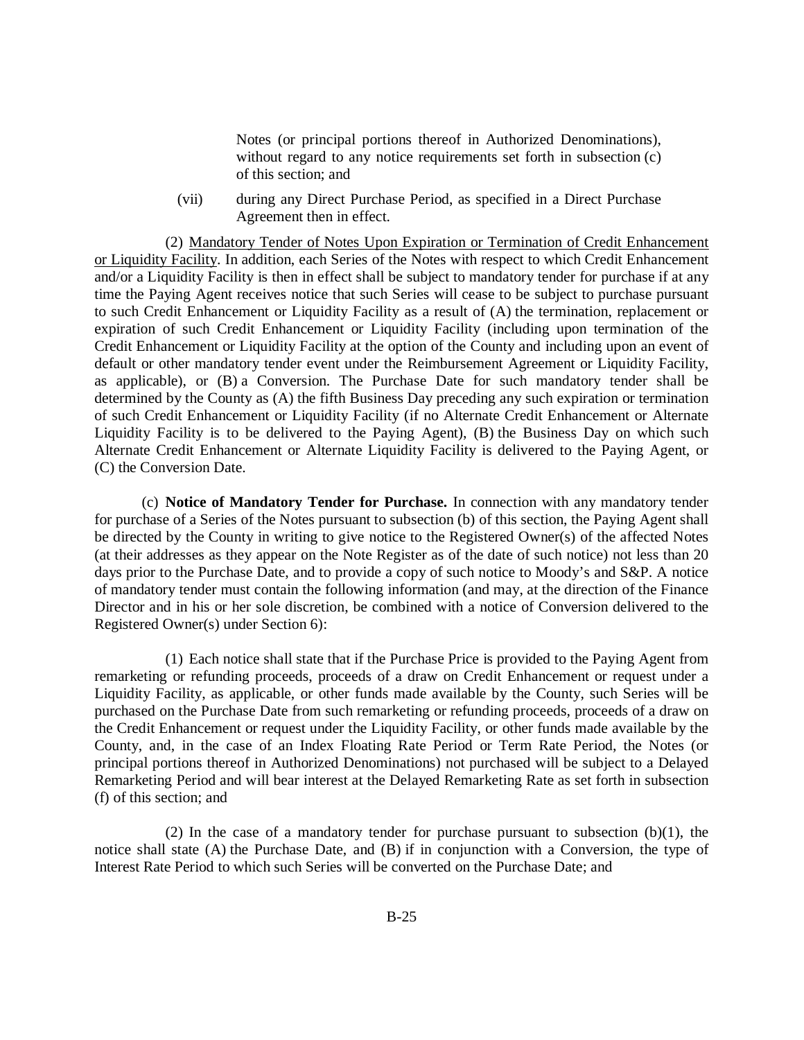Notes (or principal portions thereof in Authorized Denominations), without regard to any notice requirements set forth in subsection (c) of this section; and

(vii) during any Direct Purchase Period, as specified in a Direct Purchase Agreement then in effect.

(2) Mandatory Tender of Notes Upon Expiration or Termination of Credit Enhancement or Liquidity Facility. In addition, each Series of the Notes with respect to which Credit Enhancement and/or a Liquidity Facility is then in effect shall be subject to mandatory tender for purchase if at any time the Paying Agent receives notice that such Series will cease to be subject to purchase pursuant to such Credit Enhancement or Liquidity Facility as a result of (A) the termination, replacement or expiration of such Credit Enhancement or Liquidity Facility (including upon termination of the Credit Enhancement or Liquidity Facility at the option of the County and including upon an event of default or other mandatory tender event under the Reimbursement Agreement or Liquidity Facility, as applicable), or (B) a Conversion. The Purchase Date for such mandatory tender shall be determined by the County as (A) the fifth Business Day preceding any such expiration or termination of such Credit Enhancement or Liquidity Facility (if no Alternate Credit Enhancement or Alternate Liquidity Facility is to be delivered to the Paying Agent), (B) the Business Day on which such Alternate Credit Enhancement or Alternate Liquidity Facility is delivered to the Paying Agent, or (C) the Conversion Date.

(c) **Notice of Mandatory Tender for Purchase.** In connection with any mandatory tender for purchase of a Series of the Notes pursuant to subsection (b) of this section, the Paying Agent shall be directed by the County in writing to give notice to the Registered Owner(s) of the affected Notes (at their addresses as they appear on the Note Register as of the date of such notice) not less than 20 days prior to the Purchase Date, and to provide a copy of such notice to Moody's and S&P. A notice of mandatory tender must contain the following information (and may, at the direction of the Finance Director and in his or her sole discretion, be combined with a notice of Conversion delivered to the Registered Owner(s) under Section 6):

(1) Each notice shall state that if the Purchase Price is provided to the Paying Agent from remarketing or refunding proceeds, proceeds of a draw on Credit Enhancement or request under a Liquidity Facility, as applicable, or other funds made available by the County, such Series will be purchased on the Purchase Date from such remarketing or refunding proceeds, proceeds of a draw on the Credit Enhancement or request under the Liquidity Facility, or other funds made available by the County, and, in the case of an Index Floating Rate Period or Term Rate Period, the Notes (or principal portions thereof in Authorized Denominations) not purchased will be subject to a Delayed Remarketing Period and will bear interest at the Delayed Remarketing Rate as set forth in subsection (f) of this section; and

(2) In the case of a mandatory tender for purchase pursuant to subsection (b)(1), the notice shall state (A) the Purchase Date, and (B) if in conjunction with a Conversion, the type of Interest Rate Period to which such Series will be converted on the Purchase Date; and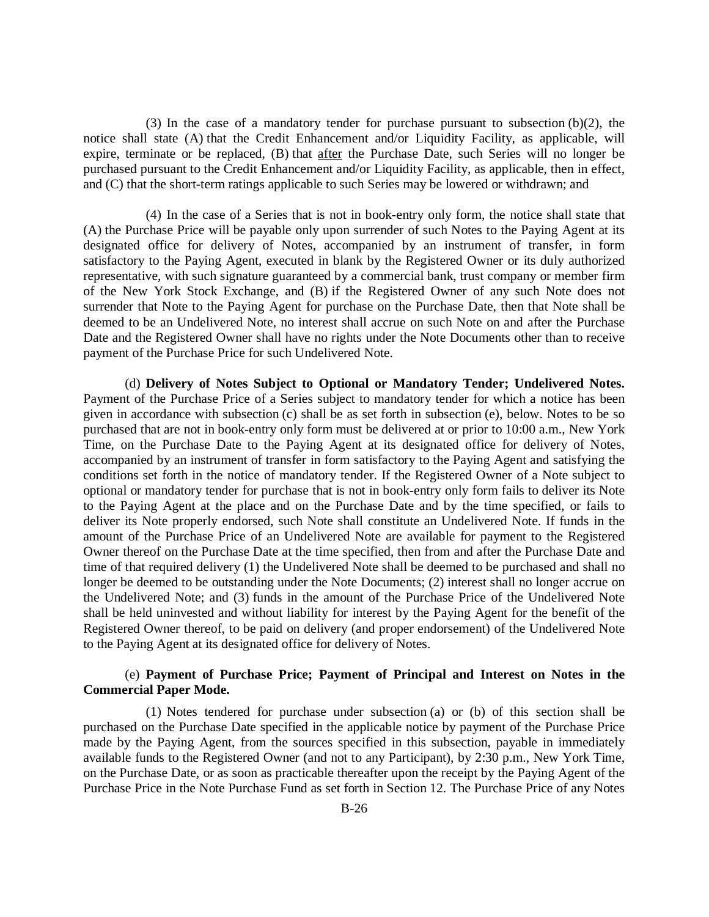(3) In the case of a mandatory tender for purchase pursuant to subsection (b)(2), the notice shall state (A) that the Credit Enhancement and/or Liquidity Facility, as applicable, will expire, terminate or be replaced, (B) that after the Purchase Date, such Series will no longer be purchased pursuant to the Credit Enhancement and/or Liquidity Facility, as applicable, then in effect, and (C) that the short-term ratings applicable to such Series may be lowered or withdrawn; and

(4) In the case of a Series that is not in book-entry only form, the notice shall state that (A) the Purchase Price will be payable only upon surrender of such Notes to the Paying Agent at its designated office for delivery of Notes, accompanied by an instrument of transfer, in form satisfactory to the Paying Agent, executed in blank by the Registered Owner or its duly authorized representative, with such signature guaranteed by a commercial bank, trust company or member firm of the New York Stock Exchange, and (B) if the Registered Owner of any such Note does not surrender that Note to the Paying Agent for purchase on the Purchase Date, then that Note shall be deemed to be an Undelivered Note, no interest shall accrue on such Note on and after the Purchase Date and the Registered Owner shall have no rights under the Note Documents other than to receive payment of the Purchase Price for such Undelivered Note.

(d) **Delivery of Notes Subject to Optional or Mandatory Tender; Undelivered Notes.** Payment of the Purchase Price of a Series subject to mandatory tender for which a notice has been given in accordance with subsection (c) shall be as set forth in subsection (e), below. Notes to be so purchased that are not in book-entry only form must be delivered at or prior to 10:00 a.m., New York Time, on the Purchase Date to the Paying Agent at its designated office for delivery of Notes, accompanied by an instrument of transfer in form satisfactory to the Paying Agent and satisfying the conditions set forth in the notice of mandatory tender. If the Registered Owner of a Note subject to optional or mandatory tender for purchase that is not in book-entry only form fails to deliver its Note to the Paying Agent at the place and on the Purchase Date and by the time specified, or fails to deliver its Note properly endorsed, such Note shall constitute an Undelivered Note. If funds in the amount of the Purchase Price of an Undelivered Note are available for payment to the Registered Owner thereof on the Purchase Date at the time specified, then from and after the Purchase Date and time of that required delivery (1) the Undelivered Note shall be deemed to be purchased and shall no longer be deemed to be outstanding under the Note Documents; (2) interest shall no longer accrue on the Undelivered Note; and (3) funds in the amount of the Purchase Price of the Undelivered Note shall be held uninvested and without liability for interest by the Paying Agent for the benefit of the Registered Owner thereof, to be paid on delivery (and proper endorsement) of the Undelivered Note to the Paying Agent at its designated office for delivery of Notes.

(e) **Payment of Purchase Price; Payment of Principal and Interest on Notes in the Commercial Paper Mode.**

(1) Notes tendered for purchase under subsection (a) or (b) of this section shall be purchased on the Purchase Date specified in the applicable notice by payment of the Purchase Price made by the Paying Agent, from the sources specified in this subsection, payable in immediately available funds to the Registered Owner (and not to any Participant), by 2:30 p.m., New York Time, on the Purchase Date, or as soon as practicable thereafter upon the receipt by the Paying Agent of the Purchase Price in the Note Purchase Fund as set forth in Section 12. The Purchase Price of any Notes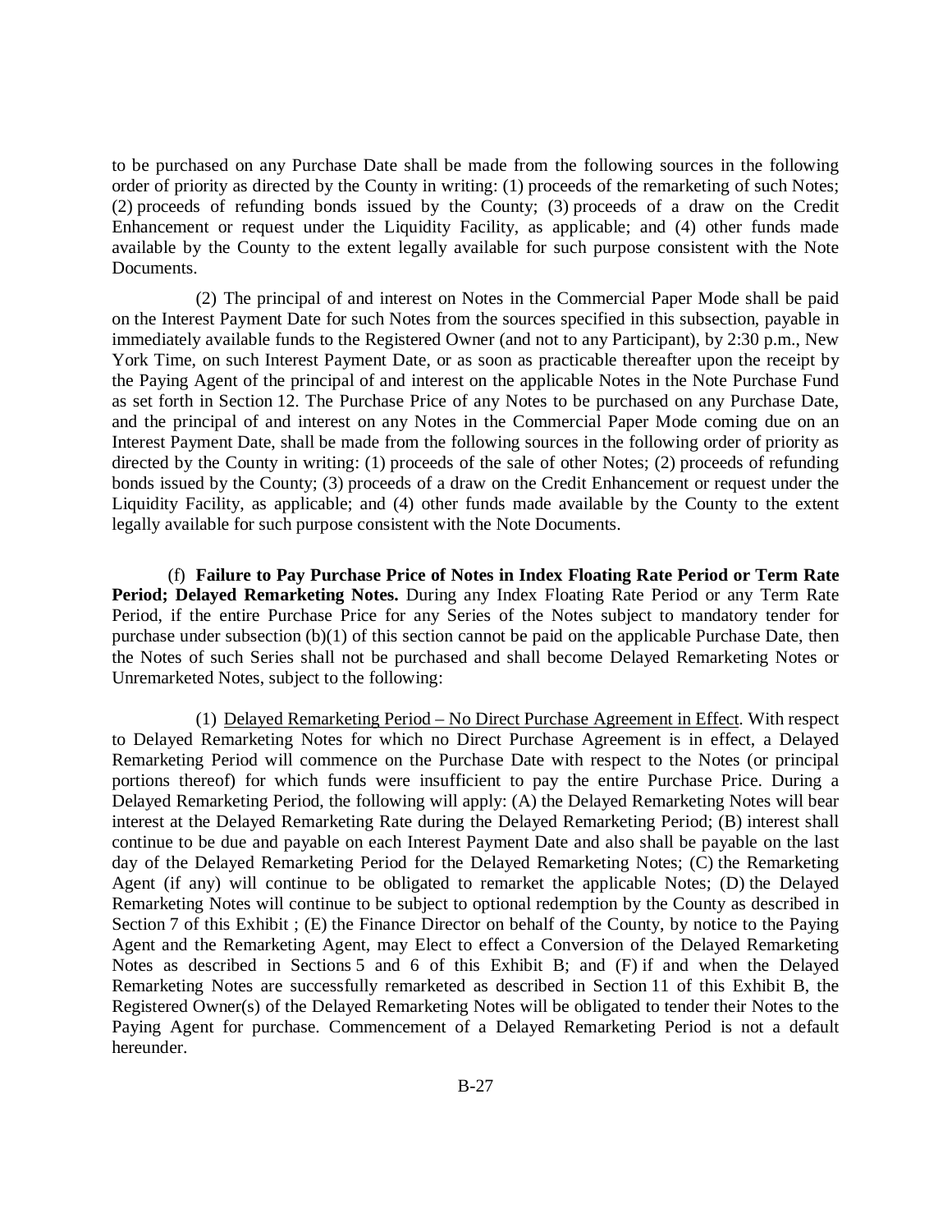to be purchased on any Purchase Date shall be made from the following sources in the following order of priority as directed by the County in writing: (1) proceeds of the remarketing of such Notes; (2) proceeds of refunding bonds issued by the County; (3) proceeds of a draw on the Credit Enhancement or request under the Liquidity Facility, as applicable; and (4) other funds made available by the County to the extent legally available for such purpose consistent with the Note Documents.

(2) The principal of and interest on Notes in the Commercial Paper Mode shall be paid on the Interest Payment Date for such Notes from the sources specified in this subsection, payable in immediately available funds to the Registered Owner (and not to any Participant), by 2:30 p.m., New York Time, on such Interest Payment Date, or as soon as practicable thereafter upon the receipt by the Paying Agent of the principal of and interest on the applicable Notes in the Note Purchase Fund as set forth in Section 12. The Purchase Price of any Notes to be purchased on any Purchase Date, and the principal of and interest on any Notes in the Commercial Paper Mode coming due on an Interest Payment Date, shall be made from the following sources in the following order of priority as directed by the County in writing: (1) proceeds of the sale of other Notes; (2) proceeds of refunding bonds issued by the County; (3) proceeds of a draw on the Credit Enhancement or request under the Liquidity Facility, as applicable; and (4) other funds made available by the County to the extent legally available for such purpose consistent with the Note Documents.

(f) **Failure to Pay Purchase Price of Notes in Index Floating Rate Period or Term Rate Period; Delayed Remarketing Notes.** During any Index Floating Rate Period or any Term Rate Period, if the entire Purchase Price for any Series of the Notes subject to mandatory tender for purchase under subsection (b)(1) of this section cannot be paid on the applicable Purchase Date, then the Notes of such Series shall not be purchased and shall become Delayed Remarketing Notes or Unremarketed Notes, subject to the following:

(1) Delayed Remarketing Period – No Direct Purchase Agreement in Effect. With respect to Delayed Remarketing Notes for which no Direct Purchase Agreement is in effect, a Delayed Remarketing Period will commence on the Purchase Date with respect to the Notes (or principal portions thereof) for which funds were insufficient to pay the entire Purchase Price. During a Delayed Remarketing Period, the following will apply: (A) the Delayed Remarketing Notes will bear interest at the Delayed Remarketing Rate during the Delayed Remarketing Period; (B) interest shall continue to be due and payable on each Interest Payment Date and also shall be payable on the last day of the Delayed Remarketing Period for the Delayed Remarketing Notes; (C) the Remarketing Agent (if any) will continue to be obligated to remarket the applicable Notes; (D) the Delayed Remarketing Notes will continue to be subject to optional redemption by the County as described in Section 7 of this Exhibit ; (E) the Finance Director on behalf of the County, by notice to the Paying Agent and the Remarketing Agent, may Elect to effect a Conversion of the Delayed Remarketing Notes as described in Sections 5 and 6 of this Exhibit B; and (F) if and when the Delayed Remarketing Notes are successfully remarketed as described in Section 11 of this Exhibit B, the Registered Owner(s) of the Delayed Remarketing Notes will be obligated to tender their Notes to the Paying Agent for purchase. Commencement of a Delayed Remarketing Period is not a default hereunder.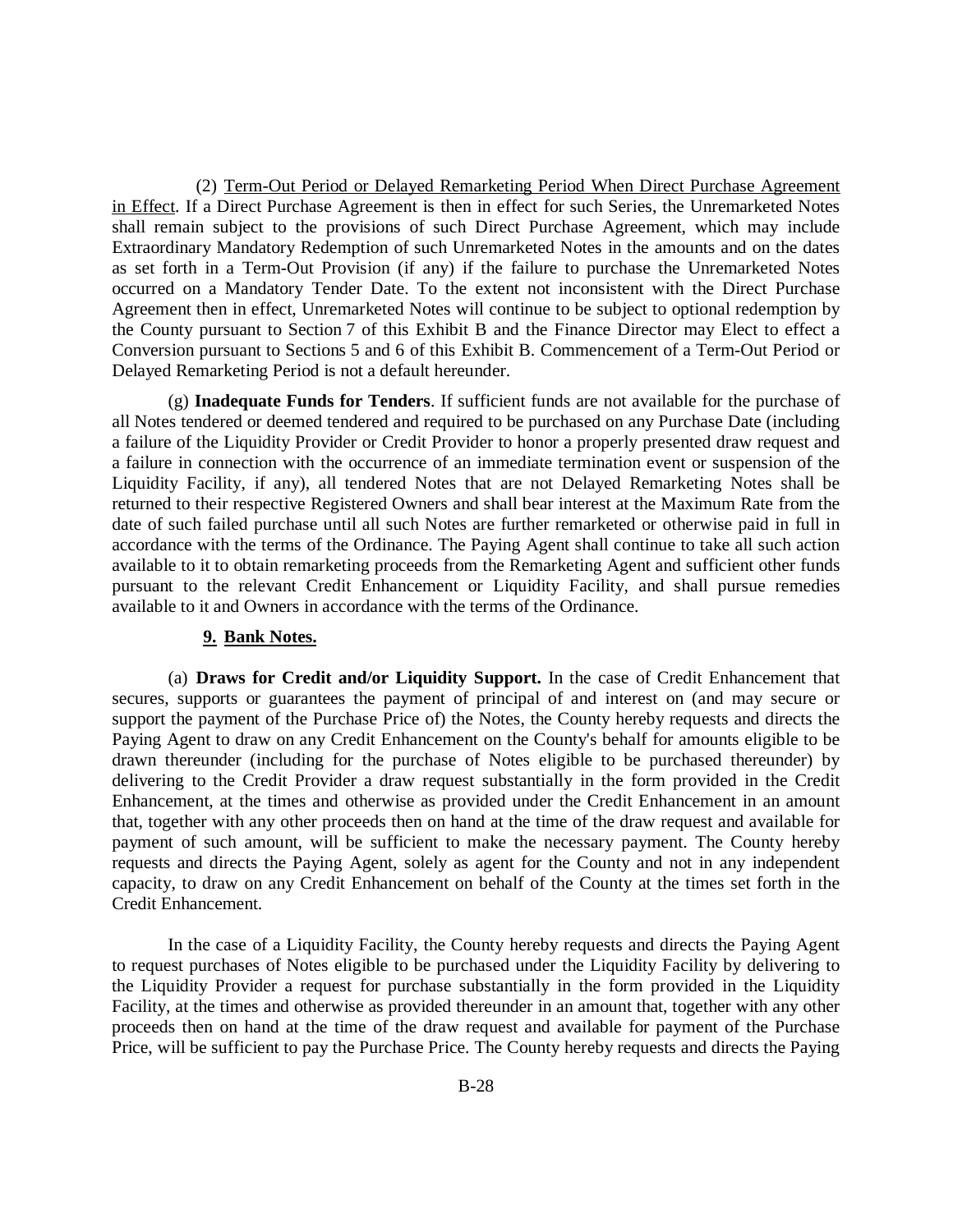(2) Term-Out Period or Delayed Remarketing Period When Direct Purchase Agreement in Effect. If a Direct Purchase Agreement is then in effect for such Series, the Unremarketed Notes shall remain subject to the provisions of such Direct Purchase Agreement, which may include Extraordinary Mandatory Redemption of such Unremarketed Notes in the amounts and on the dates as set forth in a Term-Out Provision (if any) if the failure to purchase the Unremarketed Notes occurred on a Mandatory Tender Date. To the extent not inconsistent with the Direct Purchase Agreement then in effect, Unremarketed Notes will continue to be subject to optional redemption by the County pursuant to Section 7 of this Exhibit B and the Finance Director may Elect to effect a Conversion pursuant to Sections 5 and 6 of this Exhibit B. Commencement of a Term-Out Period or Delayed Remarketing Period is not a default hereunder.

(g) **Inadequate Funds for Tenders**. If sufficient funds are not available for the purchase of all Notes tendered or deemed tendered and required to be purchased on any Purchase Date (including a failure of the Liquidity Provider or Credit Provider to honor a properly presented draw request and a failure in connection with the occurrence of an immediate termination event or suspension of the Liquidity Facility, if any), all tendered Notes that are not Delayed Remarketing Notes shall be returned to their respective Registered Owners and shall bear interest at the Maximum Rate from the date of such failed purchase until all such Notes are further remarketed or otherwise paid in full in accordance with the terms of the Ordinance. The Paying Agent shall continue to take all such action available to it to obtain remarketing proceeds from the Remarketing Agent and sufficient other funds pursuant to the relevant Credit Enhancement or Liquidity Facility, and shall pursue remedies available to it and Owners in accordance with the terms of the Ordinance.

**9. Bank Notes.**

(a) **Draws for Credit and/or Liquidity Support.** In the case of Credit Enhancement that secures, supports or guarantees the payment of principal of and interest on (and may secure or support the payment of the Purchase Price of) the Notes, the County hereby requests and directs the Paying Agent to draw on any Credit Enhancement on the County's behalf for amounts eligible to be drawn thereunder (including for the purchase of Notes eligible to be purchased thereunder) by delivering to the Credit Provider a draw request substantially in the form provided in the Credit Enhancement, at the times and otherwise as provided under the Credit Enhancement in an amount that, together with any other proceeds then on hand at the time of the draw request and available for payment of such amount, will be sufficient to make the necessary payment. The County hereby requests and directs the Paying Agent, solely as agent for the County and not in any independent capacity, to draw on any Credit Enhancement on behalf of the County at the times set forth in the Credit Enhancement.

In the case of a Liquidity Facility, the County hereby requests and directs the Paying Agent to request purchases of Notes eligible to be purchased under the Liquidity Facility by delivering to the Liquidity Provider a request for purchase substantially in the form provided in the Liquidity Facility, at the times and otherwise as provided thereunder in an amount that, together with any other proceeds then on hand at the time of the draw request and available for payment of the Purchase Price, will be sufficient to pay the Purchase Price. The County hereby requests and directs the Paying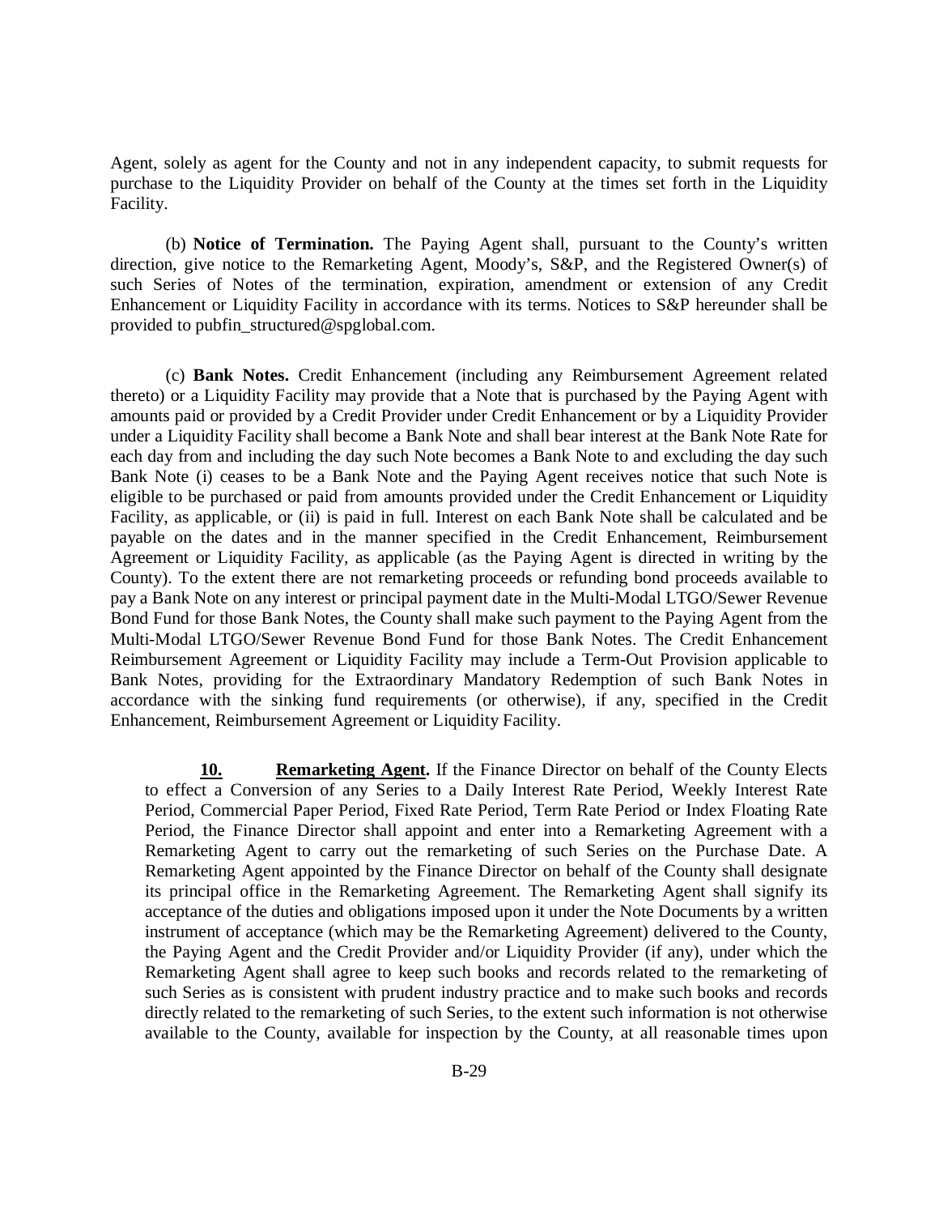Agent, solely as agent for the County and not in any independent capacity, to submit requests for purchase to the Liquidity Provider on behalf of the County at the times set forth in the Liquidity Facility.

(b) **Notice of Termination.** The Paying Agent shall, pursuant to the County's written direction, give notice to the Remarketing Agent, Moody's, S&P, and the Registered Owner(s) of such Series of Notes of the termination, expiration, amendment or extension of any Credit Enhancement or Liquidity Facility in accordance with its terms. Notices to S&P hereunder shall be provided to pubfin_structured@spglobal.com.

(c) **Bank Notes.** Credit Enhancement (including any Reimbursement Agreement related thereto) or a Liquidity Facility may provide that a Note that is purchased by the Paying Agent with amounts paid or provided by a Credit Provider under Credit Enhancement or by a Liquidity Provider under a Liquidity Facility shall become a Bank Note and shall bear interest at the Bank Note Rate for each day from and including the day such Note becomes a Bank Note to and excluding the day such Bank Note (i) ceases to be a Bank Note and the Paying Agent receives notice that such Note is eligible to be purchased or paid from amounts provided under the Credit Enhancement or Liquidity Facility, as applicable, or (ii) is paid in full. Interest on each Bank Note shall be calculated and be payable on the dates and in the manner specified in the Credit Enhancement, Reimbursement Agreement or Liquidity Facility, as applicable (as the Paying Agent is directed in writing by the County). To the extent there are not remarketing proceeds or refunding bond proceeds available to pay a Bank Note on any interest or principal payment date in the Multi-Modal LTGO/Sewer Revenue Bond Fund for those Bank Notes, the County shall make such payment to the Paying Agent from the Multi-Modal LTGO/Sewer Revenue Bond Fund for those Bank Notes. The Credit Enhancement Reimbursement Agreement or Liquidity Facility may include a Term-Out Provision applicable to Bank Notes, providing for the Extraordinary Mandatory Redemption of such Bank Notes in accordance with the sinking fund requirements (or otherwise), if any, specified in the Credit Enhancement, Reimbursement Agreement or Liquidity Facility.

**10.** **Remarketing Agent.** If the Finance Director on behalf of the County Elects to effect a Conversion of any Series to a Daily Interest Rate Period, Weekly Interest Rate Period, Commercial Paper Period, Fixed Rate Period, Term Rate Period or Index Floating Rate Period, the Finance Director shall appoint and enter into a Remarketing Agreement with a Remarketing Agent to carry out the remarketing of such Series on the Purchase Date. A Remarketing Agent appointed by the Finance Director on behalf of the County shall designate its principal office in the Remarketing Agreement. The Remarketing Agent shall signify its acceptance of the duties and obligations imposed upon it under the Note Documents by a written instrument of acceptance (which may be the Remarketing Agreement) delivered to the County, the Paying Agent and the Credit Provider and/or Liquidity Provider (if any), under which the Remarketing Agent shall agree to keep such books and records related to the remarketing of such Series as is consistent with prudent industry practice and to make such books and records directly related to the remarketing of such Series, to the extent such information is not otherwise available to the County, available for inspection by the County, at all reasonable times upon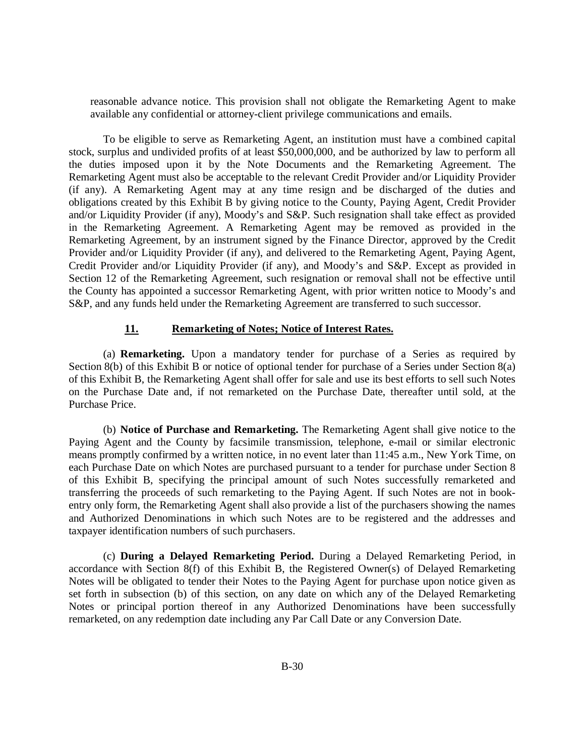reasonable advance notice. This provision shall not obligate the Remarketing Agent to make available any confidential or attorney-client privilege communications and emails.

To be eligible to serve as Remarketing Agent, an institution must have a combined capital stock, surplus and undivided profits of at least $50,000,000, and be authorized by law to perform all the duties imposed upon it by the Note Documents and the Remarketing Agreement. The Remarketing Agent must also be acceptable to the relevant Credit Provider and/or Liquidity Provider (if any). A Remarketing Agent may at any time resign and be discharged of the duties and obligations created by this Exhibit B by giving notice to the County, Paying Agent, Credit Provider and/or Liquidity Provider (if any), Moody's and S&P. Such resignation shall take effect as provided in the Remarketing Agreement. A Remarketing Agent may be removed as provided in the Remarketing Agreement, by an instrument signed by the Finance Director, approved by the Credit Provider and/or Liquidity Provider (if any), and delivered to the Remarketing Agent, Paying Agent, Credit Provider and/or Liquidity Provider (if any), and Moody's and S&P. Except as provided in Section 12 of the Remarketing Agreement, such resignation or removal shall not be effective until the County has appointed a successor Remarketing Agent, with prior written notice to Moody's and S&P, and any funds held under the Remarketing Agreement are transferred to such successor.

## 11. Remarketing of Notes; Notice of Interest Rates.

(a) **Remarketing.** Upon a mandatory tender for purchase of a Series as required by Section 8(b) of this Exhibit B or notice of optional tender for purchase of a Series under Section 8(a) of this Exhibit B, the Remarketing Agent shall offer for sale and use its best efforts to sell such Notes on the Purchase Date and, if not remarketed on the Purchase Date, thereafter until sold, at the Purchase Price.

(b) **Notice of Purchase and Remarketing.** The Remarketing Agent shall give notice to the Paying Agent and the County by facsimile transmission, telephone, e-mail or similar electronic means promptly confirmed by a written notice, in no event later than 11:45 a.m., New York Time, on each Purchase Date on which Notes are purchased pursuant to a tender for purchase under Section 8 of this Exhibit B, specifying the principal amount of such Notes successfully remarketed and transferring the proceeds of such remarketing to the Paying Agent. If such Notes are not in book-entry only form, the Remarketing Agent shall also provide a list of the purchasers showing the names and Authorized Denominations in which such Notes are to be registered and the addresses and taxpayer identification numbers of such purchasers.

(c) **During a Delayed Remarketing Period.** During a Delayed Remarketing Period, in accordance with Section 8(f) of this Exhibit B, the Registered Owner(s) of Delayed Remarketing Notes will be obligated to tender their Notes to the Paying Agent for purchase upon notice given as set forth in subsection (b) of this section, on any date on which any of the Delayed Remarketing Notes or principal portion thereof in any Authorized Denominations have been successfully remarketed, on any redemption date including any Par Call Date or any Conversion Date.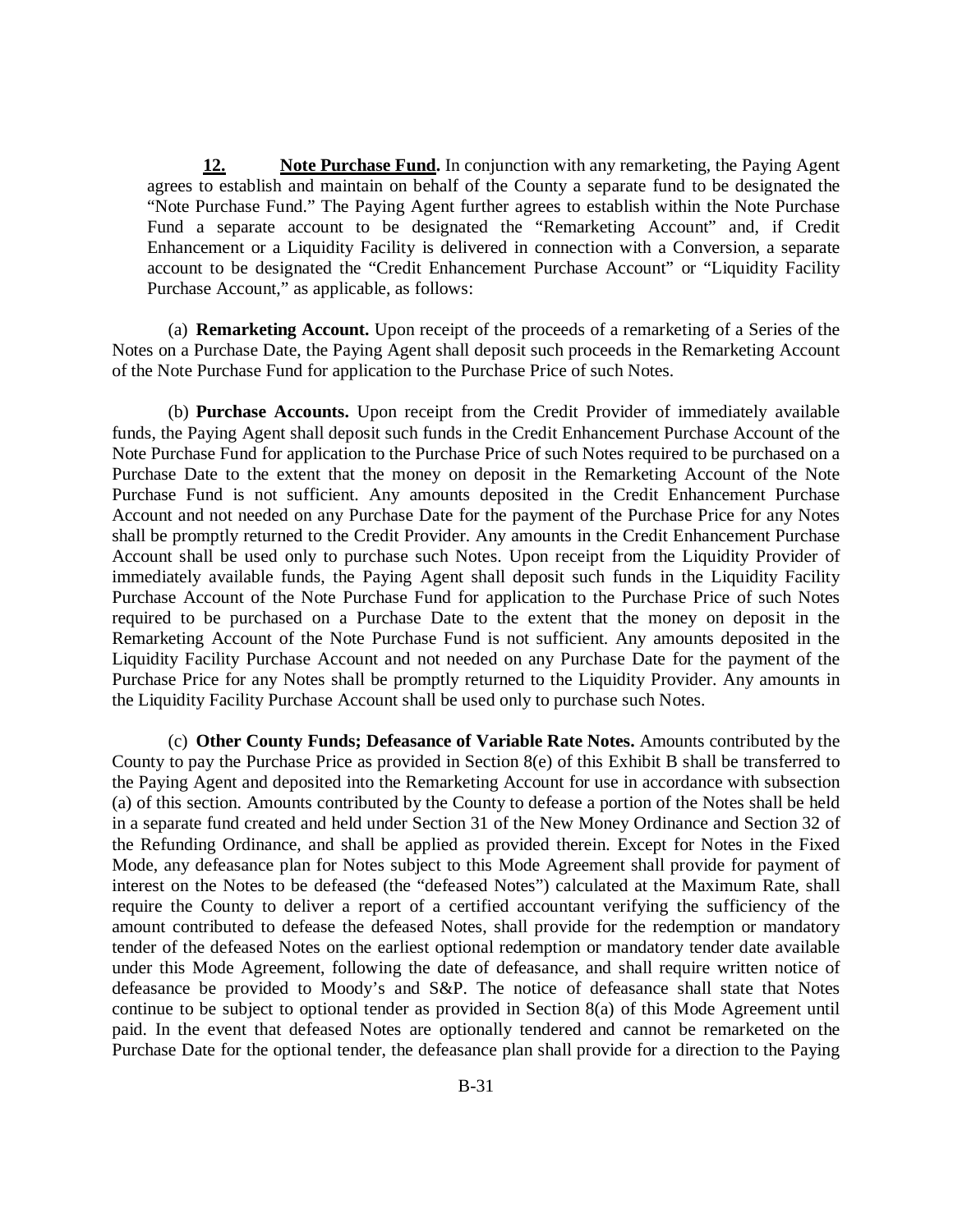**12. Note Purchase Fund.** In conjunction with any remarketing, the Paying Agent agrees to establish and maintain on behalf of the County a separate fund to be designated the "Note Purchase Fund." The Paying Agent further agrees to establish within the Note Purchase Fund a separate account to be designated the "Remarketing Account" and, if Credit Enhancement or a Liquidity Facility is delivered in connection with a Conversion, a separate account to be designated the "Credit Enhancement Purchase Account" or "Liquidity Facility Purchase Account," as applicable, as follows:

(a) **Remarketing Account.** Upon receipt of the proceeds of a remarketing of a Series of the Notes on a Purchase Date, the Paying Agent shall deposit such proceeds in the Remarketing Account of the Note Purchase Fund for application to the Purchase Price of such Notes.

(b) **Purchase Accounts.** Upon receipt from the Credit Provider of immediately available funds, the Paying Agent shall deposit such funds in the Credit Enhancement Purchase Account of the Note Purchase Fund for application to the Purchase Price of such Notes required to be purchased on a Purchase Date to the extent that the money on deposit in the Remarketing Account of the Note Purchase Fund is not sufficient. Any amounts deposited in the Credit Enhancement Purchase Account and not needed on any Purchase Date for the payment of the Purchase Price for any Notes shall be promptly returned to the Credit Provider. Any amounts in the Credit Enhancement Purchase Account shall be used only to purchase such Notes. Upon receipt from the Liquidity Provider of immediately available funds, the Paying Agent shall deposit such funds in the Liquidity Facility Purchase Account of the Note Purchase Fund for application to the Purchase Price of such Notes required to be purchased on a Purchase Date to the extent that the money on deposit in the Remarketing Account of the Note Purchase Fund is not sufficient. Any amounts deposited in the Liquidity Facility Purchase Account and not needed on any Purchase Date for the payment of the Purchase Price for any Notes shall be promptly returned to the Liquidity Provider. Any amounts in the Liquidity Facility Purchase Account shall be used only to purchase such Notes.

(c) **Other County Funds; Defeasance of Variable Rate Notes.** Amounts contributed by the County to pay the Purchase Price as provided in Section 8(e) of this Exhibit B shall be transferred to the Paying Agent and deposited into the Remarketing Account for use in accordance with subsection (a) of this section. Amounts contributed by the County to defease a portion of the Notes shall be held in a separate fund created and held under Section 31 of the New Money Ordinance and Section 32 of the Refunding Ordinance, and shall be applied as provided therein. Except for Notes in the Fixed Mode, any defeasance plan for Notes subject to this Mode Agreement shall provide for payment of interest on the Notes to be defeased (the "defeased Notes") calculated at the Maximum Rate, shall require the County to deliver a report of a certified accountant verifying the sufficiency of the amount contributed to defease the defeased Notes, shall provide for the redemption or mandatory tender of the defeased Notes on the earliest optional redemption or mandatory tender date available under this Mode Agreement, following the date of defeasance, and shall require written notice of defeasance be provided to Moody's and S&P. The notice of defeasance shall state that Notes continue to be subject to optional tender as provided in Section 8(a) of this Mode Agreement until paid. In the event that defeased Notes are optionally tendered and cannot be remarketed on the Purchase Date for the optional tender, the defeasance plan shall provide for a direction to the Paying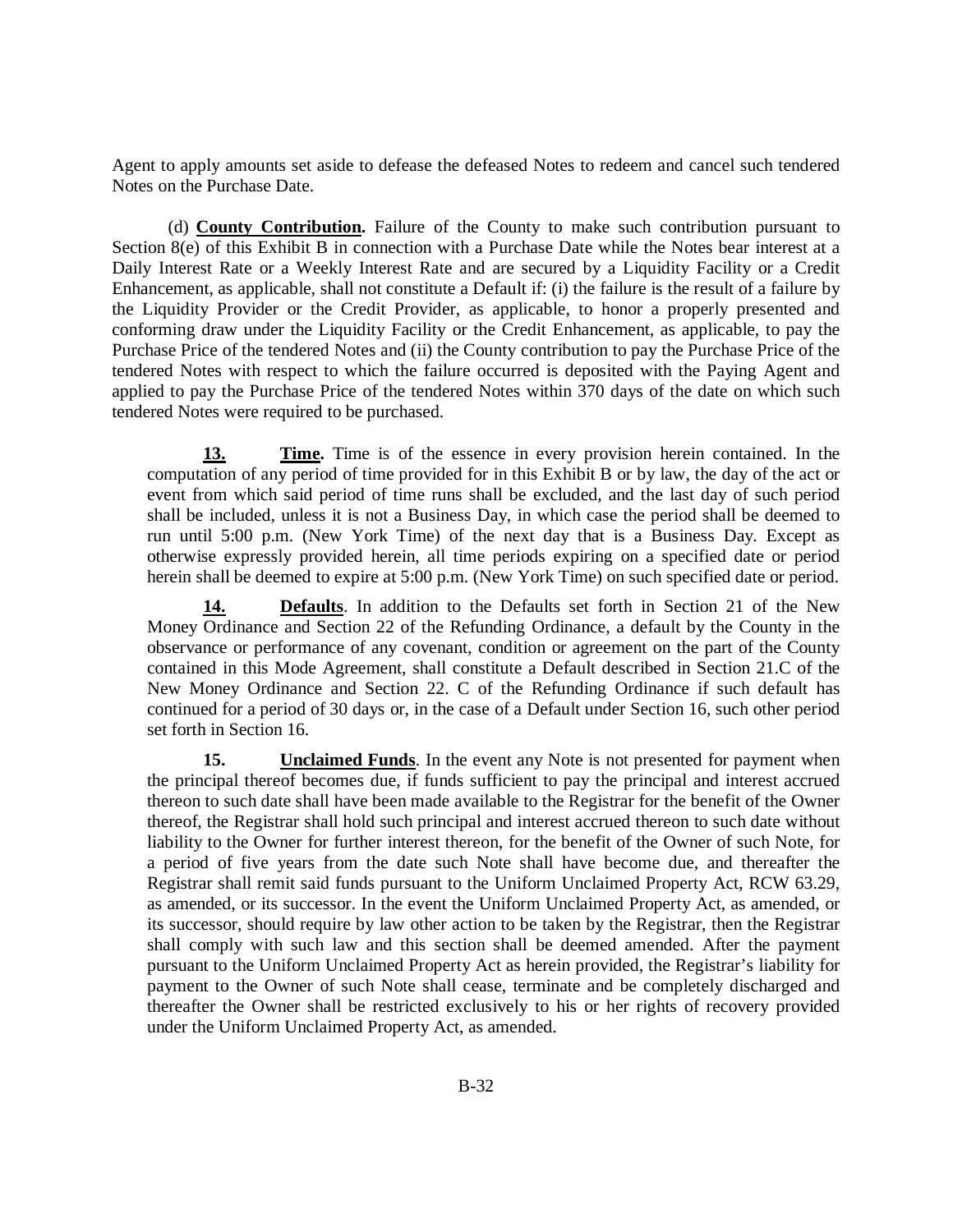Agent to apply amounts set aside to defease the defeased Notes to redeem and cancel such tendered Notes on the Purchase Date.

(d) **County Contribution.** Failure of the County to make such contribution pursuant to Section 8(e) of this Exhibit B in connection with a Purchase Date while the Notes bear interest at a Daily Interest Rate or a Weekly Interest Rate and are secured by a Liquidity Facility or a Credit Enhancement, as applicable, shall not constitute a Default if: (i) the failure is the result of a failure by the Liquidity Provider or the Credit Provider, as applicable, to honor a properly presented and conforming draw under the Liquidity Facility or the Credit Enhancement, as applicable, to pay the Purchase Price of the tendered Notes and (ii) the County contribution to pay the Purchase Price of the tendered Notes with respect to which the failure occurred is deposited with the Paying Agent and applied to pay the Purchase Price of the tendered Notes within 370 days of the date on which such tendered Notes were required to be purchased.

**13.** **Time.** Time is of the essence in every provision herein contained. In the computation of any period of time provided for in this Exhibit B or by law, the day of the act or event from which said period of time runs shall be excluded, and the last day of such period shall be included, unless it is not a Business Day, in which case the period shall be deemed to run until 5:00 p.m. (New York Time) of the next day that is a Business Day. Except as otherwise expressly provided herein, all time periods expiring on a specified date or period herein shall be deemed to expire at 5:00 p.m. (New York Time) on such specified date or period.

**14.** **Defaults**. In addition to the Defaults set forth in Section 21 of the New Money Ordinance and Section 22 of the Refunding Ordinance, a default by the County in the observance or performance of any covenant, condition or agreement on the part of the County contained in this Mode Agreement, shall constitute a Default described in Section 21.C of the New Money Ordinance and Section 22. C of the Refunding Ordinance if such default has continued for a period of 30 days or, in the case of a Default under Section 16, such other period set forth in Section 16.

**15.** **Unclaimed Funds**. In the event any Note is not presented for payment when the principal thereof becomes due, if funds sufficient to pay the principal and interest accrued thereon to such date shall have been made available to the Registrar for the benefit of the Owner thereof, the Registrar shall hold such principal and interest accrued thereon to such date without liability to the Owner for further interest thereon, for the benefit of the Owner of such Note, for a period of five years from the date such Note shall have become due, and thereafter the Registrar shall remit said funds pursuant to the Uniform Unclaimed Property Act, RCW 63.29, as amended, or its successor. In the event the Uniform Unclaimed Property Act, as amended, or its successor, should require by law other action to be taken by the Registrar, then the Registrar shall comply with such law and this section shall be deemed amended. After the payment pursuant to the Uniform Unclaimed Property Act as herein provided, the Registrar's liability for payment to the Owner of such Note shall cease, terminate and be completely discharged and thereafter the Owner shall be restricted exclusively to his or her rights of recovery provided under the Uniform Unclaimed Property Act, as amended.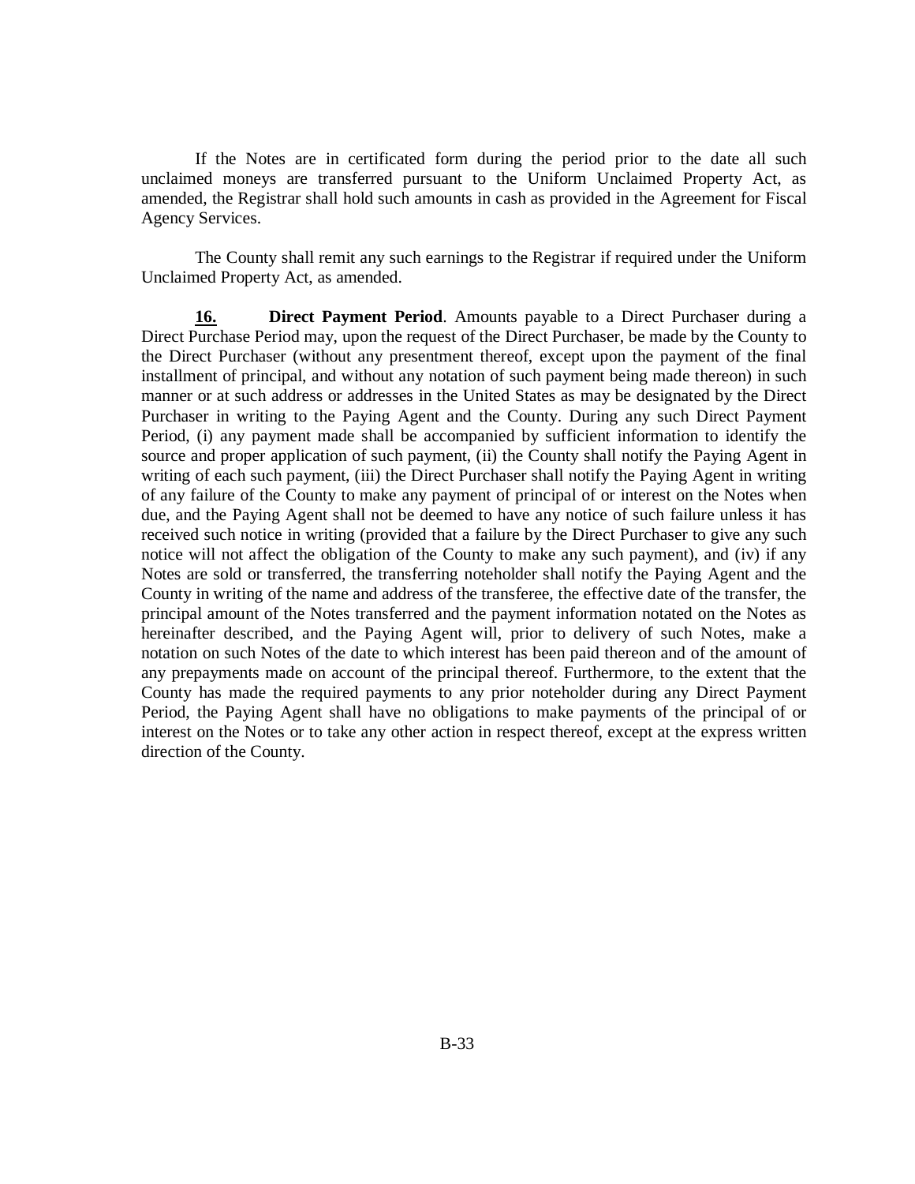If the Notes are in certificated form during the period prior to the date all such unclaimed moneys are transferred pursuant to the Uniform Unclaimed Property Act, as amended, the Registrar shall hold such amounts in cash as provided in the Agreement for Fiscal Agency Services.

The County shall remit any such earnings to the Registrar if required under the Uniform Unclaimed Property Act, as amended.

**16.** **Direct Payment Period**. Amounts payable to a Direct Purchaser during a Direct Purchase Period may, upon the request of the Direct Purchaser, be made by the County to the Direct Purchaser (without any presentment thereof, except upon the payment of the final installment of principal, and without any notation of such payment being made thereon) in such manner or at such address or addresses in the United States as may be designated by the Direct Purchaser in writing to the Paying Agent and the County. During any such Direct Payment Period, (i) any payment made shall be accompanied by sufficient information to identify the source and proper application of such payment, (ii) the County shall notify the Paying Agent in writing of each such payment, (iii) the Direct Purchaser shall notify the Paying Agent in writing of any failure of the County to make any payment of principal of or interest on the Notes when due, and the Paying Agent shall not be deemed to have any notice of such failure unless it has received such notice in writing (provided that a failure by the Direct Purchaser to give any such notice will not affect the obligation of the County to make any such payment), and (iv) if any Notes are sold or transferred, the transferring noteholder shall notify the Paying Agent and the County in writing of the name and address of the transferee, the effective date of the transfer, the principal amount of the Notes transferred and the payment information notated on the Notes as hereinafter described, and the Paying Agent will, prior to delivery of such Notes, make a notation on such Notes of the date to which interest has been paid thereon and of the amount of any prepayments made on account of the principal thereof. Furthermore, to the extent that the County has made the required payments to any prior noteholder during any Direct Payment Period, the Paying Agent shall have no obligations to make payments of the principal of or interest on the Notes or to take any other action in respect thereof, except at the express written direction of the County.